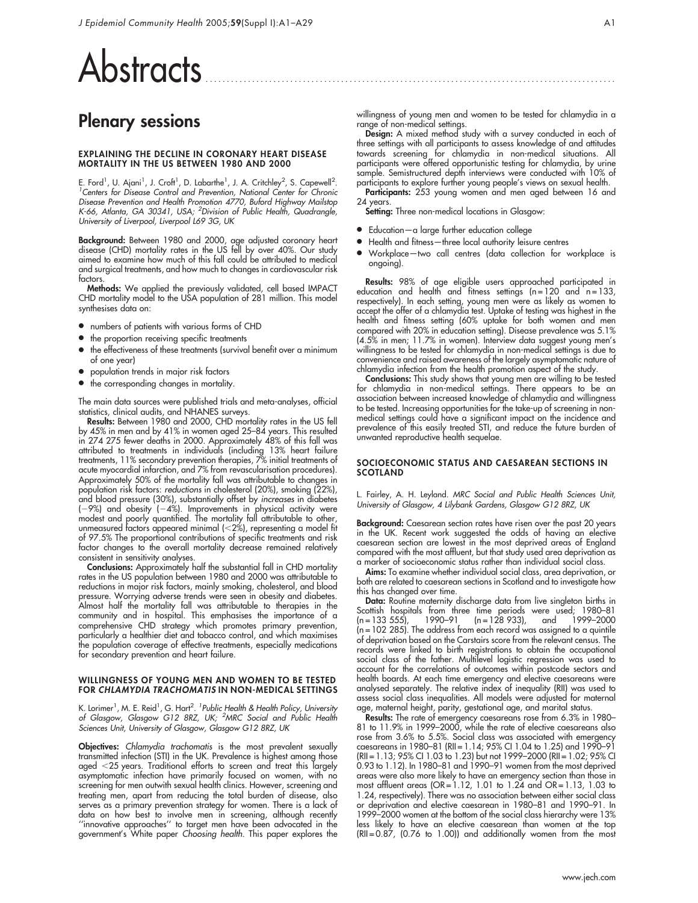# Abstracts

## Plenary sessions

### EXPLAINING THE DECLINE IN CORONARY HEART DISEASE MORTALITY IN THE US BETWEEN 1980 AND 2000

E. Ford[1], U. Ajani[1], J. Croft[1], D. Labarthe[1], J. A. Critchley[2], S. Capewell[2]. [1]*Centers for Disease Control and Prevention, National Center for Chronic Disease Prevention and Health Promotion 4770, Buford Highway Mailstop K-66, Atlanta, GA 30341, USA;* [2]*Division of Public Health, Quadrangle, University of Liverpool, Liverpool L69 3G, UK*

**Background:** Between 1980 and 2000, age adjusted coronary heart disease (CHD) mortality rates in the US fell by over 40%. Our study aimed to examine how much of this fall could be attributed to medical and surgical treatments, and how much to changes in cardiovascular risk factors.

**Methods:** We applied the previously validated, cell based IMPACT CHD mortality model to the USA population of 281 million. This model synthesises data on:

- numbers of patients with various forms of CHD
- the proportion receiving specific treatments
- the effectiveness of these treatments (survival benefit over a minimum of one year)
- population trends in major risk factors
- the corresponding changes in mortality.

The main data sources were published trials and meta-analyses, official statistics, clinical audits, and NHANES surveys.

**Results:** Between 1980 and 2000, CHD mortality rates in the US fell by 45% in men and by 41% in women aged 25–84 years. This resulted in 274 275 fewer deaths in 2000. Approximately 48% of this fall was attributed to treatments in individuals (including 13% heart failure treatments, 11% secondary prevention therapies, 7% initial treatments of acute myocardial infarction, and 7% from revascularisation procedures). Approximately 50% of the mortality fall was attributable to changes in population risk factors: *reductions* in cholesterol (20%), smoking (22%), and blood pressure (30%), substantially offset by *increases* in diabetes (−9%) and obesity (−4%). Improvements in physical activity were modest and poorly quantified. The mortality fall attributable to other, unmeasured factors appeared minimal (<2%), representing a model fit of 97.5% The proportional contributions of specific treatments and risk factor changes to the overall mortality decrease remained relatively consistent in sensitivity analyses.

**Conclusions:** Approximately half the substantial fall in CHD mortality rates in the US population between 1980 and 2000 was attributable to reductions in major risk factors, mainly smoking, cholesterol, and blood pressure. Worrying adverse trends were seen in obesity and diabetes. Almost half the mortality fall was attributable to therapies in the community and in hospital. This emphasises the importance of a comprehensive CHD strategy which promotes primary prevention, particularly a healthier diet and tobacco control, and which maximises the population coverage of effective treatments, especially medications for secondary prevention and heart failure.

### WILLINGNESS OF YOUNG MEN AND WOMEN TO BE TESTED FOR *CHLAMYDIA TRACHOMATIS* IN NON-MEDICAL SETTINGS

K. Lorimer[1], M. E. Reid[1], G. Hart[2]. [1]*Public Health & Health Policy, University of Glasgow, Glasgow G12 8RZ, UK;* [2]*MRC Social and Public Health Sciences Unit, University of Glasgow, Glasgow G12 8RZ, UK*

**Objectives:** *Chlamydia trachomatis* is the most prevalent sexually transmitted infection (STI) in the UK. Prevalence is highest among those aged <25 years. Traditional efforts to screen and treat this largely asymptomatic infection have primarily focused on women, with no screening for men outwith sexual health clinics. However, screening and treating men, apart from reducing the total burden of disease, also serves as a primary prevention strategy for women. There is a lack of data on how best to involve men in screening, although recently ''innovative approaches'' to target men have been advocated in the government's White paper *Choosing health*. This paper explores the willingness of young men and women to be tested for chlamydia in a range of non-medical settings.

**Design:** A mixed method study with a survey conducted in each of three settings with all participants to assess knowledge of and attitudes towards screening for chlamydia in non-medical situations. All participants were offered opportunistic testing for chlamydia, by urine sample. Semistructured depth interviews were conducted with 10% of participants to explore further young people's views on sexual health.

**Participants:** 253 young women and men aged between 16 and 24 years.

**Setting:** Three non-medical locations in Glasgow:

- Education—a large further education college
- Health and fitness—three local authority leisure centres
- Workplace—two call centres (data collection for workplace is ongoing).

**Results:** 98% of age eligible users approached participated in education and health and fitness settings (n = 120 and n = 133, respectively). In each setting, young men were as likely as women to accept the offer of a chlamydia test. Uptake of testing was highest in the health and fitness setting (60% uptake for both women and men compared with 20% in education setting). Disease prevalence was 5.1% (4.5% in men; 11.7% in women). Interview data suggest young men's willingness to be tested for chlamydia in non-medical settings is due to convenience and raised awareness of the largely asymptomatic nature of chlamydia infection from the health promotion aspect of the study.

**Conclusions:** This study shows that young men are willing to be tested for chlamydia in non-medical settings. There appears to be an association between increased knowledge of chlamydia and willingness to be tested. Increasing opportunities for the take-up of screening in non-medical settings could have a significant impact on the incidence and prevalence of this easily treated STI, and reduce the future burden of unwanted reproductive health sequelae.

### SOCIOECONOMIC STATUS AND CAESAREAN SECTIONS IN SCOTLAND

L. Fairley, A. H. Leyland. *MRC Social and Public Health Sciences Unit, University of Glasgow, 4 Lilybank Gardens, Glasgow G12 8RZ, UK*

**Background:** Caesarean section rates have risen over the past 20 years in the UK. Recent work suggested the odds of having an elective caesarean section are lowest in the most deprived areas of England compared with the most affluent, but that study used area deprivation as a marker of socioeconomic status rather than individual social class.

**Aims:** To examine whether individual social class, area deprivation, or both are related to caesarean sections in Scotland and to investigate how this has changed over time.

**Data:** Routine maternity discharge data from live singleton births in Scottish hospitals from three time periods were used; 1980–81 (n = 133 555), 1990–91 (n = 128 933), and 1999–2000 (n = 102 285). The address from each record was assigned to a quintile of deprivation based on the Carstairs score from the relevant census. The records were linked to birth registrations to obtain the occupational social class of the father. Multilevel logistic regression was used to account for the correlations of outcomes within postcode sectors and health boards. At each time emergency and elective caesareans were analysed separately. The relative index of inequality (RII) was used to assess social class inequalities. All models were adjusted for maternal age, maternal height, parity, gestational age, and marital status.

**Results:** The rate of emergency caesareans rose from 6.3% in 1980–81 to 11.9% in 1999–2000, while the rate of elective caesareans also rose from 3.6% to 5.5%. Social class was associated with emergency caesareans in 1980–81 (RII = 1.14; 95% CI 1.04 to 1.25) and 1990–91 (RII = 1.13; 95% CI 1.03 to 1.23) but not 1999–2000 (RII = 1.02; 95% CI 0.93 to 1.12). In 1980–81 and 1990–91 women from the most deprived areas were also more likely to have an emergency section than those in most affluent areas (OR = 1.12, 1.01 to 1.24 and OR = 1.13, 1.03 to 1.24, respectively). There was no association between either social class or deprivation and elective caesarean in 1980–81 and 1990–91. In 1999–2000 women at the bottom of the social class hierarchy were 13% less likely to have an elective caesarean than women at the top (RII = 0.87, (0.76 to 1.00)) and additionally women from the most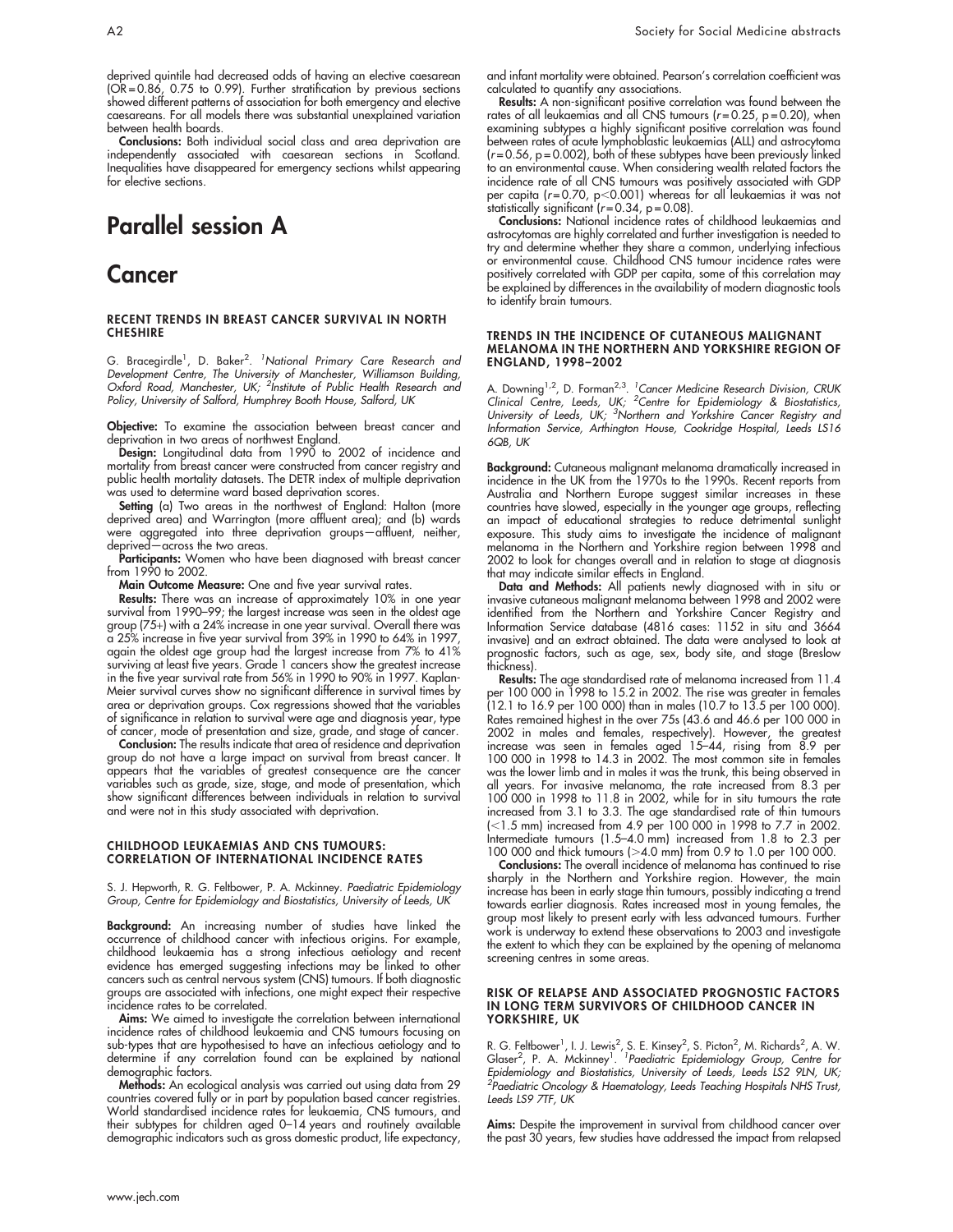deprived quintile had decreased odds of having an elective caesarean (OR = 0.86, 0.75 to 0.99). Further stratification by previous sections showed different patterns of association for both emergency and elective caesareans. For all models there was substantial unexplained variation between health boards.

**Conclusions:** Both individual social class and area deprivation are independently associated with caesarean sections in Scotland. Inequalities have disappeared for emergency sections whilst appearing for elective sections.

# Parallel session A

# Cancer

### RECENT TRENDS IN BREAST CANCER SURVIVAL IN NORTH CHESHIRE

G. Bracegirdle[1], D. Baker[2]. [1]*National Primary Care Research and Development Centre, The University of Manchester, Williamson Building, Oxford Road, Manchester, UK;* [2]*Institute of Public Health Research and Policy, University of Salford, Humphrey Booth House, Salford, UK*

**Objective:** To examine the association between breast cancer and deprivation in two areas of northwest England.

**Design:** Longitudinal data from 1990 to 2002 of incidence and mortality from breast cancer were constructed from cancer registry and public health mortality datasets. The DETR index of multiple deprivation was used to determine ward based deprivation scores.

**Setting** (a) Two areas in the northwest of England: Halton (more deprived area) and Warrington (more affluent area); and (b) wards were aggregated into three deprivation groups—affluent, neither, deprived—across the two areas.

**Participants:** Women who have been diagnosed with breast cancer from 1990 to 2002.

**Main Outcome Measure:** One and five year survival rates.

**Results:** There was an increase of approximately 10% in one year survival from 1990–99; the largest increase was seen in the oldest age group (75+) with a 24% increase in one year survival. Overall there was a 25% increase in five year survival from 39% in 1990 to 64% in 1997, again the oldest age group had the largest increase from 7% to 41% surviving at least five years. Grade 1 cancers show the greatest increase in the five year survival rate from 56% in 1990 to 90% in 1997. Kaplan-Meier survival curves show no significant difference in survival times by area or deprivation groups. Cox regressions showed that the variables of significance in relation to survival were age and diagnosis year, type of cancer, mode of presentation and size, grade, and stage of cancer.

**Conclusion:** The results indicate that area of residence and deprivation group do not have a large impact on survival from breast cancer. It appears that the variables of greatest consequence are the cancer variables such as grade, size, stage, and mode of presentation, which show significant differences between individuals in relation to survival and were not in this study associated with deprivation.

### CHILDHOOD LEUKAEMIAS AND CNS TUMOURS: CORRELATION OF INTERNATIONAL INCIDENCE RATES

S. J. Hepworth, R. G. Feltbower, P. A. Mckinney. *Paediatric Epidemiology Group, Centre for Epidemiology and Biostatistics, University of Leeds, UK*

**Background:** An increasing number of studies have linked the occurrence of childhood cancer with infectious origins. For example, childhood leukaemia has a strong infectious aetiology and recent evidence has emerged suggesting infections may be linked to other cancers such as central nervous system (CNS) tumours. If both diagnostic groups are associated with infections, one might expect their respective incidence rates to be correlated.

**Aims:** We aimed to investigate the correlation between international incidence rates of childhood leukaemia and CNS tumours focusing on sub-types that are hypothesised to have an infectious aetiology and to determine if any correlation found can be explained by national demographic factors.

**Methods:** An ecological analysis was carried out using data from 29 countries covered fully or in part by population based cancer registries. World standardised incidence rates for leukaemia, CNS tumours, and their subtypes for children aged 0–14 years and routinely available demographic indicators such as gross domestic product, life expectancy, and infant mortality were obtained. Pearson's correlation coefficient was calculated to quantify any associations.

**Results:** A non-significant positive correlation was found between the rates of all leukaemias and all CNS tumours ($r = 0.25$, $p = 0.20$), when examining subtypes a highly significant positive correlation was found between rates of acute lymphoblastic leukaemias (ALL) and astrocytoma ($r = 0.56$, $p = 0.002$), both of these subtypes have been previously linked to an environmental cause. When considering wealth related factors the incidence rate of all CNS tumours was positively associated with GDP per capita ($r = 0.70$, $p < 0.001$) whereas for all leukaemias it was not statistically significant ($r = 0.34$, $p = 0.08$).

**Conclusions:** National incidence rates of childhood leukaemias and astrocytomas are highly correlated and further investigation is needed to try and determine whether they share a common, underlying infectious or environmental cause. Childhood CNS tumour incidence rates were positively correlated with GDP per capita, some of this correlation may be explained by differences in the availability of modern diagnostic tools to identify brain tumours.

### TRENDS IN THE INCIDENCE OF CUTANEOUS MALIGNANT MELANOMA IN THE NORTHERN AND YORKSHIRE REGION OF ENGLAND, 1998–2002

A. Downing[1,2], D. Forman[2,3]. [1]*Cancer Medicine Research Division, CRUK Clinical Centre, Leeds, UK;* [2]*Centre for Epidemiology & Biostatistics, University of Leeds, UK;* [3]*Northern and Yorkshire Cancer Registry and Information Service, Arthington House, Cookridge Hospital, Leeds LS16 6QB, UK*

**Background:** Cutaneous malignant melanoma dramatically increased in incidence in the UK from the 1970s to the 1990s. Recent reports from Australia and Northern Europe suggest similar increases in these countries have slowed, especially in the younger age groups, reflecting an impact of educational strategies to reduce detrimental sunlight exposure. This study aims to investigate the incidence of malignant melanoma in the Northern and Yorkshire region between 1998 and 2002 to look for changes overall and in relation to stage at diagnosis that may indicate similar effects in England.

**Data and Methods:** All patients newly diagnosed with in situ or invasive cutaneous malignant melanoma between 1998 and 2002 were identified from the Northern and Yorkshire Cancer Registry and Information Service database (4816 cases: 1152 in situ and 3664 invasive) and an extract obtained. The data were analysed to look at prognostic factors, such as age, sex, body site, and stage (Breslow thickness).

**Results:** The age standardised rate of melanoma increased from 11.4 per 100 000 in 1998 to 15.2 in 2002. The rise was greater in females (12.1 to 16.9 per 100 000) than in males (10.7 to 13.5 per 100 000). Rates remained highest in the over 75s (43.6 and 46.6 per 100 000 in 2002 in males and females, respectively). However, the greatest increase was seen in females aged 15–44, rising from 8.9 per 100 000 in 1998 to 14.3 in 2002. The most common site in females was the lower limb and in males it was the trunk, this being observed in all years. For invasive melanoma, the rate increased from 8.3 per 100 000 in 1998 to 11.8 in 2002, while for in situ tumours the rate increased from 3.1 to 3.3. The age standardised rate of thin tumours (<1.5 mm) increased from 4.9 per 100 000 in 1998 to 7.7 in 2002. Intermediate tumours (1.5–4.0 mm) increased from 1.8 to 2.3 per 100 000 and thick tumours (>4.0 mm) from 0.9 to 1.0 per 100 000.

**Conclusions:** The overall incidence of melanoma has continued to rise sharply in the Northern and Yorkshire region. However, the main increase has been in early stage thin tumours, possibly indicating a trend towards earlier diagnosis. Rates increased most in young females, the group most likely to present early with less advanced tumours. Further work is underway to extend these observations to 2003 and investigate the extent to which they can be explained by the opening of melanoma screening centres in some areas.

### RISK OF RELAPSE AND ASSOCIATED PROGNOSTIC FACTORS IN LONG TERM SURVIVORS OF CHILDHOOD CANCER IN YORKSHIRE, UK

R. G. Feltbower[1], I. J. Lewis[2], S. E. Kinsey[2], S. Picton[2], M. Richards[2], A. W. Glaser[2], P. A. Mckinney[1]. [1]*Paediatric Epidemiology Group, Centre for Epidemiology and Biostatistics, University of Leeds, Leeds LS2 9LN, UK;* [2]*Paediatric Oncology & Haematology, Leeds Teaching Hospitals NHS Trust, Leeds LS9 7TF, UK*

**Aims:** Despite the improvement in survival from childhood cancer over the past 30 years, few studies have addressed the impact from relapsed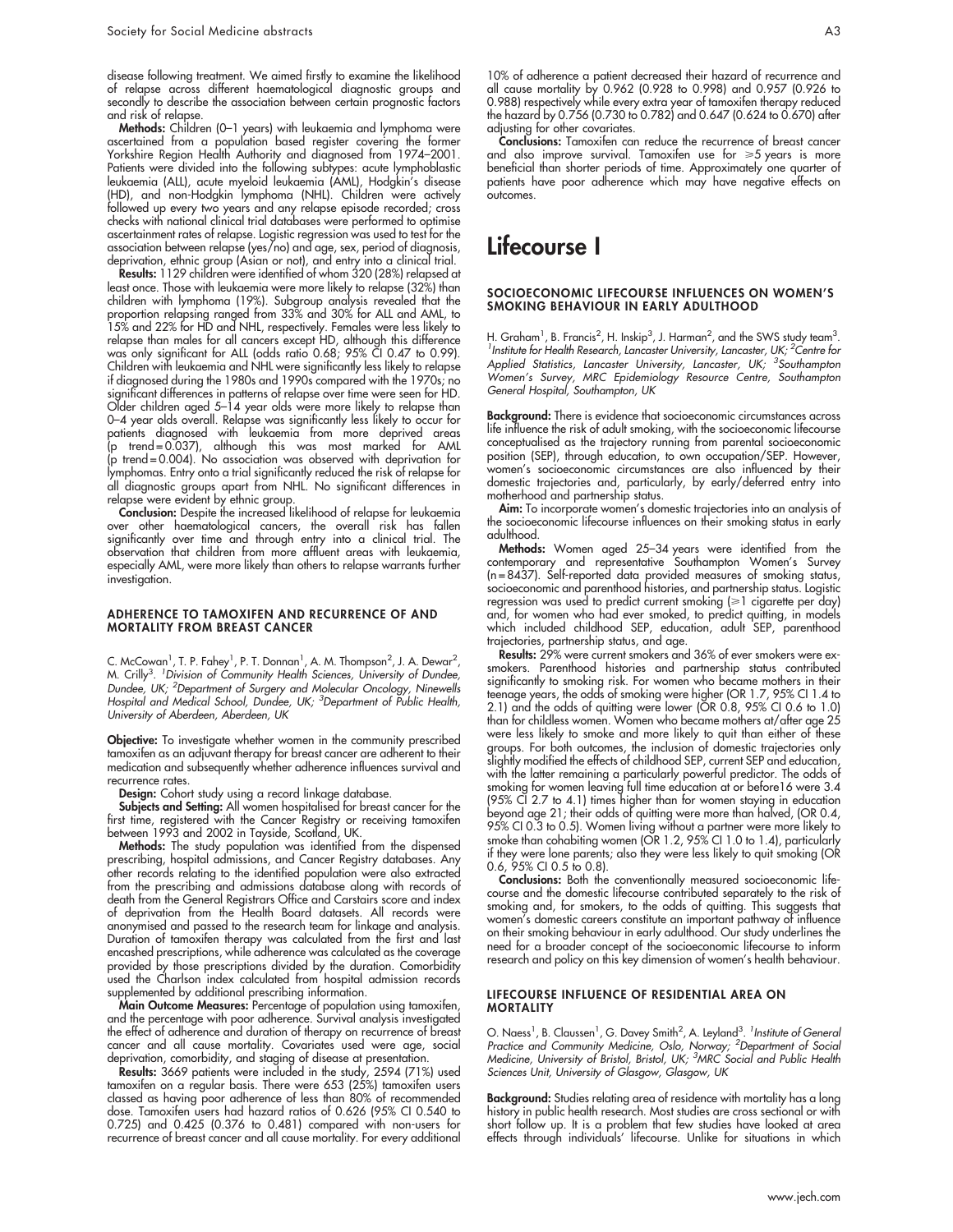disease following treatment. We aimed firstly to examine the likelihood of relapse across different haematological diagnostic groups and secondly to describe the association between certain prognostic factors and risk of relapse.

**Methods:** Children (0–1 years) with leukaemia and lymphoma were ascertained from a population based register covering the former Yorkshire Region Health Authority and diagnosed from 1974–2001. Patients were divided into the following subtypes: acute lymphoblastic leukaemia (ALL), acute myeloid leukaemia (AML), Hodgkin's disease (HD), and non-Hodgkin lymphoma (NHL). Children were actively followed up every two years and any relapse episode recorded; cross checks with national clinical trial databases were performed to optimise ascertainment rates of relapse. Logistic regression was used to test for the association between relapse (yes/no) and age, sex, period of diagnosis, deprivation, ethnic group (Asian or not), and entry into a clinical trial.

**Results:** 1129 children were identified of whom 320 (28%) relapsed at least once. Those with leukaemia were more likely to relapse (32%) than children with lymphoma (19%). Subgroup analysis revealed that the proportion relapsing ranged from 33% and 30% for ALL and AML, to 15% and 22% for HD and NHL, respectively. Females were less likely to relapse than males for all cancers except HD, although this difference was only significant for ALL (odds ratio 0.68; 95% CI 0.47 to 0.99). Children with leukaemia and NHL were significantly less likely to relapse if diagnosed during the 1980s and 1990s compared with the 1970s; no significant differences in patterns of relapse over time were seen for HD. Older children aged 5–14 year olds were more likely to relapse than 0–4 year olds overall. Relapse was significantly less likely to occur for patients diagnosed with leukaemia from more deprived areas (p trend = 0.037), although this was most marked for AML (p trend = 0.004). No association was observed with deprivation for lymphomas. Entry onto a trial significantly reduced the risk of relapse for all diagnostic groups apart from NHL. No significant differences in relapse were evident by ethnic group.

**Conclusion:** Despite the increased likelihood of relapse for leukaemia over other haematological cancers, the overall risk has fallen significantly over time and through entry into a clinical trial. The observation that children from more affluent areas with leukaemia, especially AML, were more likely than others to relapse warrants further investigation.

### ADHERENCE TO TAMOXIFEN AND RECURRENCE OF AND MORTALITY FROM BREAST CANCER

C. McCowan[1], T. P. Fahey[1], P. T. Donnan[1], A. M. Thompson[2], J. A. Dewar[2], M. Crilly[3]. [1]*Division of Community Health Sciences, University of Dundee, Dundee, UK;* [2]*Department of Surgery and Molecular Oncology, Ninewells Hospital and Medical School, Dundee, UK;* [3]*Department of Public Health, University of Aberdeen, Aberdeen, UK*

**Objective:** To investigate whether women in the community prescribed tamoxifen as an adjuvant therapy for breast cancer are adherent to their medication and subsequently whether adherence influences survival and recurrence rates.

**Design:** Cohort study using a record linkage database.

**Subjects and Setting:** All women hospitalised for breast cancer for the first time, registered with the Cancer Registry or receiving tamoxifen between 1993 and 2002 in Tayside, Scotland, UK.

**Methods:** The study population was identified from the dispensed prescribing, hospital admissions, and Cancer Registry databases. Any other records relating to the identified population were also extracted from the prescribing and admissions database along with records of death from the General Registrars Office and Carstairs score and index of deprivation from the Health Board datasets. All records were anonymised and passed to the research team for linkage and analysis. Duration of tamoxifen therapy was calculated from the first and last encashed prescriptions, while adherence was calculated as the coverage provided by those prescriptions divided by the duration. Comorbidity used the Charlson index calculated from hospital admission records supplemented by additional prescribing information.

**Main Outcome Measures:** Percentage of population using tamoxifen, and the percentage with poor adherence. Survival analysis investigated the effect of adherence and duration of therapy on recurrence of breast cancer and all cause mortality. Covariates used were age, social deprivation, comorbidity, and staging of disease at presentation.

**Results:** 3669 patients were included in the study, 2594 (71%) used tamoxifen on a regular basis. There were 653 (25%) tamoxifen users classed as having poor adherence of less than 80% of recommended dose. Tamoxifen users had hazard ratios of 0.626 (95% CI 0.540 to 0.725) and 0.425 (0.376 to 0.481) compared with non-users for recurrence of breast cancer and all cause mortality. For every additional 10% of adherence a patient decreased their hazard of recurrence and all cause mortality by 0.962 (0.928 to 0.998) and 0.957 (0.926 to 0.988) respectively while every extra year of tamoxifen therapy reduced the hazard by 0.756 (0.730 to 0.782) and 0.647 (0.624 to 0.670) after adjusting for other covariates.

**Conclusions:** Tamoxifen can reduce the recurrence of breast cancer and also improve survival. Tamoxifen use for ⩾5 years is more beneficial than shorter periods of time. Approximately one quarter of patients have poor adherence which may have negative effects on outcomes.

## Lifecourse I

### SOCIOECONOMIC LIFECOURSE INFLUENCES ON WOMEN'S SMOKING BEHAVIOUR IN EARLY ADULTHOOD

H. Graham[1], B. Francis[2], H. Inskip[3], J. Harman[2], and the SWS study team[3]. [1]*Institute for Health Research, Lancaster University, Lancaster, UK;* [2]*Centre for Applied Statistics, Lancaster University, Lancaster, UK;* [3]*Southampton Women's Survey, MRC Epidemiology Resource Centre, Southampton General Hospital, Southampton, UK*

**Background:** There is evidence that socioeconomic circumstances across life influence the risk of adult smoking, with the socioeconomic lifecourse conceptualised as the trajectory running from parental socioeconomic position (SEP), through education, to own occupation/SEP. However, women's socioeconomic circumstances are also influenced by their domestic trajectories and, particularly, by early/deferred entry into motherhood and partnership status.

**Aim:** To incorporate women's domestic trajectories into an analysis of the socioeconomic lifecourse influences on their smoking status in early adulthood.

**Methods:** Women aged 25–34 years were identified from the contemporary and representative Southampton Women's Survey (n = 8437). Self-reported data provided measures of smoking status, socioeconomic and parenthood histories, and partnership status. Logistic regression was used to predict current smoking (⩾1 cigarette per day) and, for women who had ever smoked, to predict quitting, in models which included childhood SEP, education, adult SEP, parenthood trajectories, partnership status, and age.

**Results:** 29% were current smokers and 36% of ever smokers were ex-smokers. Parenthood histories and partnership status contributed significantly to smoking risk. For women who became mothers in their teenage years, the odds of smoking were higher (OR 1.7, 95% CI 1.4 to 2.1) and the odds of quitting were lower (OR 0.8, 95% CI 0.6 to 1.0) than for childless women. Women who became mothers at/after age 25 were less likely to smoke and more likely to quit than either of these groups. For both outcomes, the inclusion of domestic trajectories only slightly modified the effects of childhood SEP, current SEP and education, with the latter remaining a particularly powerful predictor. The odds of smoking for women leaving full time education at or before16 were 3.4 (95% CI 2.7 to 4.1) times higher than for women staying in education beyond age 21; their odds of quitting were more than halved, (OR 0.4, 95% CI 0.3 to 0.5). Women living without a partner were more likely to smoke than cohabiting women (OR 1.2, 95% CI 1.0 to 1.4), particularly if they were lone parents; also they were less likely to quit smoking (OR 0.6, 95% CI 0.5 to 0.8).

**Conclusions:** Both the conventionally measured socioeconomic lifecourse and the domestic lifecourse contributed separately to the risk of smoking and, for smokers, to the odds of quitting. This suggests that women's domestic careers constitute an important pathway of influence on their smoking behaviour in early adulthood. Our study underlines the need for a broader concept of the socioeconomic lifecourse to inform research and policy on this key dimension of women's health behaviour.

### LIFECOURSE INFLUENCE OF RESIDENTIAL AREA ON MORTALITY

O. Naess[1], B. Claussen[1], G. Davey Smith[2], A. Leyland[3]. [1]*Institute of General Practice and Community Medicine, Oslo, Norway;* [2]*Department of Social Medicine, University of Bristol, Bristol, UK;* [3]*MRC Social and Public Health Sciences Unit, University of Glasgow, Glasgow, UK*

**Background:** Studies relating area of residence with mortality has a long history in public health research. Most studies are cross sectional or with short follow up. It is a problem that few studies have looked at area effects through individuals' lifecourse. Unlike for situations in which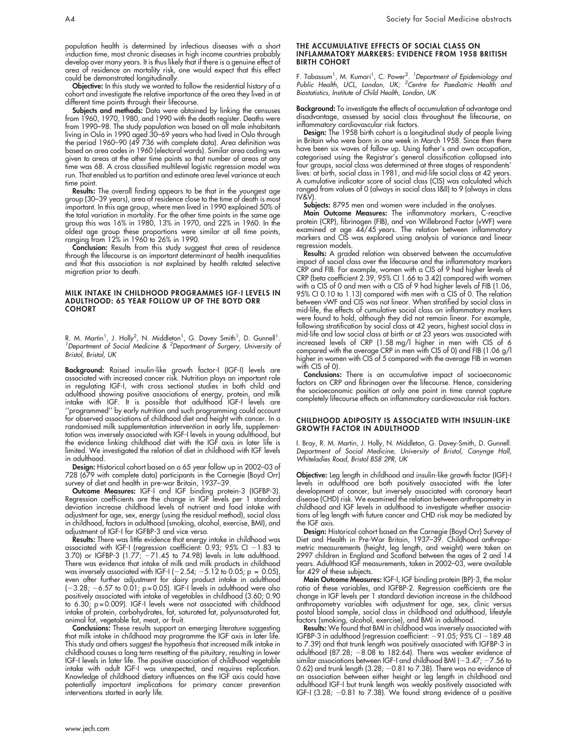population health is determined by infectious diseases with a short induction time, most chronic diseases in high income countries probably develop over many years. It is thus likely that if there is a genuine effect of area of residence on mortality risk, one would expect that this effect could be demonstrated longitudinally.

**Objective:** In this study we wanted to follow the residential history of a cohort and investigate the relative importance of the area they lived in at different time points through their lifecourse.

**Subjects and methods:** Data were obtained by linking the censuses from 1960, 1970, 1980, and 1990 with the death register. Deaths were from 1990–98. The study population was based on all male inhabitants living in Oslo in 1990 aged 30–69 years who had lived in Oslo through the period 1960–90 (49 736 with complete data). Area definition was based on area codes in 1960 (electoral wards). Similar area coding was given to areas at the other time points so that number of areas at any time was 68. A cross classified multilevel logistic regression model was run. That enabled us to partition and estimate area level variance at each time point.

**Results:** The overall finding appears to be that in the youngest age group (30–39 years), area of residence close to the time of death is most important. In this age group, where men lived in 1990 explained 50% of the total variation in mortality. For the other time points in the same age group this was 16% in 1980, 13% in 1970, and 22% in 1960. In the oldest age group these proportions were similar at all time points, ranging from 12% in 1960 to 26% in 1990.

**Conclusion:** Results from this study suggest that area of residence through the lifecourse is an important determinant of health inequalities and that this association is not explained by health related selective migration prior to death.

## MILK INTAKE IN CHILDHOOD PROGRAMMES IGF-I LEVELS IN ADULTHOOD: 65 YEAR FOLLOW UP OF THE BOYD ORR COHORT

R. M. Martin[1], J. Holly[2], N. Middleton[1], G. Davey Smith[1], D. Gunnell[1]. [1]*Department of Social Medicine & [2]Department of Surgery, University of Bristol, Bristol, UK*

**Background:** Raised insulin-like growth factor-I (IGF-I) levels are associated with increased cancer risk. Nutrition plays an important role in regulating IGF-I, with cross sectional studies in both child and adulthood showing positive associations of energy, protein, and milk intake with IGF. It is possible that adulthood IGF-I levels are "programmed" by early nutrition and such programming could account for observed associations of childhood diet and height with cancer. In a randomised milk supplementation intervention in early life, supplementation was inversely associated with IGF-I levels in young adulthood, but the evidence linking childhood diet with the IGF axis in later life is limited. We investigated the relation of diet in childhood with IGF levels in adulthood.

**Design:** Historical cohort based on a 65 year follow up in 2002–03 of 728 (679 with complete data) participants in the Carnegie (Boyd Orr) survey of diet and health in pre-war Britain, 1937–39.

**Outcome Measures:** IGF-I and IGF binding protein-3 (IGFBP-3). Regression coefficients are the change in IGF levels per 1 standard deviation increase childhood levels of nutrient and food intake with adjustment for age, sex, energy (using the residual method), social class in childhood, factors in adulthood (smoking, alcohol, exercise, BMI), and adjustment of IGF-I for IGFBP-3 and vice versa.

**Results:** There was little evidence that energy intake in childhood was associated with IGF-I (regression coefficient: 0.93; 95% CI −1.83 to 3.70) or IGFBP-3 (1.77; −71.45 to 74.98) levels in late adulthood. There was evidence that intake of milk and milk products in childhood was inversely associated with IGF-I (−2.54; −5.12 to 0.05; p = 0.05), even after further adjustment for dairy product intake in adulthood (−3.28; −6.57 to 0.01; p = 0.05). IGF-I levels in adulthood were also positively associated with intake of vegetables in childhood (3.60; 0.90 to 6.30; p = 0.009). IGF-I levels were not associated with childhood intake of protein, carbohydrates, fat, saturated fat, polyunsaturated fat, animal fat, vegetable fat, meat, or fruit.

**Conclusions:** These results support an emerging literature suggesting that milk intake in childhood may programme the IGF axis in later life. This study and others suggest the hypothesis that increased milk intake in childhood causes a long term resetting of the pituitary, resulting in lower IGF-I levels in later life. The positive association of childhood vegetable intake with adult IGF-I was unexpected, and requires replication. Knowledge of childhood dietary influences on the IGF axis could have potentially important implications for primary cancer prevention interventions started in early life.

## THE ACCUMULATIVE EFFECTS OF SOCIAL CLASS ON INFLAMMATORY MARKERS: EVIDENCE FROM 1958 BRITISH BIRTH COHORT

F. Tabassum[1], M. Kumari[1], C. Power[2]. [1]*Department of Epidemiology and Public Health, UCL, London, UK; [2]Centre for Paediatric Health and Biostatistics, Institute of Child Health, London, UK*

**Background:** To investigate the effects of accumulation of advantage and disadvantage, assessed by social class throughout the lifecourse, on inflammatory cardiovascular risk factors.

**Design:** The 1958 birth cohort is a longitudinal study of people living in Britain who were born in one week in March 1958. Since then there have been six waves of follow up. Using father's and own occupation, categorised using the Registrar's general classification collapsed into four groups, social class was determined at three stages of respondents' lives: at birth, social class in 1981, and mid-life social class at 42 years. A cumulative indicator score of social class (CIS) was calculated which ranged from values of 0 (always in social class I&II) to 9 (always in class IV&V).

**Subjects:** 8795 men and women were included in the analyses.

**Main Outcome Measures:** The inflammatory markers, C-reactive protein (CRP), fibrinogen (FIB), and von Willebrand Factor (vWF) were examined at age 44/45 years. The relation between inflammatory markers and CIS was explored using analysis of variance and linear regression models.

**Results:** A graded relation was observed between the accumulative impact of social class over the lifecourse and the inflammatory markers CRP and FIB. For example, women with a CIS of 9 had higher levels of CRP (beta coefficient 2.39, 95% CI 1.66 to 3.42) compared with women with a CIS of 0 and men with a CIS of 9 had higher levels of FIB (1.06, 95% CI 0.10 to 1.13) compared with men with a CIS of 0. The relation between vWF and CIS was not linear. When stratified by social class in mid-life, the effects of cumulative social class on inflammatory markers were found to hold, although they did not remain linear. For example, following stratification by social class at 42 years, highest social class in mid-life and low social class at birth or at 23 years was associated with increased levels of CRP (1.58 mg/l higher in men with CIS of 6 compared with the average CRP in men with CIS of 0) and FIB (1.06 g/l higher in women with CIS of 5 compared with the average FIB in women with CIS of 0).

**Conclusions:** There is an accumulative impact of socioeconomic factors on CRP and fibrinogen over the lifecourse. Hence, considering the socioeconomic position at only one point in time cannot capture completely lifecourse effects on inflammatory cardiovascular risk factors.

## CHILDHOOD ADIPOSITY IS ASSOCIATED WITH INSULIN-LIKE GROWTH FACTOR IN ADULTHOOD

I. Bray, R. M. Martin, J. Holly, N. Middleton, G. Davey-Smith, D. Gunnell. *Department of Social Medicine, University of Bristol, Canynge Hall, Whiteladies Road, Bristol BS8 2PR, UK*

**Objective:** Leg length in childhood and insulin-like growth factor (IGF)-I levels in adulthood are both positively associated with the later development of cancer, but inversely associated with coronary heart disease (CHD) risk. We examined the relation between anthropometry in childhood and IGF levels in adulthood to investigate whether associations of leg length with future cancer and CHD risk may be mediated by the IGF axis.

**Design:** Historical cohort based on the Carnegie (Boyd Orr) Survey of Diet and Health in Pre-War Britain, 1937–39. Childhood anthropometric measurements (height, leg length, and weight) were taken on 2997 children in England and Scotland between the ages of 2 and 14 years. Adulthood IGF measurements, taken in 2002–03, were available for 429 of these subjects.

**Main Outcome Measures:** IGF-I, IGF binding protein (BP)-3, the molar ratio of these variables, and IGFBP-2. Regression coefficients are the change in IGF levels per 1 standard deviation increase in the childhood anthropometry variables with adjustment for age, sex, clinic versus postal blood sample, social class in childhood and adulthood, lifestyle factors (smoking, alcohol, exercise), and BMI in adulthood.

**Results:** We found that BMI in childhood was inversely associated with IGFBP-3 in adulthood (regression coefficient: −91.05; 95% CI −189.48 to 7.39) and that trunk length was positively associated with IGFBP-3 in adulthood (87.28; −8.08 to 182.64). There was weaker evidence of similar associations between IGF-I and childhood BMI (−3.47; −7.56 to 0.62) and trunk length (3.28; −0.81 to 7.38). There was no evidence of an association between either height or leg length in childhood and adulthood IGF-I but trunk length was weakly positively associated with IGF-I (3.28; −0.81 to 7.38). We found strong evidence of a positive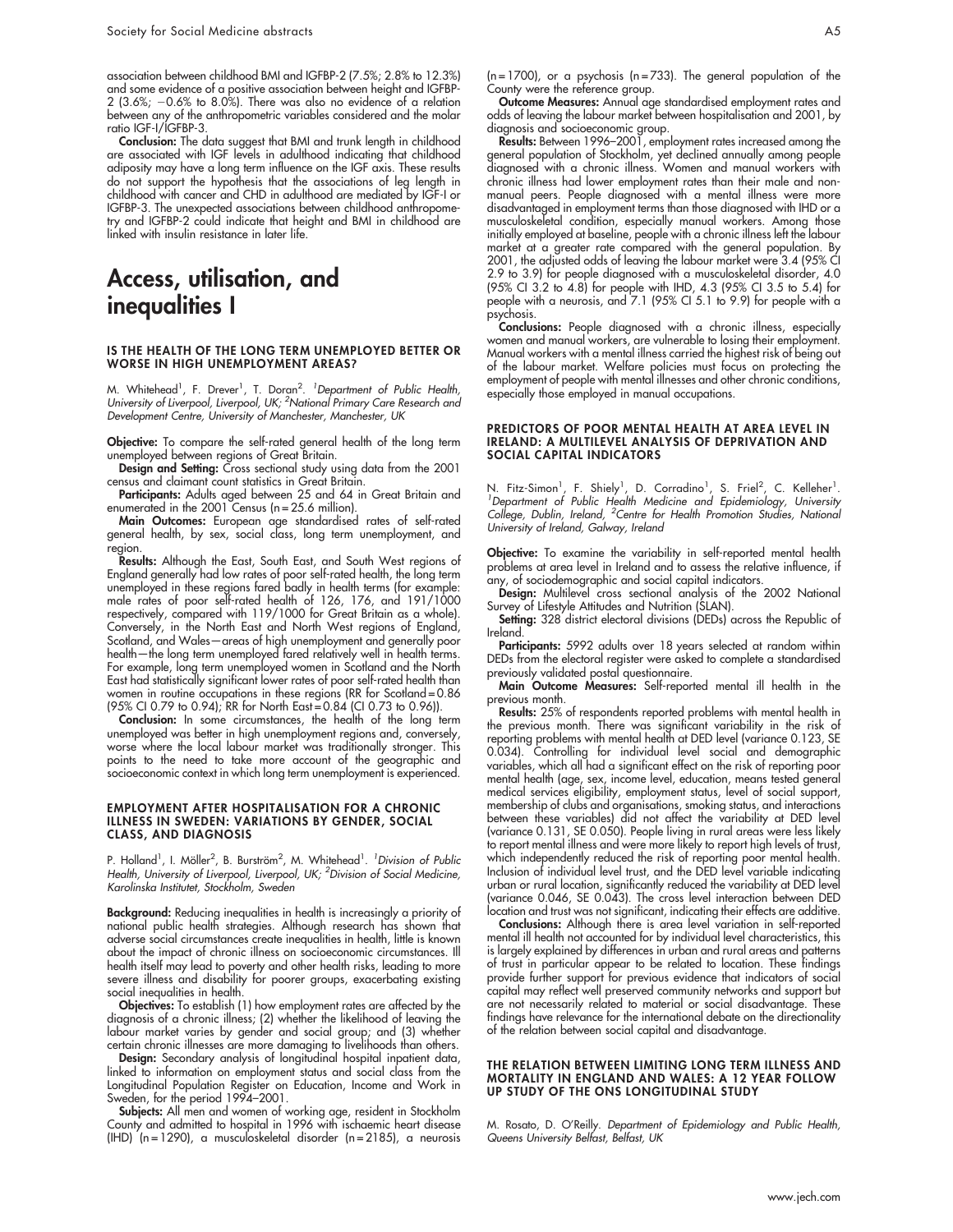association between childhood BMI and IGFBP-2 (7.5%; 2.8% to 12.3%) and some evidence of a positive association between height and IGFBP-2 (3.6%; −0.6% to 8.0%). There was also no evidence of a relation between any of the anthropometric variables considered and the molar ratio IGF-I/IGFBP-3.

**Conclusion:** The data suggest that BMI and trunk length in childhood are associated with IGF levels in adulthood indicating that childhood adiposity may have a long term influence on the IGF axis. These results do not support the hypothesis that the associations of leg length in childhood with cancer and CHD in adulthood are mediated by IGF-I or IGFBP-3. The unexpected associations between childhood anthropometry and IGFBP-2 could indicate that height and BMI in childhood are linked with insulin resistance in later life.

# Access, utilisation, and inequalities I

### IS THE HEALTH OF THE LONG TERM UNEMPLOYED BETTER OR WORSE IN HIGH UNEMPLOYMENT AREAS?

M. Whitehead[1], F. Drever[1], T. Doran[2]. [1]*Department of Public Health, University of Liverpool, Liverpool, UK;* [2]*National Primary Care Research and Development Centre, University of Manchester, Manchester, UK*

**Objective:** To compare the self-rated general health of the long term unemployed between regions of Great Britain.

**Design and Setting:** Cross sectional study using data from the 2001 census and claimant count statistics in Great Britain.

**Participants:** Adults aged between 25 and 64 in Great Britain and enumerated in the 2001 Census (n = 25.6 million).

**Main Outcomes:** European age standardised rates of self-rated general health, by sex, social class, long term unemployment, and region.

**Results:** Although the East, South East, and South West regions of England generally had low rates of poor self-rated health, the long term unemployed in these regions fared badly in health terms (for example: male rates of poor self-rated health of 126, 176, and 191/1000 respectively, compared with 119/1000 for Great Britain as a whole). Conversely, in the North East and North West regions of England, Scotland, and Wales—areas of high unemployment and generally poor health—the long term unemployed fared relatively well in health terms. For example, long term unemployed women in Scotland and the North East had statistically significant lower rates of poor self-rated health than women in routine occupations in these regions (RR for Scotland = 0.86 (95% CI 0.79 to 0.94); RR for North East = 0.84 (CI 0.73 to 0.96)).

**Conclusion:** In some circumstances, the health of the long term unemployed was better in high unemployment regions and, conversely, worse where the local labour market was traditionally stronger. This points to the need to take more account of the geographic and socioeconomic context in which long term unemployment is experienced.

### EMPLOYMENT AFTER HOSPITALISATION FOR A CHRONIC ILLNESS IN SWEDEN: VARIATIONS BY GENDER, SOCIAL CLASS, AND DIAGNOSIS

P. Holland[1], I. Möller[2], B. Burström[2], M. Whitehead[1]. [1]*Division of Public Health, University of Liverpool, Liverpool, UK;* [2]*Division of Social Medicine, Karolinska Institutet, Stockholm, Sweden*

**Background:** Reducing inequalities in health is increasingly a priority of national public health strategies. Although research has shown that adverse social circumstances create inequalities in health, little is known about the impact of chronic illness on socioeconomic circumstances. Ill health itself may lead to poverty and other health risks, leading to more severe illness and disability for poorer groups, exacerbating existing social inequalities in health.

**Objectives:** To establish (1) how employment rates are affected by the diagnosis of a chronic illness; (2) whether the likelihood of leaving the labour market varies by gender and social group; and (3) whether certain chronic illnesses are more damaging to livelihoods than others.

**Design:** Secondary analysis of longitudinal hospital inpatient data, linked to information on employment status and social class from the Longitudinal Population Register on Education, Income and Work in Sweden, for the period 1994–2001.

**Subjects:** All men and women of working age, resident in Stockholm County and admitted to hospital in 1996 with ischaemic heart disease (IHD) (n = 1290), a musculoskeletal disorder (n = 2185), a neurosis (n = 1700), or a psychosis (n = 733). The general population of the County were the reference group.

**Outcome Measures:** Annual age standardised employment rates and odds of leaving the labour market between hospitalisation and 2001, by diagnosis and socioeconomic group.

**Results:** Between 1996–2001, employment rates increased among the general population of Stockholm, yet declined annually among people diagnosed with a chronic illness. Women and manual workers with chronic illness had lower employment rates than their male and non-manual peers. People diagnosed with a mental illness were more disadvantaged in employment terms than those diagnosed with IHD or a musculoskeletal condition, especially manual workers. Among those initially employed at baseline, people with a chronic illness left the labour market at a greater rate compared with the general population. By 2001, the adjusted odds of leaving the labour market were 3.4 (95% CI 2.9 to 3.9) for people diagnosed with a musculoskeletal disorder, 4.0 (95% CI 3.2 to 4.8) for people with IHD, 4.3 (95% CI 3.5 to 5.4) for people with a neurosis, and 7.1 (95% CI 5.1 to 9.9) for people with a psychosis.

**Conclusions:** People diagnosed with a chronic illness, especially women and manual workers, are vulnerable to losing their employment. Manual workers with a mental illness carried the highest risk of being out of the labour market. Welfare policies must focus on protecting the employment of people with mental illnesses and other chronic conditions, especially those employed in manual occupations.

### PREDICTORS OF POOR MENTAL HEALTH AT AREA LEVEL IN IRELAND: A MULTILEVEL ANALYSIS OF DEPRIVATION AND SOCIAL CAPITAL INDICATORS

N. Fitz-Simon[1], F. Shiely[1], D. Corradino[1], S. Friel[2], C. Kelleher[1]. [1]*Department of Public Health Medicine and Epidemiology, University College, Dublin, Ireland,* [2]*Centre for Health Promotion Studies, National University of Ireland, Galway, Ireland*

**Objective:** To examine the variability in self-reported mental health problems at area level in Ireland and to assess the relative influence, if any, of sociodemographic and social capital indicators.

**Design:** Multilevel cross sectional analysis of the 2002 National Survey of Lifestyle Attitudes and Nutrition (SLAN).

**Setting:** 328 district electoral divisions (DEDs) across the Republic of Ireland.

**Participants:** 5992 adults over 18 years selected at random within DEDs from the electoral register were asked to complete a standardised previously validated postal questionnaire.

**Main Outcome Measures:** Self-reported mental ill health in the previous month.

**Results:** 25% of respondents reported problems with mental health in the previous month. There was significant variability in the risk of reporting problems with mental health at DED level (variance 0.123, SE 0.034). Controlling for individual level social and demographic variables, which all had a significant effect on the risk of reporting poor mental health (age, sex, income level, education, means tested general medical services eligibility, employment status, level of social support, membership of clubs and organisations, smoking status, and interactions between these variables) did not affect the variability at DED level (variance 0.131, SE 0.050). People living in rural areas were less likely to report mental illness and were more likely to report high levels of trust, which independently reduced the risk of reporting poor mental health. Inclusion of individual level trust, and the DED level variable indicating urban or rural location, significantly reduced the variability at DED level (variance 0.046, SE 0.043). The cross level interaction between DED location and trust was not significant, indicating their effects are additive.

**Conclusions:** Although there is area level variation in self-reported mental ill health not accounted for by individual level characteristics, this is largely explained by differences in urban and rural areas and patterns of trust in particular appear to be related to location. These findings provide further support for previous evidence that indicators of social capital may reflect well preserved community networks and support but are not necessarily related to material or social disadvantage. These findings have relevance for the international debate on the directionality of the relation between social capital and disadvantage.

### THE RELATION BETWEEN LIMITING LONG TERM ILLNESS AND MORTALITY IN ENGLAND AND WALES: A 12 YEAR FOLLOW UP STUDY OF THE ONS LONGITUDINAL STUDY

M. Rosato, D. O'Reilly. *Department of Epidemiology and Public Health, Queens University Belfast, Belfast, UK*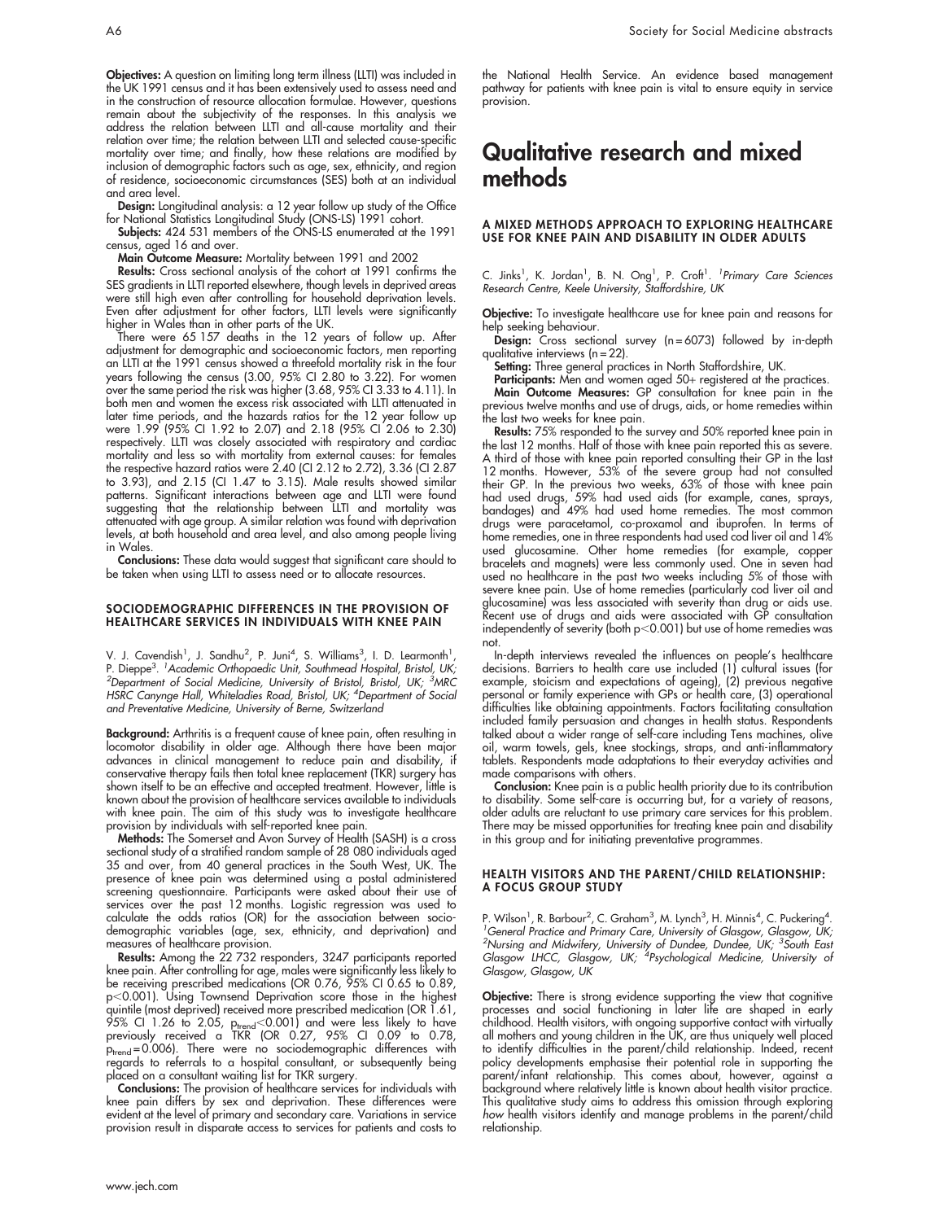**Objectives:** A question on limiting long term illness (LLTI) was included in the UK 1991 census and it has been extensively used to assess need and in the construction of resource allocation formulae. However, questions remain about the subjectivity of the responses. In this analysis we address the relation between LLTI and all-cause mortality and their relation over time; the relation between LLTI and selected cause-specific mortality over time; and finally, how these relations are modified by inclusion of demographic factors such as age, sex, ethnicity, and region of residence, socioeconomic circumstances (SES) both at an individual and area level.

**Design:** Longitudinal analysis: a 12 year follow up study of the Office for National Statistics Longitudinal Study (ONS-LS) 1991 cohort.

**Subjects:** 424 531 members of the ONS-LS enumerated at the 1991 census, aged 16 and over.

**Main Outcome Measure:** Mortality between 1991 and 2002

**Results:** Cross sectional analysis of the cohort at 1991 confirms the SES gradients in LLTI reported elsewhere, though levels in deprived areas were still high even after controlling for household deprivation levels. Even after adjustment for other factors, LLTI levels were significantly higher in Wales than in other parts of the UK.

There were 65 157 deaths in the 12 years of follow up. After adjustment for demographic and socioeconomic factors, men reporting an LLTI at the 1991 census showed a threefold mortality risk in the four years following the census (3.00, 95% CI 2.80 to 3.22). For women over the same period the risk was higher (3.68, 95% CI 3.33 to 4.11). In both men and women the excess risk associated with LLTI attenuated in later time periods, and the hazards ratios for the 12 year follow up were 1.99 (95% CI 1.92 to 2.07) and 2.18 (95% CI 2.06 to 2.30) respectively. LLTI was closely associated with respiratory and cardiac mortality and less so with mortality from external causes: for females the respective hazard ratios were 2.40 (CI 2.12 to 2.72), 3.36 (CI 2.87 to 3.93), and 2.15 (CI 1.47 to 3.15). Male results showed similar patterns. Significant interactions between age and LLTI were found suggesting that the relationship between LLTI and mortality was attenuated with age group. A similar relation was found with deprivation levels, at both household and area level, and also among people living in Wales.

**Conclusions:** These data would suggest that significant care should to be taken when using LLTI to assess need or to allocate resources.

### SOCIODEMOGRAPHIC DIFFERENCES IN THE PROVISION OF HEALTHCARE SERVICES IN INDIVIDUALS WITH KNEE PAIN

V. J. Cavendish[1], J. Sandhu[2], P. Juni[4], S. Williams[3], I. D. Learmonth[1], P. Dieppe[3]. [1]*Academic Orthopaedic Unit, Southmead Hospital, Bristol, UK;* [2]*Department of Social Medicine, University of Bristol, Bristol, UK;* [3]*MRC HSRC Canynge Hall, Whiteladies Road, Bristol, UK;* [4]*Department of Social and Preventative Medicine, University of Berne, Switzerland*

**Background:** Arthritis is a frequent cause of knee pain, often resulting in locomotor disability in older age. Although there have been major advances in clinical management to reduce pain and disability, if conservative therapy fails then total knee replacement (TKR) surgery has shown itself to be an effective and accepted treatment. However, little is known about the provision of healthcare services available to individuals with knee pain. The aim of this study was to investigate healthcare provision by individuals with self-reported knee pain.

**Methods:** The Somerset and Avon Survey of Health (SASH) is a cross sectional study of a stratified random sample of 28 080 individuals aged 35 and over, from 40 general practices in the South West, UK. The presence of knee pain was determined using a postal administered screening questionnaire. Participants were asked about their use of services over the past 12 months. Logistic regression was used to calculate the odds ratios (OR) for the association between socio-demographic variables (age, sex, ethnicity, and deprivation) and measures of healthcare provision.

**Results:** Among the 22 732 responders, 3247 participants reported knee pain. After controlling for age, males were significantly less likely to be receiving prescribed medications (OR 0.76, 95% CI 0.65 to 0.89, $p<0.001$). Using Townsend Deprivation score those in the highest quintile (most deprived) received more prescribed medication (OR 1.61, 95% CI 1.26 to 2.05, $p_{trend}<0.001$) and were less likely to have previously received a TKR (OR 0.27, 95% CI 0.09 to 0.78, $p_{trend}=0.006$). There were no sociodemographic differences with regards to referrals to a hospital consultant, or subsequently being placed on a consultant waiting list for TKR surgery.

**Conclusions:** The provision of healthcare services for individuals with knee pain differs by sex and deprivation. These differences were evident at the level of primary and secondary care. Variations in service provision result in disparate access to services for patients and costs to the National Health Service. An evidence based management pathway for patients with knee pain is vital to ensure equity in service provision.

# Qualitative research and mixed methods

### A MIXED METHODS APPROACH TO EXPLORING HEALTHCARE USE FOR KNEE PAIN AND DISABILITY IN OLDER ADULTS

C. Jinks[1], K. Jordan[1], B. N. Ong[1], P. Croft[1]. [1]*Primary Care Sciences Research Centre, Keele University, Staffordshire, UK*

**Objective:** To investigate healthcare use for knee pain and reasons for help seeking behaviour.

**Design:** Cross sectional survey (n = 6073) followed by in-depth qualitative interviews (n = 22).

**Setting:** Three general practices in North Staffordshire, UK.

**Participants:** Men and women aged 50+ registered at the practices.

**Main Outcome Measures:** GP consultation for knee pain in the previous twelve months and use of drugs, aids, or home remedies within the last two weeks for knee pain.

**Results:** 75% responded to the survey and 50% reported knee pain in the last 12 months. Half of those with knee pain reported this as severe. A third of those with knee pain reported consulting their GP in the last 12 months. However, 53% of the severe group had not consulted their GP. In the previous two weeks, 63% of those with knee pain had used drugs, 59% had used aids (for example, canes, sprays, bandages) and 49% had used home remedies. The most common drugs were paracetamol, co-proxamol and ibuprofen. In terms of home remedies, one in three respondents had used cod liver oil and 14% used glucosamine. Other home remedies (for example, copper bracelets and magnets) were less commonly used. One in seven had used no healthcare in the past two weeks including 5% of those with severe knee pain. Use of home remedies (particularly cod liver oil and glucosamine) was less associated with severity than drug or aids use. Recent use of drugs and aids were associated with GP consultation independently of severity (both $p<0.001$) but use of home remedies was not.

In-depth interviews revealed the influences on people's healthcare decisions. Barriers to health care use included (1) cultural issues (for example, stoicism and expectations of ageing), (2) previous negative personal or family experience with GPs or health care, (3) operational difficulties like obtaining appointments. Factors facilitating consultation included family persuasion and changes in health status. Respondents talked about a wider range of self-care including Tens machines, olive oil, warm towels, gels, knee stockings, straps, and anti-inflammatory tablets. Respondents made adaptations to their everyday activities and made comparisons with others.

**Conclusion:** Knee pain is a public health priority due to its contribution to disability. Some self-care is occurring but, for a variety of reasons, older adults are reluctant to use primary care services for this problem. There may be missed opportunities for treating knee pain and disability in this group and for initiating preventative programmes.

### HEALTH VISITORS AND THE PARENT/CHILD RELATIONSHIP: A FOCUS GROUP STUDY

P. Wilson[1], R. Barbour[2], C. Graham[3], M. Lynch[3], H. Minnis[4], C. Puckering[4]. [1]*General Practice and Primary Care, University of Glasgow, Glasgow, UK;* [2]*Nursing and Midwifery, University of Dundee, Dundee, UK;* [3]*South East Glasgow LHCC, Glasgow, UK;* [4]*Psychological Medicine, University of Glasgow, Glasgow, UK*

**Objective:** There is strong evidence supporting the view that cognitive processes and social functioning in later life are shaped in early childhood. Health visitors, with ongoing supportive contact with virtually all mothers and young children in the UK, are thus uniquely well placed to identify difficulties in the parent/child relationship. Indeed, recent policy developments emphasise their potential role in supporting the parent/infant relationship. This comes about, however, against a background where relatively little is known about health visitor practice. This qualitative study aims to address this omission through exploring *how* health visitors identify and manage problems in the parent/child relationship.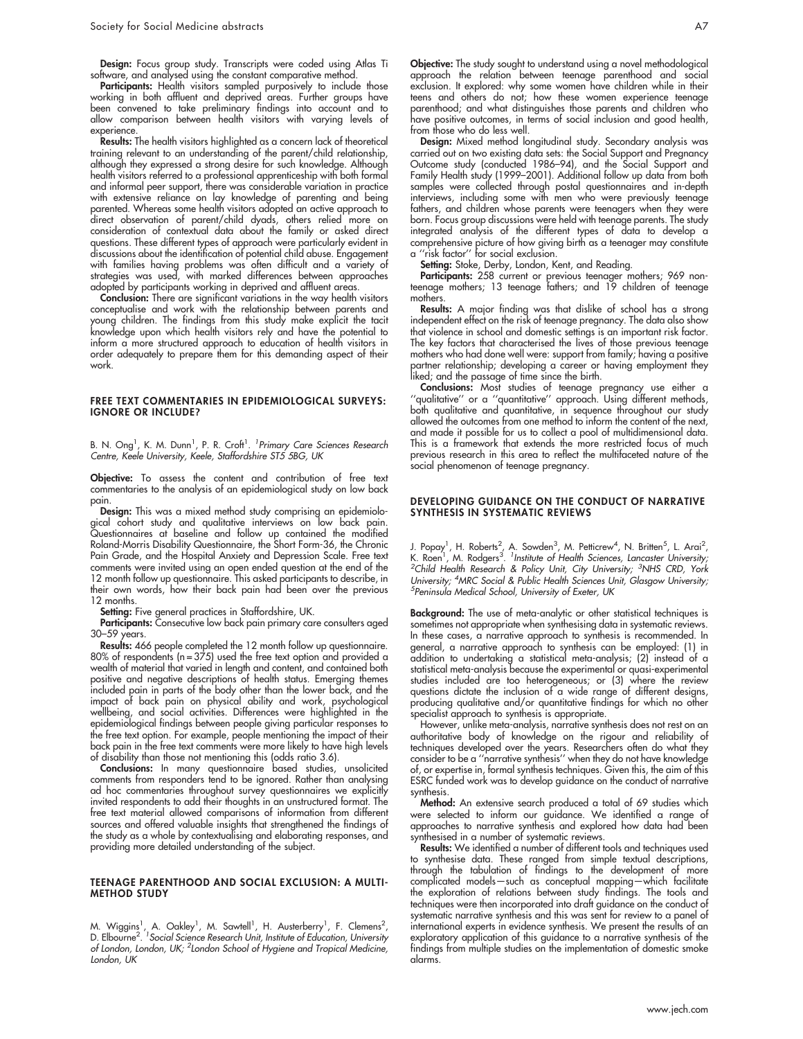**Design:** Focus group study. Transcripts were coded using Atlas Ti software, and analysed using the constant comparative method.

**Participants:** Health visitors sampled purposively to include those working in both affluent and deprived areas. Further groups have been convened to take preliminary findings into account and to allow comparison between health visitors with varying levels of experience.

**Results:** The health visitors highlighted as a concern lack of theoretical training relevant to an understanding of the parent/child relationship, although they expressed a strong desire for such knowledge. Although health visitors referred to a professional apprenticeship with both formal and informal peer support, there was considerable variation in practice with extensive reliance on lay knowledge of parenting and being parented. Whereas some health visitors adopted an active approach to direct observation of parent/child dyads, others relied more on consideration of contextual data about the family or asked direct questions. These different types of approach were particularly evident in discussions about the identification of potential child abuse. Engagement with families having problems was often difficult and a variety of strategies was used, with marked differences between approaches adopted by participants working in deprived and affluent areas.

**Conclusion:** There are significant variations in the way health visitors conceptualise and work with the relationship between parents and young children. The findings from this study make explicit the tacit knowledge upon which health visitors rely and have the potential to inform a more structured approach to education of health visitors in order adequately to prepare them for this demanding aspect of their work.

### FREE TEXT COMMENTARIES IN EPIDEMIOLOGICAL SURVEYS: IGNORE OR INCLUDE?

B. N. Ong[1], K. M. Dunn[1], P. R. Croft[1]. [1]*Primary Care Sciences Research Centre, Keele University, Keele, Staffordshire ST5 5BG, UK*

**Objective:** To assess the content and contribution of free text commentaries to the analysis of an epidemiological study on low back pain.

**Design:** This was a mixed method study comprising an epidemiological cohort study and qualitative interviews on low back pain. Questionnaires at baseline and follow up contained the modified Roland-Morris Disability Questionnaire, the Short Form-36, the Chronic Pain Grade, and the Hospital Anxiety and Depression Scale. Free text comments were invited using an open ended question at the end of the 12 month follow up questionnaire. This asked participants to describe, in their own words, how their back pain had been over the previous 12 months.

**Setting:** Five general practices in Staffordshire, UK.

**Participants:** Consecutive low back pain primary care consulters aged 30–59 years.

**Results:** 466 people completed the 12 month follow up questionnaire. 80% of respondents (n = 375) used the free text option and provided a wealth of material that varied in length and content, and contained both positive and negative descriptions of health status. Emerging themes included pain in parts of the body other than the lower back, and the impact of back pain on physical ability and work, psychological wellbeing, and social activities. Differences were highlighted in the epidemiological findings between people giving particular responses to the free text option. For example, people mentioning the impact of their back pain in the free text comments were more likely to have high levels of disability than those not mentioning this (odds ratio 3.6).

**Conclusions:** In many questionnaire based studies, unsolicited comments from responders tend to be ignored. Rather than analysing ad hoc commentaries throughout survey questionnaires we explicitly invited respondents to add their thoughts in an unstructured format. The free text material allowed comparisons of information from different sources and offered valuable insights that strengthened the findings of the study as a whole by contextualising and elaborating responses, and providing more detailed understanding of the subject.

### TEENAGE PARENTHOOD AND SOCIAL EXCLUSION: A MULTI-METHOD STUDY

M. Wiggins[1], A. Oakley[1], M. Sawtell[1], H. Austerberry[1], F. Clemens[2], D. Elbourne[2]. [1]*Social Science Research Unit, Institute of Education, University of London, London, UK;* [2]*London School of Hygiene and Tropical Medicine, London, UK*

**Objective:** The study sought to understand using a novel methodological approach the relation between teenage parenthood and social exclusion. It explored: why some women have children while in their teens and others do not; how these women experience teenage parenthood; and what distinguishes those parents and children who have positive outcomes, in terms of social inclusion and good health, from those who do less well.

**Design:** Mixed method longitudinal study. Secondary analysis was carried out on two existing data sets: the Social Support and Pregnancy Outcome study (conducted 1986–94), and the Social Support and Family Health study (1999–2001). Additional follow up data from both samples were collected through postal questionnaires and in-depth interviews, including some with men who were previously teenage fathers, and children whose parents were teenagers when they were born. Focus group discussions were held with teenage parents. The study integrated analysis of the different types of data to develop a comprehensive picture of how giving birth as a teenager may constitute a ''risk factor'' for social exclusion.

**Setting:** Stoke, Derby, London, Kent, and Reading.

**Participants:** 258 current or previous teenager mothers; 969 non-teenage mothers; 13 teenage fathers; and 19 children of teenage mothers.

**Results:** A major finding was that dislike of school has a strong independent effect on the risk of teenage pregnancy. The data also show that violence in school and domestic settings is an important risk factor. The key factors that characterised the lives of those previous teenage mothers who had done well were: support from family; having a positive partner relationship; developing a career or having employment they liked; and the passage of time since the birth.

**Conclusions:** Most studies of teenage pregnancy use either a ''qualitative'' or a ''quantitative'' approach. Using different methods, both qualitative and quantitative, in sequence throughout our study allowed the outcomes from one method to inform the content of the next, and made it possible for us to collect a pool of multidimensional data. This is a framework that extends the more restricted focus of much previous research in this area to reflect the multifaceted nature of the social phenomenon of teenage pregnancy.

### DEVELOPING GUIDANCE ON THE CONDUCT OF NARRATIVE SYNTHESIS IN SYSTEMATIC REVIEWS

J. Popay[1], H. Roberts[2], A. Sowden[3], M. Petticrew[4], N. Britten[5], L. Arai[2], K. Roen[1], M. Rodgers[3]. [1]*Institute of Health Sciences, Lancaster University;* [2]*Child Health Research & Policy Unit, City University;* [3]*NHS CRD, York University;* [4]*MRC Social & Public Health Sciences Unit, Glasgow University;* [5]*Peninsula Medical School, University of Exeter, UK*

**Background:** The use of meta-analytic or other statistical techniques is sometimes not appropriate when synthesising data in systematic reviews. In these cases, a narrative approach to synthesis is recommended. In general, a narrative approach to synthesis can be employed: (1) in addition to undertaking a statistical meta-analysis; (2) instead of a statistical meta-analysis because the experimental or quasi-experimental studies included are too heterogeneous; or (3) where the review questions dictate the inclusion of a wide range of different designs, producing qualitative and/or quantitative findings for which no other specialist approach to synthesis is appropriate.

However, unlike meta-analysis, narrative synthesis does not rest on an authoritative body of knowledge on the rigour and reliability of techniques developed over the years. Researchers often do what they consider to be a ''narrative synthesis'' when they do not have knowledge of, or expertise in, formal synthesis techniques. Given this, the aim of this ESRC funded work was to develop guidance on the conduct of narrative synthesis.

**Method:** An extensive search produced a total of 69 studies which were selected to inform our guidance. We identified a range of approaches to narrative synthesis and explored how data had been synthesised in a number of systematic reviews.

**Results:** We identified a number of different tools and techniques used to synthesise data. These ranged from simple textual descriptions, through the tabulation of findings to the development of more complicated models—such as conceptual mapping—which facilitate the exploration of relations between study findings. The tools and techniques were then incorporated into draft guidance on the conduct of systematic narrative synthesis and this was sent for review to a panel of international experts in evidence synthesis. We present the results of an exploratory application of this guidance to a narrative synthesis of the findings from multiple studies on the implementation of domestic smoke alarms.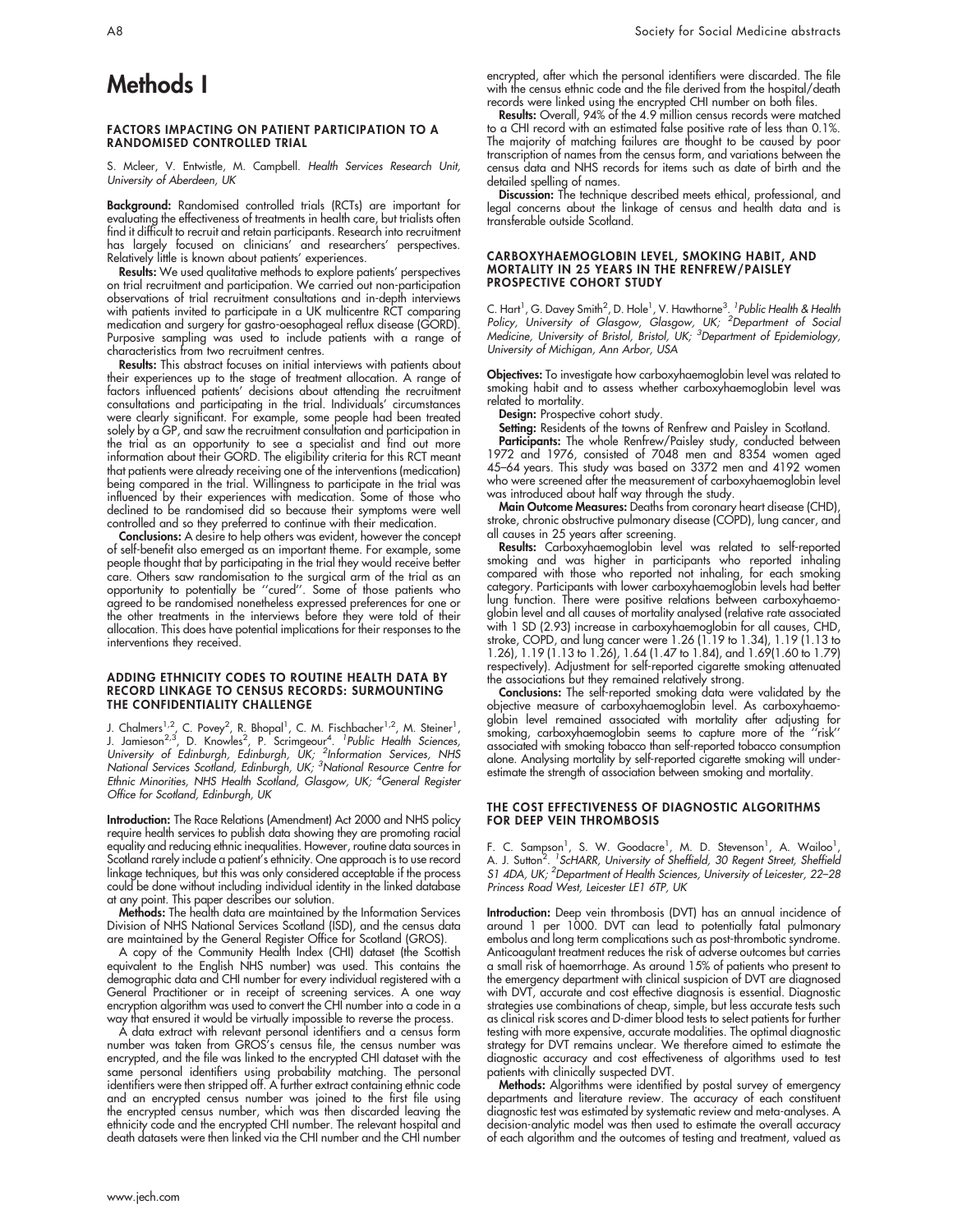# Methods I

### FACTORS IMPACTING ON PATIENT PARTICIPATION TO A RANDOMISED CONTROLLED TRIAL

S. Mcleer, V. Entwistle, M. Campbell. *Health Services Research Unit, University of Aberdeen, UK*

**Background:** Randomised controlled trials (RCTs) are important for evaluating the effectiveness of treatments in health care, but trialists often find it difficult to recruit and retain participants. Research into recruitment has largely focused on clinicians' and researchers' perspectives. Relatively little is known about patients' experiences.

**Results:** We used qualitative methods to explore patients' perspectives on trial recruitment and participation. We carried out non-participation observations of trial recruitment consultations and in-depth interviews with patients invited to participate in a UK multicentre RCT comparing medication and surgery for gastro-oesophageal reflux disease (GORD). Purposive sampling was used to include patients with a range of characteristics from two recruitment centres.

**Results:** This abstract focuses on initial interviews with patients about their experiences up to the stage of treatment allocation. A range of factors influenced patients' decisions about attending the recruitment consultations and participating in the trial. Individuals' circumstances were clearly significant. For example, some people had been treated solely by a GP, and saw the recruitment consultation and participation in the trial as an opportunity to see a specialist and find out more information about their GORD. The eligibility criteria for this RCT meant that patients were already receiving one of the interventions (medication) being compared in the trial. Willingness to participate in the trial was influenced by their experiences with medication. Some of those who declined to be randomised did so because their symptoms were well controlled and so they preferred to continue with their medication.

**Conclusions:** A desire to help others was evident, however the concept of self-benefit also emerged as an important theme. For example, some people thought that by participating in the trial they would receive better care. Others saw randomisation to the surgical arm of the trial as an opportunity to potentially be "cured". Some of those patients who agreed to be randomised nonetheless expressed preferences for one or the other treatments in the interviews before they were told of their allocation. This does have potential implications for their responses to the interventions they received.

### ADDING ETHNICITY CODES TO ROUTINE HEALTH DATA BY RECORD LINKAGE TO CENSUS RECORDS: SURMOUNTING THE CONFIDENTIALITY CHALLENGE

J. Chalmers[1,2], C. Povey[2], R. Bhopal[1], C. M. Fischbacher[1,2], M. Steiner[1], J. Jamieson[2,3], D. Knowles[2], P. Scrimgeour[4]. *[1]Public Health Sciences, University of Edinburgh, Edinburgh, UK; [2]Information Services, NHS National Services Scotland, Edinburgh, UK; [3]National Resource Centre for Ethnic Minorities, NHS Health Scotland, Glasgow, UK; [4]General Register Office for Scotland, Edinburgh, UK*

**Introduction:** The Race Relations (Amendment) Act 2000 and NHS policy require health services to publish data showing they are promoting racial equality and reducing ethnic inequalities. However, routine data sources in Scotland rarely include a patient's ethnicity. One approach is to use record linkage techniques, but this was only considered acceptable if the process could be done without including individual identity in the linked database at any point. This paper describes our solution.

**Methods:** The health data are maintained by the Information Services Division of NHS National Services Scotland (ISD), and the census data are maintained by the General Register Office for Scotland (GROS).

A copy of the Community Health Index (CHI) dataset (the Scottish equivalent to the English NHS number) was used. This contains the demographic data and CHI number for every individual registered with a General Practitioner or in receipt of screening services. A one way encryption algorithm was used to convert the CHI number into a code in a way that ensured it would be virtually impossible to reverse the process.

A data extract with relevant personal identifiers and a census form number was taken from GROS's census file, the census number was encrypted, and the file was linked to the encrypted CHI dataset with the same personal identifiers using probability matching. The personal identifiers were then stripped off. A further extract containing ethnic code and an encrypted census number was joined to the first file using the encrypted census number, which was then discarded leaving the ethnicity code and the encrypted CHI number. The relevant hospital and death datasets were then linked via the CHI number and the CHI number encrypted, after which the personal identifiers were discarded. The file with the census ethnic code and the file derived from the hospital/death records were linked using the encrypted CHI number on both files.

**Results:** Overall, 94% of the 4.9 million census records were matched to a CHI record with an estimated false positive rate of less than 0.1%. The majority of matching failures are thought to be caused by poor transcription of names from the census form, and variations between the census data and NHS records for items such as date of birth and the detailed spelling of names.

**Discussion:** The technique described meets ethical, professional, and legal concerns about the linkage of census and health data and is transferable outside Scotland.

### CARBOXYHAEMOGLOBIN LEVEL, SMOKING HABIT, AND MORTALITY IN 25 YEARS IN THE RENFREW/PAISLEY PROSPECTIVE COHORT STUDY

C. Hart[1], G. Davey Smith[2], D. Hole[1], V. Hawthorne[3]. *[1]Public Health & Health Policy, University of Glasgow, Glasgow, UK; [2]Department of Social Medicine, University of Bristol, Bristol, UK; [3]Department of Epidemiology, University of Michigan, Ann Arbor, USA*

**Objectives:** To investigate how carboxyhaemoglobin level was related to smoking habit and to assess whether carboxyhaemoglobin level was related to mortality.

**Design:** Prospective cohort study.

**Setting:** Residents of the towns of Renfrew and Paisley in Scotland.

**Participants:** The whole Renfrew/Paisley study, conducted between 1972 and 1976, consisted of 7048 men and 8354 women aged 45–64 years. This study was based on 3372 men and 4192 women who were screened after the measurement of carboxyhaemoglobin level was introduced about half way through the study.

**Main Outcome Measures:** Deaths from coronary heart disease (CHD), stroke, chronic obstructive pulmonary disease (COPD), lung cancer, and all causes in 25 years after screening.

**Results:** Carboxyhaemoglobin level was related to self-reported smoking and was higher in participants who reported inhaling compared with those who reported not inhaling, for each smoking category. Participants with lower carboxyhaemoglobin levels had better lung function. There were positive relations between carboxyhaemoglobin level and all causes of mortality analysed (relative rate associated with 1 SD (2.93) increase in carboxyhaemoglobin for all causes, CHD, stroke, COPD, and lung cancer were 1.26 (1.19 to 1.34), 1.19 (1.13 to 1.26), 1.19 (1.13 to 1.26), 1.64 (1.47 to 1.84), and 1.69(1.60 to 1.79) respectively). Adjustment for self-reported cigarette smoking attenuated the associations but they remained relatively strong.

**Conclusions:** The self-reported smoking data were validated by the objective measure of carboxyhaemoglobin level. As carboxyhaemoglobin level remained associated with mortality after adjusting for smoking, carboxyhaemoglobin seems to capture more of the "risk" associated with smoking tobacco than self-reported tobacco consumption alone. Analysing mortality by self-reported cigarette smoking will underestimate the strength of association between smoking and mortality.

### THE COST EFFECTIVENESS OF DIAGNOSTIC ALGORITHMS FOR DEEP VEIN THROMBOSIS

F. C. Sampson[1], S. W. Goodacre[1], M. D. Stevenson[1], A. Wailoo[1], A. J. Sutton[2]. *[1]ScHARR, University of Sheffield, 30 Regent Street, Sheffield S1 4DA, UK; [2]Department of Health Sciences, University of Leicester, 22–28 Princess Road West, Leicester LE1 6TP, UK*

**Introduction:** Deep vein thrombosis (DVT) has an annual incidence of around 1 per 1000. DVT can lead to potentially fatal pulmonary embolus and long term complications such as post-thrombotic syndrome. Anticoagulant treatment reduces the risk of adverse outcomes but carries a small risk of haemorrhage. As around 15% of patients who present to the emergency department with clinical suspicion of DVT are diagnosed with DVT, accurate and cost effective diagnosis is essential. Diagnostic strategies use combinations of cheap, simple, but less accurate tests such as clinical risk scores and D-dimer blood tests to select patients for further testing with more expensive, accurate modalities. The optimal diagnostic strategy for DVT remains unclear. We therefore aimed to estimate the diagnostic accuracy and cost effectiveness of algorithms used to test patients with clinically suspected DVT.

**Methods:** Algorithms were identified by postal survey of emergency departments and literature review. The accuracy of each constituent diagnostic test was estimated by systematic review and meta-analyses. A decision-analytic model was then used to estimate the overall accuracy of each algorithm and the outcomes of testing and treatment, valued as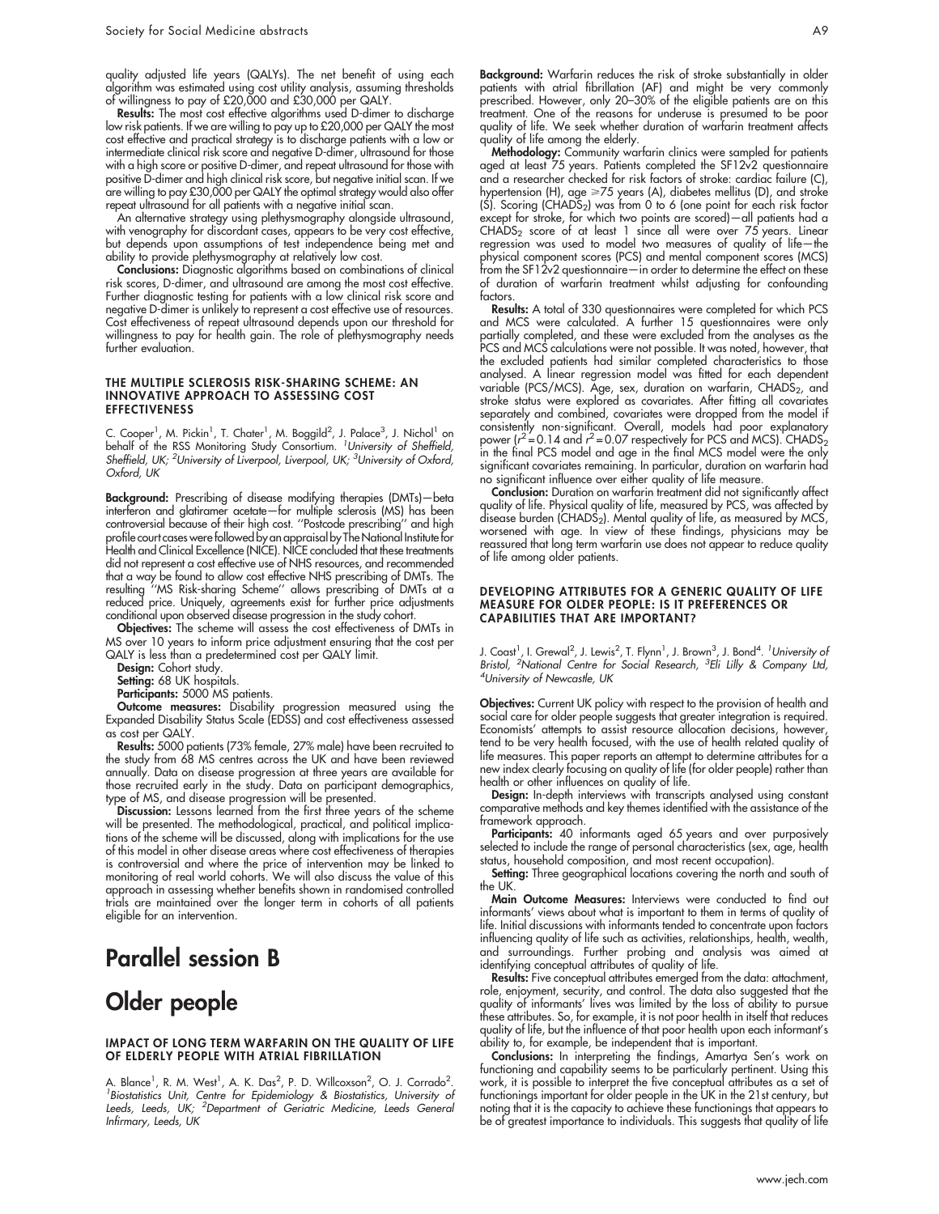quality adjusted life years (QALYs). The net benefit of using each algorithm was estimated using cost utility analysis, assuming thresholds of willingness to pay of £20,000 and £30,000 per QALY.

**Results:** The most cost effective algorithms used D-dimer to discharge low risk patients. If we are willing to pay up to £20,000 per QALY the most cost effective and practical strategy is to discharge patients with a low or intermediate clinical risk score and negative D-dimer, ultrasound for those with a high score or positive D-dimer, and repeat ultrasound for those with positive D-dimer and high clinical risk score, but negative initial scan. If we are willing to pay £30,000 per QALY the optimal strategy would also offer repeat ultrasound for all patients with a negative initial scan.

An alternative strategy using plethysmography alongside ultrasound, with venography for discordant cases, appears to be very cost effective, but depends upon assumptions of test independence being met and ability to provide plethysmography at relatively low cost.

**Conclusions:** Diagnostic algorithms based on combinations of clinical risk scores, D-dimer, and ultrasound are among the most cost effective. Further diagnostic testing for patients with a low clinical risk score and negative D-dimer is unlikely to represent a cost effective use of resources. Cost effectiveness of repeat ultrasound depends upon our threshold for willingness to pay for health gain. The role of plethysmography needs further evaluation.

#### THE MULTIPLE SCLEROSIS RISK-SHARING SCHEME: AN INNOVATIVE APPROACH TO ASSESSING COST EFFECTIVENESS

C. Cooper[1], M. Pickin[1], T. Chater[1], M. Boggild[2], J. Palace[3], J. Nichol[1] on behalf of the RSS Monitoring Study Consortium. [1]*University of Sheffield, Sheffield, UK;* [2]*University of Liverpool, Liverpool, UK;* [3]*University of Oxford, Oxford, UK*

**Background:** Prescribing of disease modifying therapies (DMTs)—beta interferon and glatiramer acetate—for multiple sclerosis (MS) has been controversial because of their high cost. "Postcode prescribing" and high profile court cases were followed by an appraisal by The National Institute for Health and Clinical Excellence (NICE). NICE concluded that these treatments did not represent a cost effective use of NHS resources, and recommended that a way be found to allow cost effective NHS prescribing of DMTs. The resulting "MS Risk-sharing Scheme" allows prescribing of DMTs at a reduced price. Uniquely, agreements exist for further price adjustments conditional upon observed disease progression in the study cohort.

**Objectives:** The scheme will assess the cost effectiveness of DMTs in MS over 10 years to inform price adjustment ensuring that the cost per QALY is less than a predetermined cost per QALY limit.

**Design:** Cohort study.

**Setting:** 68 UK hospitals.

**Participants:** 5000 MS patients.

**Outcome measures:** Disability progression measured using the Expanded Disability Status Scale (EDSS) and cost effectiveness assessed as cost per QALY.

**Results:** 5000 patients (73% female, 27% male) have been recruited to the study from 68 MS centres across the UK and have been reviewed annually. Data on disease progression at three years are available for those recruited early in the study. Data on participant demographics, type of MS, and disease progression will be presented.

**Discussion:** Lessons learned from the first three years of the scheme will be presented. The methodological, practical, and political implications of the scheme will be discussed, along with implications for the use of this model in other disease areas where cost effectiveness of therapies is controversial and where the price of intervention may be linked to monitoring of real world cohorts. We will also discuss the value of this approach in assessing whether benefits shown in randomised controlled trials are maintained over the longer term in cohorts of all patients eligible for an intervention.

# Parallel session B

## Older people

#### IMPACT OF LONG TERM WARFARIN ON THE QUALITY OF LIFE OF ELDERLY PEOPLE WITH ATRIAL FIBRILLATION

A. Blance[1], R. M. West[1], A. K. Das[2], P. D. Willcoxson[2], O. J. Corrado[2]. [1]*Biostatistics Unit, Centre for Epidemiology & Biostatistics, University of Leeds, Leeds, UK;* [2]*Department of Geriatric Medicine, Leeds General Infirmary, Leeds, UK*

**Background:** Warfarin reduces the risk of stroke substantially in older patients with atrial fibrillation (AF) and might be very commonly prescribed. However, only 20–30% of the eligible patients are on this treatment. One of the reasons for underuse is presumed to be poor quality of life. We seek whether duration of warfarin treatment affects quality of life among the elderly.

**Methodology:** Community warfarin clinics were sampled for patients aged at least 75 years. Patients completed the SF12v2 questionnaire and a researcher checked for risk factors of stroke: cardiac failure (C), hypertension (H), age ⩾75 years (A), diabetes mellitus (D), and stroke (S). Scoring ($CHADS_2$) was from 0 to 6 (one point for each risk factor except for stroke, for which two points are scored)—all patients had a $CHADS_2$ score of at least 1 since all were over 75 years. Linear regression was used to model two measures of quality of life—the physical component scores (PCS) and mental component scores (MCS) from the SF12v2 questionnaire—in order to determine the effect on these of duration of warfarin treatment whilst adjusting for confounding factors.

**Results:** A total of 330 questionnaires were completed for which PCS and MCS were calculated. A further 15 questionnaires were only partially completed, and these were excluded from the analyses as the PCS and MCS calculations were not possible. It was noted, however, that the excluded patients had similar completed characteristics to those analysed. A linear regression model was fitted for each dependent variable (PCS/MCS). Age, sex, duration on warfarin, $CHADS_2$, and stroke status were explored as covariates. After fitting all covariates separately and combined, covariates were dropped from the model if consistently non-significant. Overall, models had poor explanatory power ($r^2 = 0.14$ and $r^2 = 0.07$ respectively for PCS and MCS). $CHADS_2$ in the final PCS model and age in the final MCS model were the only significant covariates remaining. In particular, duration on warfarin had no significant influence over either quality of life measure.

**Conclusion:** Duration on warfarin treatment did not significantly affect quality of life. Physical quality of life, measured by PCS, was affected by disease burden ($CHADS_2$). Mental quality of life, as measured by MCS, worsened with age. In view of these findings, physicians may be reassured that long term warfarin use does not appear to reduce quality of life among older patients.

#### DEVELOPING ATTRIBUTES FOR A GENERIC QUALITY OF LIFE MEASURE FOR OLDER PEOPLE: IS IT PREFERENCES OR CAPABILITIES THAT ARE IMPORTANT?

J. Coast[1], I. Grewal[2], J. Lewis[2], T. Flynn[1], J. Brown[3], J. Bond[4]. [1]*University of Bristol,* [2]*National Centre for Social Research,* [3]*Eli Lilly & Company Ltd,* [4]*University of Newcastle, UK*

**Objectives:** Current UK policy with respect to the provision of health and social care for older people suggests that greater integration is required. Economists' attempts to assist resource allocation decisions, however, tend to be very health focused, with the use of health related quality of life measures. This paper reports an attempt to determine attributes for a new index clearly focusing on quality of life (for older people) rather than health or other influences on quality of life.

**Design:** In-depth interviews with transcripts analysed using constant comparative methods and key themes identified with the assistance of the framework approach.

**Participants:** 40 informants aged 65 years and over purposively selected to include the range of personal characteristics (sex, age, health status, household composition, and most recent occupation).

**Setting:** Three geographical locations covering the north and south of the UK.

**Main Outcome Measures:** Interviews were conducted to find out informants' views about what is important to them in terms of quality of life. Initial discussions with informants tended to concentrate upon factors influencing quality of life such as activities, relationships, health, wealth, and surroundings. Further probing and analysis was aimed at identifying conceptual attributes of quality of life.

**Results:** Five conceptual attributes emerged from the data: attachment, role, enjoyment, security, and control. The data also suggested that the quality of informants' lives was limited by the loss of ability to pursue these attributes. So, for example, it is not poor health in itself that reduces quality of life, but the influence of that poor health upon each informant's ability to, for example, be independent that is important.

**Conclusions:** In interpreting the findings, Amartya Sen's work on functioning and capability seems to be particularly pertinent. Using this work, it is possible to interpret the five conceptual attributes as a set of functionings important for older people in the UK in the 21st century, but noting that it is the capacity to achieve these functionings that appears to be of greatest importance to individuals. This suggests that quality of life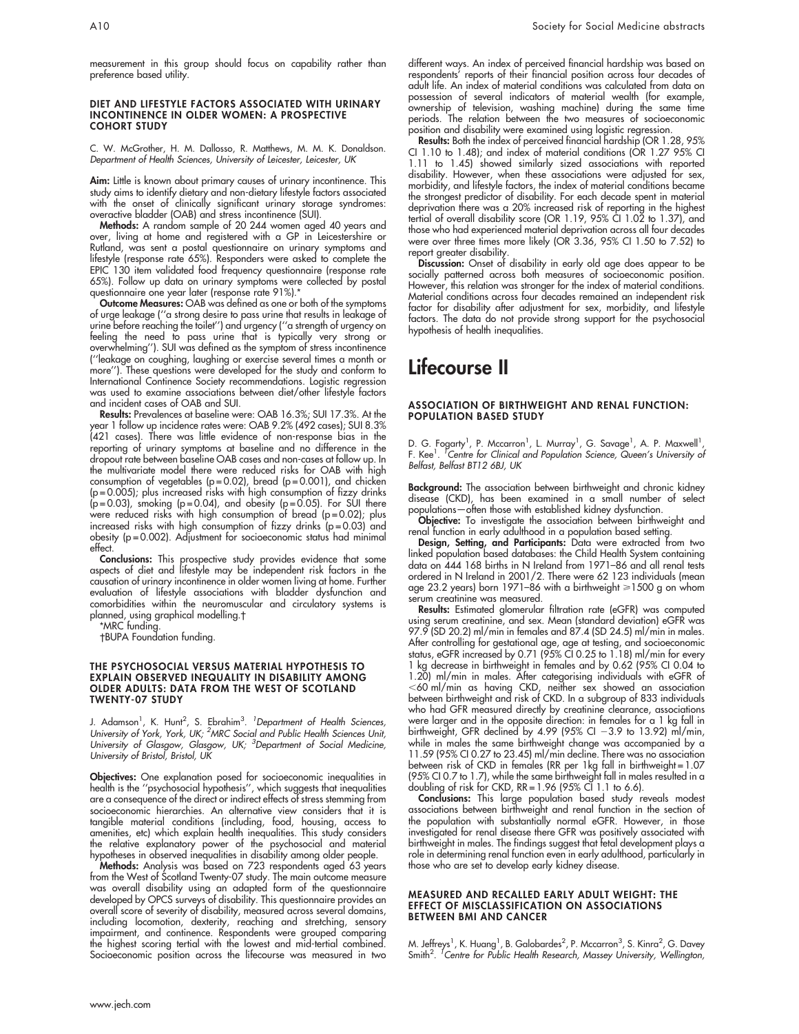measurement in this group should focus on capability rather than preference based utility.

### DIET AND LIFESTYLE FACTORS ASSOCIATED WITH URINARY INCONTINENCE IN OLDER WOMEN: A PROSPECTIVE COHORT STUDY

C. W. McGrother, H. M. Dallosso, R. Matthews, M. M. K. Donaldson. *Department of Health Sciences, University of Leicester, Leicester, UK*

**Aim:** Little is known about primary causes of urinary incontinence. This study aims to identify dietary and non-dietary lifestyle factors associated with the onset of clinically significant urinary storage syndromes: overactive bladder (OAB) and stress incontinence (SUI).

**Methods:** A random sample of 20 244 women aged 40 years and over, living at home and registered with a GP in Leicestershire or Rutland, was sent a postal questionnaire on urinary symptoms and lifestyle (response rate 65%). Responders were asked to complete the EPIC 130 item validated food frequency questionnaire (response rate 65%). Follow up data on urinary symptoms were collected by postal questionnaire one year later (response rate 91%).*

**Outcome Measures:** OAB was defined as one or both of the symptoms of urge leakage (''a strong desire to pass urine that results in leakage of urine before reaching the toilet'') and urgency (''a strength of urgency on feeling the need to pass urine that is typically very strong or overwhelming''). SUI was defined as the symptom of stress incontinence (''leakage on coughing, laughing or exercise several times a month or more''). These questions were developed for the study and conform to International Continence Society recommendations. Logistic regression was used to examine associations between diet/other lifestyle factors and incident cases of OAB and SUI.

**Results:** Prevalences at baseline were: OAB 16.3%; SUI 17.3%. At the year 1 follow up incidence rates were: OAB 9.2% (492 cases); SUI 8.3% (421 cases). There was little evidence of non-response bias in the reporting of urinary symptoms at baseline and no difference in the dropout rate between baseline OAB cases and non-cases at follow up. In the multivariate model there were reduced risks for OAB with high consumption of vegetables ($p = 0.02$), bread ($p = 0.001$), and chicken ($p = 0.005$); plus increased risks with high consumption of fizzy drinks ($p = 0.03$), smoking ($p = 0.04$), and obesity ($p = 0.05$). For SUI there were reduced risks with high consumption of bread ($p = 0.02$); plus increased risks with high consumption of fizzy drinks ($p = 0.03$) and obesity ($p = 0.002$). Adjustment for socioeconomic status had minimal effect.

**Conclusions:** This prospective study provides evidence that some aspects of diet and lifestyle may be independent risk factors in the causation of urinary incontinence in older women living at home. Further evaluation of lifestyle associations with bladder dysfunction and comorbidities within the neuromuscular and circulatory systems is planned, using graphical modelling.†

*MRC funding.

†BUPA Foundation funding.

### THE PSYCHOSOCIAL VERSUS MATERIAL HYPOTHESIS TO EXPLAIN OBSERVED INEQUALITY IN DISABILITY AMONG OLDER ADULTS: DATA FROM THE WEST OF SCOTLAND TWENTY-07 STUDY

J. Adamson[1], K. Hunt[2], S. Ebrahim[3]. [1]*Department of Health Sciences, University of York, York, UK;* [2]*MRC Social and Public Health Sciences Unit, University of Glasgow, Glasgow, UK;* [3]*Department of Social Medicine, University of Bristol, Bristol, UK*

**Objectives:** One explanation posed for socioeconomic inequalities in health is the ''psychosocial hypothesis'', which suggests that inequalities are a consequence of the direct or indirect effects of stress stemming from socioeconomic hierarchies. An alternative view considers that it is tangible material conditions (including, food, housing, access to amenities, etc) which explain health inequalities. This study considers the relative explanatory power of the psychosocial and material hypotheses in observed inequalities in disability among older people.

**Methods:** Analysis was based on 723 respondents aged 63 years from the West of Scotland Twenty-07 study. The main outcome measure was overall disability using an adapted form of the questionnaire developed by OPCS surveys of disability. This questionnaire provides an overall score of severity of disability, measured across several domains, including locomotion, dexterity, reaching and stretching, sensory impairment, and continence. Respondents were grouped comparing the highest scoring tertial with the lowest and mid-tertial combined. Socioeconomic position across the lifecourse was measured in two different ways. An index of perceived financial hardship was based on respondents' reports of their financial position across four decades of adult life. An index of material conditions was calculated from data on possession of several indicators of material wealth (for example, ownership of television, washing machine) during the same time periods. The relation between the two measures of socioeconomic position and disability were examined using logistic regression.

**Results:** Both the index of perceived financial hardship (OR 1.28, 95% CI 1.10 to 1.48); and index of material conditions (OR 1.27 95% CI 1.11 to 1.45) showed similarly sized associations with reported disability. However, when these associations were adjusted for sex, morbidity, and lifestyle factors, the index of material conditions became the strongest predictor of disability. For each decade spent in material deprivation there was a 20% increased risk of reporting in the highest tertial of overall disability score (OR 1.19, 95% CI 1.02 to 1.37), and those who had experienced material deprivation across all four decades were over three times more likely (OR 3.36, 95% CI 1.50 to 7.52) to report greater disability.

**Discussion:** Onset of disability in early old age does appear to be socially patterned across both measures of socioeconomic position. However, this relation was stronger for the index of material conditions. Material conditions across four decades remained an independent risk factor for disability after adjustment for sex, morbidity, and lifestyle factors. The data do not provide strong support for the psychosocial hypothesis of health inequalities.

# Lifecourse II

### ASSOCIATION OF BIRTHWEIGHT AND RENAL FUNCTION: POPULATION BASED STUDY

D. G. Fogarty[1], P. Mccarron[1], L. Murray[1], G. Savage[1], A. P. Maxwell[1], F. Kee[1]. [1]*Centre for Clinical and Population Science, Queen's University of Belfast, Belfast BT12 6BJ, UK*

**Background:** The association between birthweight and chronic kidney disease (CKD), has been examined in a small number of select populations—often those with established kidney dysfunction.

**Objective:** To investigate the association between birthweight and renal function in early adulthood in a population based setting.

**Design, Setting, and Participants:** Data were extracted from two linked population based databases: the Child Health System containing data on 444 168 births in N Ireland from 1971–86 and all renal tests ordered in N Ireland in 2001/2. There were 62 123 individuals (mean age 23.2 years) born 1971–86 with a birthweight $\geq$1500 g on whom serum creatinine was measured.

**Results:** Estimated glomerular filtration rate (eGFR) was computed using serum creatinine, and sex. Mean (standard deviation) eGFR was 97.9 (SD 20.2) ml/min in females and 87.4 (SD 24.5) ml/min in males. After controlling for gestational age, age at testing, and socioeconomic status, eGFR increased by 0.71 (95% CI 0.25 to 1.18) ml/min for every 1 kg decrease in birthweight in females and by 0.62 (95% CI 0.04 to 1.20) ml/min in males. After categorising individuals with eGFR of $<$60 ml/min as having CKD, neither sex showed an association between birthweight and risk of CKD. In a subgroup of 833 individuals who had GFR measured directly by creatinine clearance, associations were larger and in the opposite direction: in females for a 1 kg fall in birthweight, GFR declined by 4.99 (95% CI $-3.9$ to 13.92) ml/min, while in males the same birthweight change was accompanied by a 11.59 (95% CI 0.27 to 23.45) ml/min decline. There was no association between risk of CKD in females (RR per 1kg fall in birthweight = 1.07 (95% CI 0.7 to 1.7), while the same birthweight fall in males resulted in a doubling of risk for CKD, RR = 1.96 (95% CI 1.1 to 6.6).

**Conclusions:** This large population based study reveals modest associations between birthweight and renal function in the section of the population with substantially normal eGFR. However, in those investigated for renal disease there GFR was positively associated with birthweight in males. The findings suggest that fetal development plays a role in determining renal function even in early adulthood, particularly in those who are set to develop early kidney disease.

### MEASURED AND RECALLED EARLY ADULT WEIGHT: THE EFFECT OF MISCLASSIFICATION ON ASSOCIATIONS BETWEEN BMI AND CANCER

M. Jeffreys[1], K. Huang[1], B. Galobardes[2], P. Mccarron[3], S. Kinra[2], G. Davey Smith[2]. [1]*Centre for Public Health Research, Massey University, Wellington,*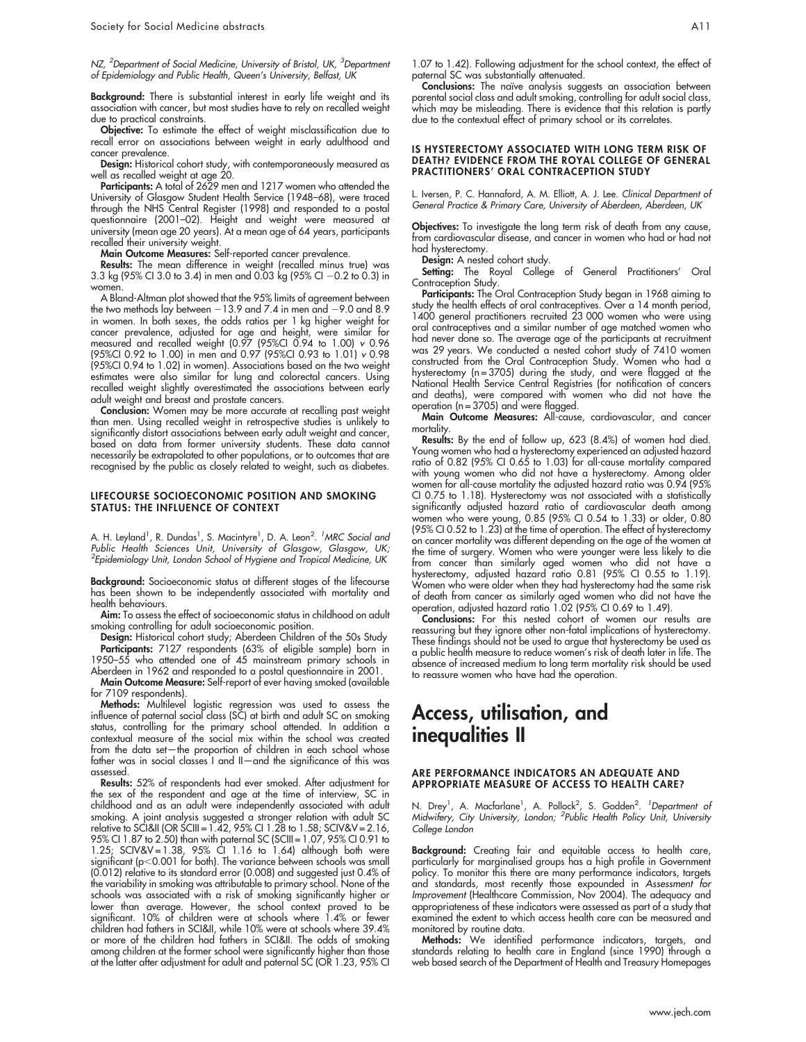NZ, [2]Department of Social Medicine, University of Bristol, UK, [3]Department of Epidemiology and Public Health, Queen's University, Belfast, UK

**Background:** There is substantial interest in early life weight and its association with cancer, but most studies have to rely on recalled weight due to practical constraints.

**Objective:** To estimate the effect of weight misclassification due to recall error on associations between weight in early adulthood and cancer prevalence.

**Design:** Historical cohort study, with contemporaneously measured as well as recalled weight at age 20.

**Participants:** A total of 2629 men and 1217 women who attended the University of Glasgow Student Health Service (1948–68), were traced through the NHS Central Register (1998) and responded to a postal questionnaire (2001–02). Height and weight were measured at university (mean age 20 years). At a mean age of 64 years, participants recalled their university weight.

**Main Outcome Measures:** Self-reported cancer prevalence.

**Results:** The mean difference in weight (recalled minus true) was 3.3 kg (95% CI 3.0 to 3.4) in men and 0.03 kg (95% CI −0.2 to 0.3) in women.

A Bland-Altman plot showed that the 95% limits of agreement between the two methods lay between −13.9 and 7.4 in men and −9.0 and 8.9 in women. In both sexes, the odds ratios per 1 kg higher weight for cancer prevalence, adjusted for age and height, were similar for measured and recalled weight (0.97 (95%CI 0.94 to 1.00) *v* 0.96 (95%CI 0.92 to 1.00) in men and 0.97 (95%CI 0.93 to 1.01) *v* 0.98 (95%CI 0.94 to 1.02) in women). Associations based on the two weight estimates were also similar for lung and colorectal cancers. Using recalled weight slightly overestimated the associations between early adult weight and breast and prostate cancers.

**Conclusion:** Women may be more accurate at recalling past weight than men. Using recalled weight in retrospective studies is unlikely to significantly distort associations between early adult weight and cancer, based on data from former university students. These data cannot necessarily be extrapolated to other populations, or to outcomes that are recognised by the public as closely related to weight, such as diabetes.

### LIFECOURSE SOCIOECONOMIC POSITION AND SMOKING STATUS: THE INFLUENCE OF CONTEXT

A. H. Leyland[1], R. Dundas[1], S. Macintyre[1], D. A. Leon[2]. [1]*MRC Social and Public Health Sciences Unit, University of Glasgow, Glasgow, UK;* [2]*Epidemiology Unit, London School of Hygiene and Tropical Medicine, UK*

**Background:** Socioeconomic status at different stages of the lifecourse has been shown to be independently associated with mortality and health behaviours.

**Aim:** To assess the effect of socioeconomic status in childhood on adult smoking controlling for adult socioeconomic position.

**Design:** Historical cohort study; Aberdeen Children of the 50s Study

**Participants:** 7127 respondents (63% of eligible sample) born in 1950–55 who attended one of 45 mainstream primary schools in Aberdeen in 1962 and responded to a postal questionnaire in 2001.

**Main Outcome Measure:** Self-report of ever having smoked (available for 7109 respondents).

**Methods:** Multilevel logistic regression was used to assess the influence of paternal social class (SC) at birth and adult SC on smoking status, controlling for the primary school attended. In addition a contextual measure of the social mix within the school was created from the data set—the proportion of children in each school whose father was in social classes I and II—and the significance of this was assessed.

**Results:** 52% of respondents had ever smoked. After adjustment for the sex of the respondent and age at the time of interview, SC in childhood and as an adult were independently associated with adult smoking. A joint analysis suggested a stronger relation with adult SC relative to SCI&II (OR SCIII = 1.42, 95% CI 1.28 to 1.58; SCIV&V = 2.16, 95% CI 1.87 to 2.50) than with paternal SC (SCIII = 1.07, 95% CI 0.91 to 1.25; SCIV&V = 1.38, 95% CI 1.16 to 1.64) although both were significant ($p<0.001$ for both). The variance between schools was small (0.012) relative to its standard error (0.008) and suggested just 0.4% of the variability in smoking was attributable to primary school. None of the schools was associated with a risk of smoking significantly higher or lower than average. However, the school context proved to be significant. 10% of children were at schools where 1.4% or fewer children had fathers in SCI&II, while 10% were at schools where 39.4% or more of the children had fathers in SCI&II. The odds of smoking among children at the former school were significantly higher than those at the latter after adjustment for adult and paternal SC (OR 1.23, 95% CI 1.07 to 1.42). Following adjustment for the school context, the effect of paternal SC was substantially attenuated.

**Conclusions:** The naïve analysis suggests an association between parental social class and adult smoking, controlling for adult social class, which may be misleading. There is evidence that this relation is partly due to the contextual effect of primary school or its correlates.

### IS HYSTERECTOMY ASSOCIATED WITH LONG TERM RISK OF DEATH? EVIDENCE FROM THE ROYAL COLLEGE OF GENERAL PRACTITIONERS' ORAL CONTRACEPTION STUDY

L. Iversen, P. C. Hannaford, A. M. Elliott, A. J. Lee. *Clinical Department of General Practice & Primary Care, University of Aberdeen, Aberdeen, UK*

**Objectives:** To investigate the long term risk of death from any cause, from cardiovascular disease, and cancer in women who had or had not had hysterectomy.

**Design:** A nested cohort study.

**Setting:** The Royal College of General Practitioners' Oral Contraception Study.

**Participants:** The Oral Contraception Study began in 1968 aiming to study the health effects of oral contraceptives. Over a 14 month period, 1400 general practitioners recruited 23 000 women who were using oral contraceptives and a similar number of age matched women who had never done so. The average age of the participants at recruitment was 29 years. We conducted a nested cohort study of 7410 women constructed from the Oral Contraception Study. Women who had a hysterectomy (n = 3705) during the study, and were flagged at the National Health Service Central Registries (for notification of cancers and deaths), were compared with women who did not have the operation (n = 3705) and were flagged.

**Main Outcome Measures:** All-cause, cardiovascular, and cancer mortality.

**Results:** By the end of follow up, 623 (8.4%) of women had died. Young women who had a hysterectomy experienced an adjusted hazard ratio of 0.82 (95% CI 0.65 to 1.03) for all-cause mortality compared with young women who did not have a hysterectomy. Among older women for all-cause mortality the adjusted hazard ratio was 0.94 (95% CI 0.75 to 1.18). Hysterectomy was not associated with a statistically significantly adjusted hazard ratio of cardiovascular death among women who were young, 0.85 (95% CI 0.54 to 1.33) or older, 0.80 (95% CI 0.52 to 1.23) at the time of operation. The effect of hysterectomy on cancer mortality was different depending on the age of the women at the time of surgery. Women who were younger were less likely to die from cancer than similarly aged women who did not have a hysterectomy, adjusted hazard ratio 0.81 (95% CI 0.55 to 1.19). Women who were older when they had hysterectomy had the same risk of death from cancer as similarly aged women who did not have the operation, adjusted hazard ratio 1.02 (95% CI 0.69 to 1.49).

**Conclusions:** For this nested cohort of women our results are reassuring but they ignore other non-fatal implications of hysterectomy. These findings should not be used to argue that hysterectomy be used as a public health measure to reduce women's risk of death later in life. The absence of increased medium to long term mortality risk should be used to reassure women who have had the operation.

# Access, utilisation, and inequalities II

### ARE PERFORMANCE INDICATORS AN ADEQUATE AND APPROPRIATE MEASURE OF ACCESS TO HEALTH CARE?

N. Drey[1], A. Macfarlane[1], A. Pollock[2], S. Godden[2]. [1]*Department of Midwifery, City University, London;* [2]*Public Health Policy Unit, University College London*

**Background:** Creating fair and equitable access to health care, particularly for marginalised groups has a high profile in Government policy. To monitor this there are many performance indicators, targets and standards, most recently those expounded in *Assessment for Improvement* (Healthcare Commission, Nov 2004). The adequacy and appropriateness of these indicators were assessed as part of a study that examined the extent to which access health care can be measured and monitored by routine data.

**Methods:** We identified performance indicators, targets, and standards relating to health care in England (since 1990) through a web based search of the Department of Health and Treasury Homepages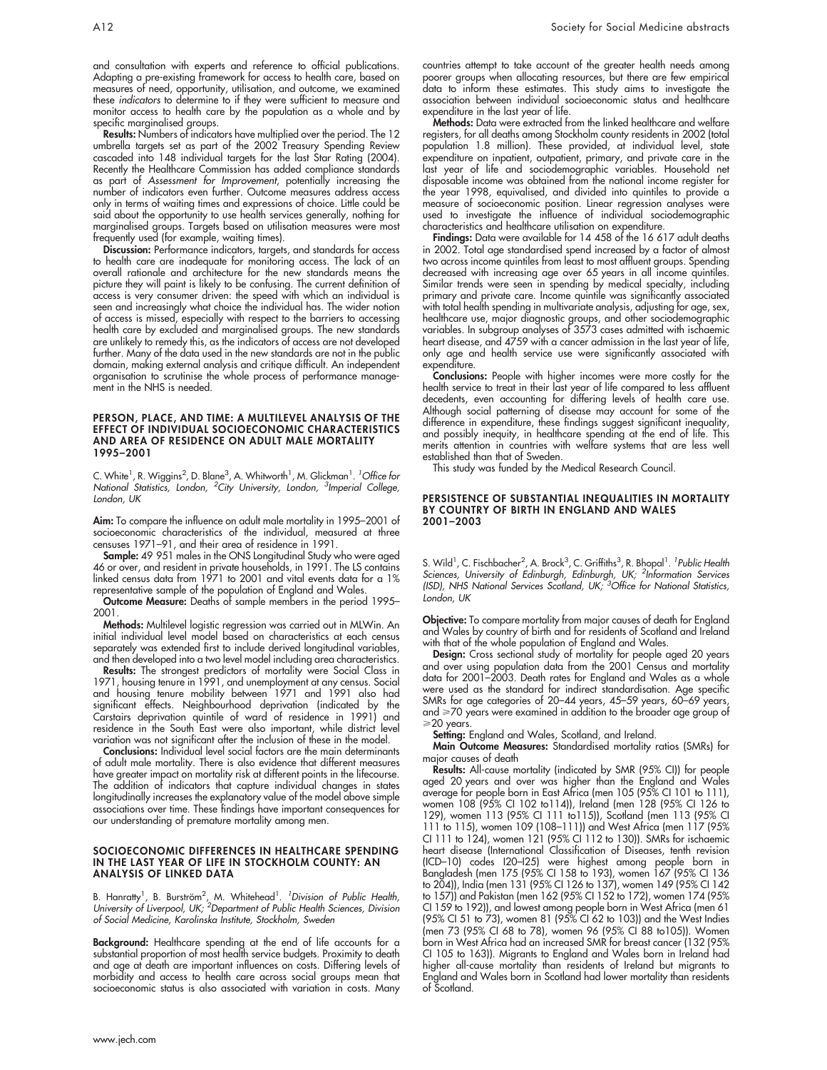and consultation with experts and reference to official publications. Adapting a pre-existing framework for access to health care, based on measures of need, opportunity, utilisation, and outcome, we examined these *indicators* to determine to if they were sufficient to measure and monitor access to health care by the population as a whole and by specific marginalised groups.

**Results:** Numbers of indicators have multiplied over the period. The 12 umbrella targets set as part of the 2002 Treasury Spending Review cascaded into 148 individual targets for the last Star Rating (2004). Recently the Healthcare Commission has added compliance standards as part of *Assessment for Improvement*, potentially increasing the number of indicators even further. Outcome measures address access only in terms of waiting times and expressions of choice. Little could be said about the opportunity to use health services generally, nothing for marginalised groups. Targets based on utilisation measures were most frequently used (for example, waiting times).

**Discussion:** Performance indicators, targets, and standards for access to health care are inadequate for monitoring access. The lack of an overall rationale and architecture for the new standards means the picture they will paint is likely to be confusing. The current definition of access is very consumer driven: the speed with which an individual is seen and increasingly what choice the individual has. The wider notion of access is missed, especially with respect to the barriers to accessing health care by excluded and marginalised groups. The new standards are unlikely to remedy this, as the indicators of access are not developed further. Many of the data used in the new standards are not in the public domain, making external analysis and critique difficult. An independent organisation to scrutinise the whole process of performance management in the NHS is needed.

## PERSON, PLACE, AND TIME: A MULTILEVEL ANALYSIS OF THE EFFECT OF INDIVIDUAL SOCIOECONOMIC CHARACTERISTICS AND AREA OF RESIDENCE ON ADULT MALE MORTALITY 1995–2001

C. White[1], R. Wiggins[2], D. Blane[3], A. Whitworth[1], M. Glickman[1]. [1]*Office for National Statistics, London,* [2]*City University, London,* [3]*Imperial College, London, UK*

**Aim:** To compare the influence on adult male mortality in 1995–2001 of socioeconomic characteristics of the individual, measured at three censuses 1971–91, and their area of residence in 1991.

**Sample:** 49 951 males in the ONS Longitudinal Study who were aged 46 or over, and resident in private households, in 1991. The LS contains linked census data from 1971 to 2001 and vital events data for a 1% representative sample of the population of England and Wales.

**Outcome Measure:** Deaths of sample members in the period 1995–2001.

**Methods:** Multilevel logistic regression was carried out in MLWin. An initial individual level model based on characteristics at each census separately was extended first to include derived longitudinal variables, and then developed into a two level model including area characteristics.

**Results:** The strongest predictors of mortality were Social Class in 1971, housing tenure in 1991, and unemployment at any census. Social and housing tenure mobility between 1971 and 1991 also had significant effects. Neighbourhood deprivation (indicated by the Carstairs deprivation quintile of ward of residence in 1991) and residence in the South East were also important, while district level variation was not significant after the inclusion of these in the model.

**Conclusions:** Individual level social factors are the main determinants of adult male mortality. There is also evidence that different measures have greater impact on mortality risk at different points in the lifecourse. The addition of indicators that capture individual changes in states longitudinally increases the explanatory value of the model above simple associations over time. These findings have important consequences for our understanding of premature mortality among men.

## SOCIOECONOMIC DIFFERENCES IN HEALTHCARE SPENDING IN THE LAST YEAR OF LIFE IN STOCKHOLM COUNTY: AN ANALYSIS OF LINKED DATA

B. Hanratty[1], B. Burström[2], M. Whitehead[1]. [1]*Division of Public Health, University of Liverpool, UK;* [2]*Department of Public Health Sciences, Division of Social Medicine, Karolinska Institute, Stockholm, Sweden*

**Background:** Healthcare spending at the end of life accounts for a substantial proportion of most health service budgets. Proximity to death and age at death are important influences on costs. Differing levels of morbidity and access to health care across social groups mean that socioeconomic status is also associated with variation in costs. Many countries attempt to take account of the greater health needs among poorer groups when allocating resources, but there are few empirical data to inform these estimates. This study aims to investigate the association between individual socioeconomic status and healthcare expenditure in the last year of life.

**Methods:** Data were extracted from the linked healthcare and welfare registers, for all deaths among Stockholm county residents in 2002 (total population 1.8 million). These provided, at individual level, state expenditure on inpatient, outpatient, primary, and private care in the last year of life and sociodemographic variables. Household net disposable income was obtained from the national income register for the year 1998, equivalised, and divided into quintiles to provide a measure of socioeconomic position. Linear regression analyses were used to investigate the influence of individual sociodemographic characteristics and healthcare utilisation on expenditure.

**Findings:** Data were available for 14 458 of the 16 617 adult deaths in 2002. Total age standardised spend increased by a factor of almost two across income quintiles from least to most affluent groups. Spending decreased with increasing age over 65 years in all income quintiles. Similar trends were seen in spending by medical specialty, including primary and private care. Income quintile was significantly associated with total health spending in multivariate analysis, adjusting for age, sex, healthcare use, major diagnostic groups, and other sociodemographic variables. In subgroup analyses of 3573 cases admitted with ischaemic heart disease, and 4759 with a cancer admission in the last year of life, only age and health service use were significantly associated with expenditure.

**Conclusions:** People with higher incomes were more costly for the health service to treat in their last year of life compared to less affluent decedents, even accounting for differing levels of health care use. Although social patterning of disease may account for some of the difference in expenditure, these findings suggest significant inequality, and possibly inequity, in healthcare spending at the end of life. This merits attention in countries with welfare systems that are less well established than that of Sweden.

This study was funded by the Medical Research Council.

## PERSISTENCE OF SUBSTANTIAL INEQUALITIES IN MORTALITY BY COUNTRY OF BIRTH IN ENGLAND AND WALES 2001–2003

S. Wild[1], C. Fischbacher[2], A. Brock[3], C. Griffiths[3], R. Bhopal[1]. [1]*Public Health Sciences, University of Edinburgh, Edinburgh, UK;* [2]*Information Services (ISD), NHS National Services Scotland, UK;* [3]*Office for National Statistics, London, UK*

**Objective:** To compare mortality from major causes of death for England and Wales by country of birth and for residents of Scotland and Ireland with that of the whole population of England and Wales.

**Design:** Cross sectional study of mortality for people aged 20 years and over using population data from the 2001 Census and mortality data for 2001–2003. Death rates for England and Wales as a whole were used as the standard for indirect standardisation. Age specific SMRs for age categories of 20–44 years, 45–59 years, 60–69 years, and ⩾70 years were examined in addition to the broader age group of ⩾20 years.

**Setting:** England and Wales, Scotland, and Ireland.

**Main Outcome Measures:** Standardised mortality ratios (SMRs) for major causes of death

**Results:** All-cause mortality (indicated by SMR (95% CI)) for people aged 20 years and over was higher than the England and Wales average for people born in East Africa (men 105 (95% CI 101 to 111), women 108 (95% CI 102 to114)), Ireland (men 128 (95% CI 126 to 129), women 113 (95% CI 111 to115)), Scotland (men 113 (95% CI 111 to 115), women 109 (108–111)) and West Africa (men 117 (95% CI 111 to 124), women 121 (95% CI 112 to 130)). SMRs for ischaemic heart disease (International Classification of Diseases, tenth revision (ICD–10) codes I20–I25) were highest among people born in Bangladesh (men 175 (95% CI 158 to 193), women 167 (95% CI 136 to 204)), India (men 131 (95% CI 126 to 137), women 149 (95% CI 142 to 157)) and Pakistan (men 162 (95% CI 152 to 172), women 174 (95% CI 159 to 192)), and lowest among people born in West Africa (men 61 (95% CI 51 to 73), women 81 (95% CI 62 to 103)) and the West Indies (men 73 (95% CI 68 to 78), women 96 (95% CI 88 to105)). Women born in West Africa had an increased SMR for breast cancer (132 (95% CI 105 to 163)). Migrants to England and Wales born in Ireland had higher all-cause mortality than residents of Ireland but migrants to England and Wales born in Scotland had lower mortality than residents of Scotland.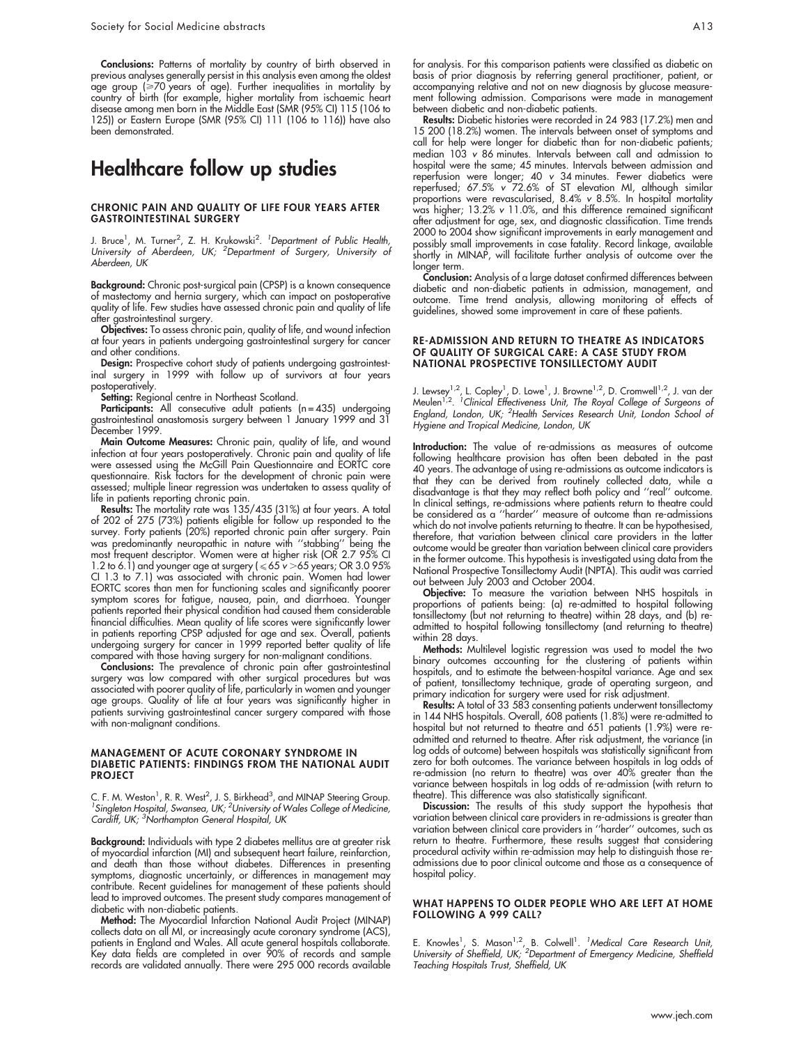**Conclusions:** Patterns of mortality by country of birth observed in previous analyses generally persist in this analysis even among the oldest age group (⩾70 years of age). Further inequalities in mortality by country of birth (for example, higher mortality from ischaemic heart disease among men born in the Middle East (SMR (95% CI) 115 (106 to 125)) or Eastern Europe (SMR (95% CI) 111 (106 to 116)) have also been demonstrated.

# Healthcare follow up studies

### CHRONIC PAIN AND QUALITY OF LIFE FOUR YEARS AFTER GASTROINTESTINAL SURGERY

J. Bruce[1], M. Turner[2], Z. H. Krukowski[2]. [1]*Department of Public Health, University of Aberdeen, UK;* [2]*Department of Surgery, University of Aberdeen, UK*

**Background:** Chronic post-surgical pain (CPSP) is a known consequence of mastectomy and hernia surgery, which can impact on postoperative quality of life. Few studies have assessed chronic pain and quality of life after gastrointestinal surgery.

**Objectives:** To assess chronic pain, quality of life, and wound infection at four years in patients undergoing gastrointestinal surgery for cancer and other conditions.

**Design:** Prospective cohort study of patients undergoing gastrointestinal surgery in 1999 with follow up of survivors at four years postoperatively.

**Setting:** Regional centre in Northeast Scotland.

**Participants:** All consecutive adult patients (n = 435) undergoing gastrointestinal anastomosis surgery between 1 January 1999 and 31 December 1999.

**Main Outcome Measures:** Chronic pain, quality of life, and wound infection at four years postoperatively. Chronic pain and quality of life were assessed using the McGill Pain Questionnaire and EORTC core questionnaire. Risk factors for the development of chronic pain were assessed; multiple linear regression was undertaken to assess quality of life in patients reporting chronic pain.

**Results:** The mortality rate was 135/435 (31%) at four years. A total of 202 of 275 (73%) patients eligible for follow up responded to the survey. Forty patients (20%) reported chronic pain after surgery. Pain was predominantly neuropathic in nature with "stabbing" being the most frequent descriptor. Women were at higher risk (OR 2.7 95% CI 1.2 to 6.1) and younger age at surgery (⩽65 *v* >65 years; OR 3.0 95% CI 1.3 to 7.1) was associated with chronic pain. Women had lower EORTC scores than men for functioning scales and significantly poorer symptom scores for fatigue, nausea, pain, and diarrhoea. Younger patients reported their physical condition had caused them considerable financial difficulties. Mean quality of life scores were significantly lower in patients reporting CPSP adjusted for age and sex. Overall, patients undergoing surgery for cancer in 1999 reported better quality of life compared with those having surgery for non-malignant conditions.

**Conclusions:** The prevalence of chronic pain after gastrointestinal surgery was low compared with other surgical procedures but was associated with poorer quality of life, particularly in women and younger age groups. Quality of life at four years was significantly higher in patients surviving gastrointestinal cancer surgery compared with those with non-malignant conditions.

### MANAGEMENT OF ACUTE CORONARY SYNDROME IN DIABETIC PATIENTS: FINDINGS FROM THE NATIONAL AUDIT PROJECT

C. F. M. Weston[1], R. R. West[2], J. S. Birkhead[3], and MINAP Steering Group. [1]*Singleton Hospital, Swansea, UK;* [2]*University of Wales College of Medicine, Cardiff, UK;* [3]*Northampton General Hospital, UK*

**Background:** Individuals with type 2 diabetes mellitus are at greater risk of myocardial infarction (MI) and subsequent heart failure, reinfarction, and death than those without diabetes. Differences in presenting symptoms, diagnostic uncertainly, or differences in management may contribute. Recent guidelines for management of these patients should lead to improved outcomes. The present study compares management of diabetic with non-diabetic patients.

**Method:** The Myocardial Infarction National Audit Project (MINAP) collects data on all MI, or increasingly acute coronary syndrome (ACS), patients in England and Wales. All acute general hospitals collaborate. Key data fields are completed in over 90% of records and sample records are validated annually. There were 295 000 records available for analysis. For this comparison patients were classified as diabetic on basis of prior diagnosis by referring general practitioner, patient, or accompanying relative and not on new diagnosis by glucose measurement following admission. Comparisons were made in management between diabetic and non-diabetic patients.

**Results:** Diabetic histories were recorded in 24 983 (17.2%) men and 15 200 (18.2%) women. The intervals between onset of symptoms and call for help were longer for diabetic than for non-diabetic patients; median 103 *v* 86 minutes. Intervals between call and admission to hospital were the same; 45 minutes. Intervals between admission and reperfusion were longer; 40 *v* 34 minutes. Fewer diabetics were reperfused; 67.5% *v* 72.6% of ST elevation MI, although similar proportions were revascularised, 8.4% *v* 8.5%. In hospital mortality was higher; 13.2% *v* 11.0%, and this difference remained significant after adjustment for age, sex, and diagnostic classification. Time trends 2000 to 2004 show significant improvements in early management and possibly small improvements in case fatality. Record linkage, available shortly in MINAP, will facilitate further analysis of outcome over the longer term.

**Conclusion:** Analysis of a large dataset confirmed differences between diabetic and non-diabetic patients in admission, management, and outcome. Time trend analysis, allowing monitoring of effects of guidelines, showed some improvement in care of these patients.

### RE-ADMISSION AND RETURN TO THEATRE AS INDICATORS OF QUALITY OF SURGICAL CARE: A CASE STUDY FROM NATIONAL PROSPECTIVE TONSILLECTOMY AUDIT

J. Lewsey[1,2], L. Copley[1], D. Lowe[1], J. Browne[1,2], D. Cromwell[1,2], J. van der Meulen[1,2]. [1]*Clinical Effectiveness Unit, The Royal College of Surgeons of England, London, UK;* [2]*Health Services Research Unit, London School of Hygiene and Tropical Medicine, London, UK*

**Introduction:** The value of re-admissions as measures of outcome following healthcare provision has often been debated in the past 40 years. The advantage of using re-admissions as outcome indicators is that they can be derived from routinely collected data, while a disadvantage is that they may reflect both policy and "real" outcome. In clinical settings, re-admissions where patients return to theatre could be considered as a "harder" measure of outcome than re-admissions which do not involve patients returning to theatre. It can be hypothesised, therefore, that variation between clinical care providers in the latter outcome would be greater than variation between clinical care providers in the former outcome. This hypothesis is investigated using data from the National Prospective Tonsillectomy Audit (NPTA). This audit was carried out between July 2003 and October 2004.

**Objective:** To measure the variation between NHS hospitals in proportions of patients being: (a) re-admitted to hospital following tonsillectomy (but not returning to theatre) within 28 days, and (b) re-admitted to hospital following tonsillectomy (and returning to theatre) within 28 days.

**Methods:** Multilevel logistic regression was used to model the two binary outcomes accounting for the clustering of patients within hospitals, and to estimate the between-hospital variance. Age and sex of patient, tonsillectomy technique, grade of operating surgeon, and primary indication for surgery were used for risk adjustment.

**Results:** A total of 33 583 consenting patients underwent tonsillectomy in 144 NHS hospitals. Overall, 608 patients (1.8%) were re-admitted to hospital but not returned to theatre and 651 patients (1.9%) were re-admitted and returned to theatre. After risk adjustment, the variance (in log odds of outcome) between hospitals was statistically significant from zero for both outcomes. The variance between hospitals in log odds of re-admission (no return to theatre) was over 40% greater than the variance between hospitals in log odds of re-admission (with return to theatre). This difference was also statistically significant.

**Discussion:** The results of this study support the hypothesis that variation between clinical care providers in re-admissions is greater than variation between clinical care providers in "harder" outcomes, such as return to theatre. Furthermore, these results suggest that considering procedural activity within re-admission may help to distinguish those re-admissions due to poor clinical outcome and those as a consequence of hospital policy.

### WHAT HAPPENS TO OLDER PEOPLE WHO ARE LEFT AT HOME FOLLOWING A 999 CALL?

E. Knowles[1], S. Mason[1,2], B. Colwell[1]. [1]*Medical Care Research Unit, University of Sheffield, UK;* [2]*Department of Emergency Medicine, Sheffield Teaching Hospitals Trust, Sheffield, UK*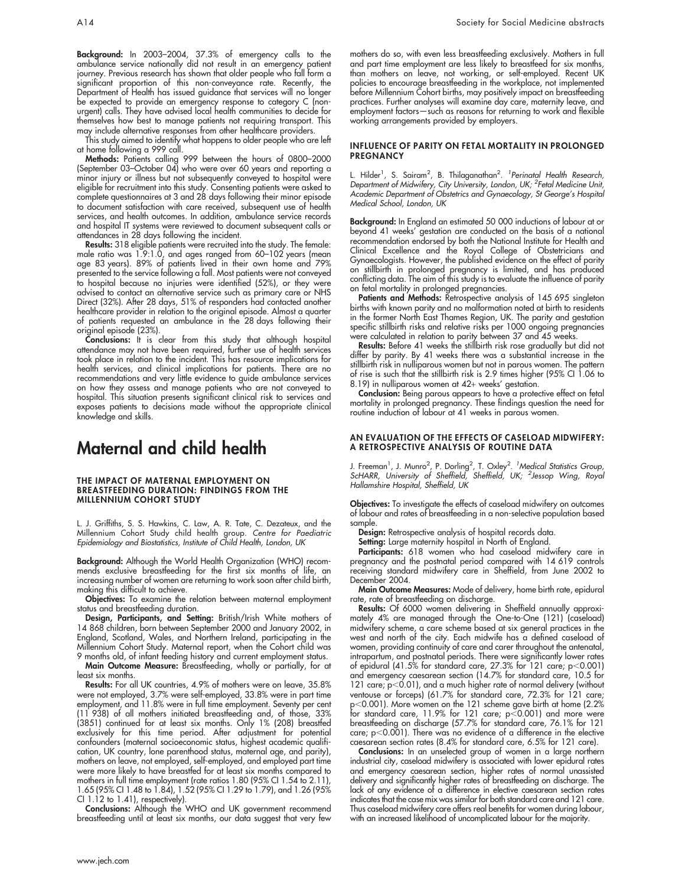**Background:** In 2003–2004, 37.3% of emergency calls to the ambulance service nationally did not result in an emergency patient journey. Previous research has shown that older people who fall form a significant proportion of this non-conveyance rate. Recently, the Department of Health has issued guidance that services will no longer be expected to provide an emergency response to category C (non-urgent) calls. They have advised local health communities to decide for themselves how best to manage patients not requiring transport. This may include alternative responses from other healthcare providers.

This study aimed to identify what happens to older people who are left at home following a 999 call.

**Methods:** Patients calling 999 between the hours of 0800–2000 (September 03–October 04) who were over 60 years and reporting a minor injury or illness but not subsequently conveyed to hospital were eligible for recruitment into this study. Consenting patients were asked to complete questionnaires at 3 and 28 days following their minor episode to document satisfaction with care received, subsequent use of health services, and health outcomes. In addition, ambulance service records and hospital IT systems were reviewed to document subsequent calls or attendances in 28 days following the incident.

**Results:** 318 eligible patients were recruited into the study. The female: male ratio was 1.9:1.0, and ages ranged from 60–102 years (mean age 83 years). 89% of patients lived in their own home and 79% presented to the service following a fall. Most patients were not conveyed to hospital because no injuries were identified (52%), or they were advised to contact an alternative service such as primary care or NHS Direct (32%). After 28 days, 51% of responders had contacted another healthcare provider in relation to the original episode. Almost a quarter of patients requested an ambulance in the 28 days following their original episode (23%).

**Conclusions:** It is clear from this study that although hospital attendance may not have been required, further use of health services took place in relation to the incident. This has resource implications for health services, and clinical implications for patients. There are no recommendations and very little evidence to guide ambulance services on how they assess and manage patients who are not conveyed to hospital. This situation presents significant clinical risk to services and exposes patients to decisions made without the appropriate clinical knowledge and skills.

# Maternal and child health

### THE IMPACT OF MATERNAL EMPLOYMENT ON BREASTFEEDING DURATION: FINDINGS FROM THE MILLENNIUM COHORT STUDY

L. J. Griffiths, S. S. Hawkins, C. Law, A. R. Tate, C. Dezateux, and the Millennium Cohort Study child health group. *Centre for Paediatric Epidemiology and Biostatistics, Institute of Child Health, London, UK*

**Background:** Although the World Health Organization (WHO) recommends exclusive breastfeeding for the first six months of life, an increasing number of women are returning to work soon after child birth, making this difficult to achieve.

**Objectives:** To examine the relation between maternal employment status and breastfeeding duration.

**Design, Participants, and Setting:** British/Irish White mothers of 14 868 children, born between September 2000 and January 2002, in England, Scotland, Wales, and Northern Ireland, participating in the Millennium Cohort Study. Maternal report, when the Cohort child was 9 months old, of infant feeding history and current employment status.

**Main Outcome Measure:** Breastfeeding, wholly or partially, for at least six months.

**Results:** For all UK countries, 4.9% of mothers were on leave, 35.8% were not employed, 3.7% were self-employed, 33.8% were in part time employment, and 11.8% were in full time employment. Seventy per cent (11 938) of all mothers initiated breastfeeding and, of those, 33% (3851) continued for at least six months. Only 1% (208) breastfed exclusively for this time period. After adjustment for potential confounders (maternal socioeconomic status, highest academic qualification, UK country, lone parenthood status, maternal age, and parity), mothers on leave, not employed, self-employed, and employed part time were more likely to have breastfed for at least six months compared to mothers in full time employment (rate ratios 1.80 (95% CI 1.54 to 2.11), 1.65 (95% CI 1.48 to 1.84), 1.52 (95% CI 1.29 to 1.79), and 1.26 (95% CI 1.12 to 1.41), respectively).

**Conclusions:** Although the WHO and UK government recommend breastfeeding until at least six months, our data suggest that very few mothers do so, with even less breastfeeding exclusively. Mothers in full and part time employment are less likely to breastfeed for six months, than mothers on leave, not working, or self-employed. Recent UK policies to encourage breastfeeding in the workplace, not implemented before Millennium Cohort births, may positively impact on breastfeeding practices. Further analyses will examine day care, maternity leave, and employment factors—such as reasons for returning to work and flexible working arrangements provided by employers.

### INFLUENCE OF PARITY ON FETAL MORTALITY IN PROLONGED PREGNANCY

L. Hilder[1], S. Sairam[2], B. Thilaganathan[2]. [1]*Perinatal Health Research, Department of Midwifery, City University, London, UK;* [2]*Fetal Medicine Unit, Academic Department of Obstetrics and Gynaecology, St George's Hospital Medical School, London, UK*

**Background:** In England an estimated 50 000 inductions of labour at or beyond 41 weeks' gestation are conducted on the basis of a national recommendation endorsed by both the National Institute for Health and Clinical Excellence and the Royal College of Obstetricians and Gynaecologists. However, the published evidence on the effect of parity on stillbirth in prolonged pregnancy is limited, and has produced conflicting data. The aim of this study is to evaluate the influence of parity on fetal mortality in prolonged pregnancies.

**Patients and Methods:** Retrospective analysis of 145 695 singleton births with known parity and no malformation noted at birth to residents in the former North East Thames Region, UK. The parity and gestation specific stillbirth risks and relative risks per 1000 ongoing pregnancies were calculated in relation to parity between 37 and 45 weeks.

**Results:** Before 41 weeks the stillbirth risk rose gradually but did not differ by parity. By 41 weeks there was a substantial increase in the stillbirth risk in nulliparous women but not in parous women. The pattern of rise is such that the stillbirth risk is 2.9 times higher (95% CI 1.06 to 8.19) in nulliparous women at 42+ weeks' gestation.

**Conclusion:** Being parous appears to have a protective effect on fetal mortality in prolonged pregnancy. These findings question the need for routine induction of labour at 41 weeks in parous women.

### AN EVALUATION OF THE EFFECTS OF CASELOAD MIDWIFERY: A RETROSPECTIVE ANALYSIS OF ROUTINE DATA

J. Freeman[1], J. Munro[2], P. Dorling[2], T. Oxley[2]. [1]*Medical Statistics Group, ScHARR, University of Sheffield, Sheffield, UK;* [2]*Jessop Wing, Royal Hallamshire Hospital, Sheffield, UK*

**Objectives:** To investigate the effects of caseload midwifery on outcomes of labour and rates of breastfeeding in a non-selective population based sample.

**Design:** Retrospective analysis of hospital records data.

**Setting:** Large maternity hospital in North of England.

**Participants:** 618 women who had caseload midwifery care in pregnancy and the postnatal period compared with 14 619 controls receiving standard midwifery care in Sheffield, from June 2002 to December 2004.

**Main Outcome Measures:** Mode of delivery, home birth rate, epidural rate, rate of breastfeeding on discharge.

**Results:** Of 6000 women delivering in Sheffield annually approximately 4% are managed through the One-to-One (121) (caseload) midwifery scheme, a care scheme based at six general practices in the west and north of the city. Each midwife has a defined caseload of women, providing continuity of care and carer throughout the antenatal, intrapartum, and postnatal periods. There were significantly lower rates of epidural (41.5% for standard care, 27.3% for 121 care; $p<0.001$) and emergency caesarean section (14.7% for standard care, 10.5 for 121 care; $p<0.01$), and a much higher rate of normal delivery (without ventouse or forceps) (61.7% for standard care, 72.3% for 121 care; $p<0.001$). More women on the 121 scheme gave birth at home (2.2% for standard care, 11.9% for 121 care; $p<0.001$) and more were breastfeeding on discharge (57.7% for standard care, 76.1% for 121 care; $p<0.001$). There was no evidence of a difference in the elective caesarean section rates (8.4% for standard care, 6.5% for 121 care).

**Conclusions:** In an unselected group of women in a large northern industrial city, caseload midwifery is associated with lower epidural rates and emergency caesarean section, higher rates of normal unassisted delivery and significantly higher rates of breastfeeding on discharge. The lack of any evidence of a difference in elective caesarean section rates indicates that the case mix was similar for both standard care and 121 care. Thus caseload midwifery care offers real benefits for women during labour, with an increased likelihood of uncomplicated labour for the majority.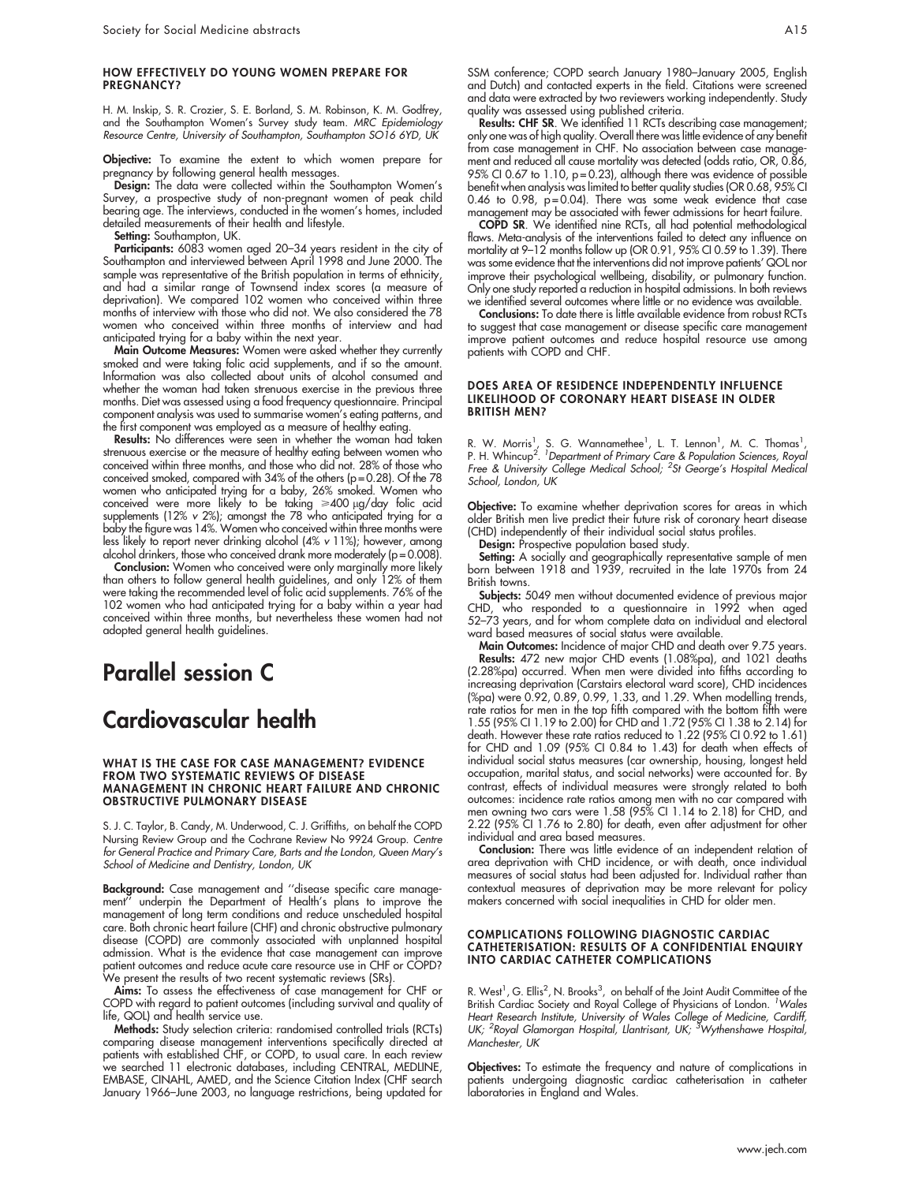### HOW EFFECTIVELY DO YOUNG WOMEN PREPARE FOR PREGNANCY?

H. M. Inskip, S. R. Crozier, S. E. Borland, S. M. Robinson, K. M. Godfrey, and the Southampton Women's Survey study team. *MRC Epidemiology Resource Centre, University of Southampton, Southampton SO16 6YD, UK*

**Objective:** To examine the extent to which women prepare for pregnancy by following general health messages.

**Design:** The data were collected within the Southampton Women's Survey, a prospective study of non-pregnant women of peak child bearing age. The interviews, conducted in the women's homes, included detailed measurements of their health and lifestyle.

**Setting:** Southampton, UK.

**Participants:** 6083 women aged 20–34 years resident in the city of Southampton and interviewed between April 1998 and June 2000. The sample was representative of the British population in terms of ethnicity, and had a similar range of Townsend index scores (a measure of deprivation). We compared 102 women who conceived within three months of interview with those who did not. We also considered the 78 women who conceived within three months of interview and had anticipated trying for a baby within the next year.

**Main Outcome Measures:** Women were asked whether they currently smoked and were taking folic acid supplements, and if so the amount. Information was also collected about units of alcohol consumed and whether the woman had taken strenuous exercise in the previous three months. Diet was assessed using a food frequency questionnaire. Principal component analysis was used to summarise women's eating patterns, and the first component was employed as a measure of healthy eating.

**Results:** No differences were seen in whether the woman had taken strenuous exercise or the measure of healthy eating between women who conceived within three months, and those who did not. 28% of those who conceived smoked, compared with 34% of the others (p = 0.28). Of the 78 women who anticipated trying for a baby, 26% smoked. Women who conceived were more likely to be taking ≥400 μg/day folic acid supplements (12% *v* 2%); amongst the 78 who anticipated trying for a baby the figure was 14%. Women who conceived within three months were less likely to report never drinking alcohol (4% *v* 11%); however, among alcohol drinkers, those who conceived drank more moderately (p = 0.008).

**Conclusion:** Women who conceived were only marginally more likely than others to follow general health guidelines, and only 12% of them were taking the recommended level of folic acid supplements. 76% of the 102 women who had anticipated trying for a baby within a year had conceived within three months, but nevertheless these women had not adopted general health guidelines.

# Parallel session C

# Cardiovascular health

### WHAT IS THE CASE FOR CASE MANAGEMENT? EVIDENCE FROM TWO SYSTEMATIC REVIEWS OF DISEASE MANAGEMENT IN CHRONIC HEART FAILURE AND CHRONIC OBSTRUCTIVE PULMONARY DISEASE

S. J. C. Taylor, B. Candy, M. Underwood, C. J. Griffiths, on behalf the COPD Nursing Review Group and the Cochrane Review No 9924 Group. *Centre for General Practice and Primary Care, Barts and the London, Queen Mary's School of Medicine and Dentistry, London, UK*

**Background:** Case management and ''disease specific care management'' underpin the Department of Health's plans to improve the management of long term conditions and reduce unscheduled hospital care. Both chronic heart failure (CHF) and chronic obstructive pulmonary disease (COPD) are commonly associated with unplanned hospital admission. What is the evidence that case management can improve patient outcomes and reduce acute care resource use in CHF or COPD? We present the results of two recent systematic reviews (SRs).

**Aims:** To assess the effectiveness of case management for CHF or COPD with regard to patient outcomes (including survival and quality of life, QOL) and health service use.

**Methods:** Study selection criteria: randomised controlled trials (RCTs) comparing disease management interventions specifically directed at patients with established CHF, or COPD, to usual care. In each review we searched 11 electronic databases, including CENTRAL, MEDLINE, EMBASE, CINAHL, AMED, and the Science Citation Index (CHF search January 1966–June 2003, no language restrictions, being updated for SSM conference; COPD search January 1980–January 2005, English and Dutch) and contacted experts in the field. Citations were screened and data were extracted by two reviewers working independently. Study quality was assessed using published criteria.

**Results: CHF SR**. We identified 11 RCTs describing case management; only one was of high quality. Overall there was little evidence of any benefit from case management in CHF. No association between case management and reduced all cause mortality was detected (odds ratio, OR, 0.86, 95% CI 0.67 to 1.10, p = 0.23), although there was evidence of possible benefit when analysis was limited to better quality studies (OR 0.68, 95% CI 0.46 to 0.98, p = 0.04). There was some weak evidence that case management may be associated with fewer admissions for heart failure.

**COPD SR**. We identified nine RCTs, all had potential methodological flaws. Meta-analysis of the interventions failed to detect any influence on mortality at 9–12 months follow up (OR 0.91, 95% CI 0.59 to 1.39). There was some evidence that the interventions did not improve patients' QOL nor improve their psychological wellbeing, disability, or pulmonary function. Only one study reported a reduction in hospital admissions. In both reviews we identified several outcomes where little or no evidence was available.

**Conclusions:** To date there is little available evidence from robust RCTs to suggest that case management or disease specific care management improve patient outcomes and reduce hospital resource use among patients with COPD and CHF.

### DOES AREA OF RESIDENCE INDEPENDENTLY INFLUENCE LIKELIHOOD OF CORONARY HEART DISEASE IN OLDER BRITISH MEN?

R. W. Morris[1], S. G. Wannamethee[1], L. T. Lennon[1], M. C. Thomas[1], P. H. Whincup[2]. *[1]Department of Primary Care & Population Sciences, Royal Free & University College Medical School; [2]St George's Hospital Medical School, London, UK*

**Objective:** To examine whether deprivation scores for areas in which older British men live predict their future risk of coronary heart disease (CHD) independently of their individual social status profiles.

**Design:** Prospective population based study.

**Setting:** A socially and geographically representative sample of men born between 1918 and 1939, recruited in the late 1970s from 24 British towns.

**Subjects:** 5049 men without documented evidence of previous major CHD, who responded to a questionnaire in 1992 when aged 52–73 years, and for whom complete data on individual and electoral ward based measures of social status were available.

**Main Outcomes:** Incidence of major CHD and death over 9.75 years.

**Results:** 472 new major CHD events (1.08%pa), and 1021 deaths (2.28%pa) occurred. When men were divided into fifths according to increasing deprivation (Carstairs electoral ward score), CHD incidences (%pa) were 0.92, 0.89, 0.99, 1.33, and 1.29. When modelling trends, rate ratios for men in the top fifth compared with the bottom fifth were 1.55 (95% CI 1.19 to 2.00) for CHD and 1.72 (95% CI 1.38 to 2.14) for death. However these rate ratios reduced to 1.22 (95% CI 0.92 to 1.61) for CHD and 1.09 (95% CI 0.84 to 1.43) for death when effects of individual social status measures (car ownership, housing, longest held occupation, marital status, and social networks) were accounted for. By contrast, effects of individual measures were strongly related to both outcomes: incidence rate ratios among men with no car compared with men owning two cars were 1.58 (95% CI 1.14 to 2.18) for CHD, and 2.22 (95% CI 1.76 to 2.80) for death, even after adjustment for other individual and area based measures.

**Conclusion:** There was little evidence of an independent relation of area deprivation with CHD incidence, or with death, once individual measures of social status had been adjusted for. Individual rather than contextual measures of deprivation may be more relevant for policy makers concerned with social inequalities in CHD for older men.

### COMPLICATIONS FOLLOWING DIAGNOSTIC CARDIAC CATHETERISATION: RESULTS OF A CONFIDENTIAL ENQUIRY INTO CARDIAC CATHETER COMPLICATIONS

R. West[1], G. Ellis[2], N. Brooks[3], on behalf of the Joint Audit Committee of the British Cardiac Society and Royal College of Physicians of London. *[1]Wales Heart Research Institute, University of Wales College of Medicine, Cardiff, UK; [2]Royal Glamorgan Hospital, Llantrisant, UK; [3]Wythenshawe Hospital, Manchester, UK*

**Objectives:** To estimate the frequency and nature of complications in patients undergoing diagnostic cardiac catheterisation in catheter laboratories in England and Wales.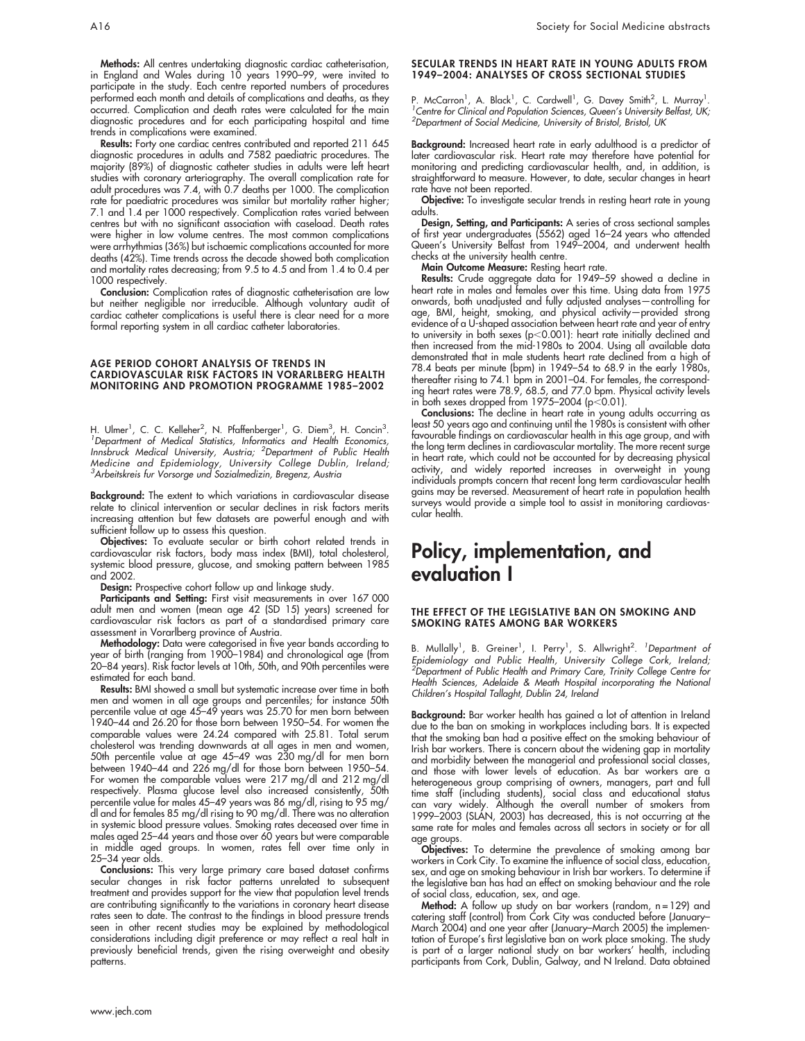**Methods:** All centres undertaking diagnostic cardiac catheterisation, in England and Wales during 10 years 1990–99, were invited to participate in the study. Each centre reported numbers of procedures performed each month and details of complications and deaths, as they occurred. Complication and death rates were calculated for the main diagnostic procedures and for each participating hospital and time trends in complications were examined.

**Results:** Forty one cardiac centres contributed and reported 211 645 diagnostic procedures in adults and 7582 paediatric procedures. The majority (89%) of diagnostic catheter studies in adults were left heart studies with coronary arteriography. The overall complication rate for adult procedures was 7.4, with 0.7 deaths per 1000. The complication rate for paediatric procedures was similar but mortality rather higher; 7.1 and 1.4 per 1000 respectively. Complication rates varied between centres but with no significant association with caseload. Death rates were higher in low volume centres. The most common complications were arrhythmias (36%) but ischaemic complications accounted for more deaths (42%). Time trends across the decade showed both complication and mortality rates decreasing; from 9.5 to 4.5 and from 1.4 to 0.4 per 1000 respectively.

**Conclusion:** Complication rates of diagnostic catheterisation are low but neither negligible nor irreducible. Although voluntary audit of cardiac catheter complications is useful there is clear need for a more formal reporting system in all cardiac catheter laboratories.

### AGE PERIOD COHORT ANALYSIS OF TRENDS IN CARDIOVASCULAR RISK FACTORS IN VORARLBERG HEALTH MONITORING AND PROMOTION PROGRAMME 1985–2002

H. Ulmer[1], C. C. Kelleher[2], N. Pfaffenberger[1], G. Diem[3], H. Concin[3]. [1]*Department of Medical Statistics, Informatics and Health Economics, Innsbruck Medical University, Austria;* [2]*Department of Public Health Medicine and Epidemiology, University College Dublin, Ireland;* [3]*Arbeitskreis fur Vorsorge und Sozialmedizin, Bregenz, Austria*

**Background:** The extent to which variations in cardiovascular disease relate to clinical intervention or secular declines in risk factors merits increasing attention but few datasets are powerful enough and with sufficient follow up to assess this question.

**Objectives:** To evaluate secular or birth cohort related trends in cardiovascular risk factors, body mass index (BMI), total cholesterol, systemic blood pressure, glucose, and smoking pattern between 1985 and 2002.

**Design:** Prospective cohort follow up and linkage study.

**Participants and Setting:** First visit measurements in over 167 000 adult men and women (mean age 42 (SD 15) years) screened for cardiovascular risk factors as part of a standardised primary care assessment in Vorarlberg province of Austria.

**Methodology:** Data were categorised in five year bands according to year of birth (ranging from 1900–1984) and chronological age (from 20–84 years). Risk factor levels at 10th, 50th, and 90th percentiles were estimated for each band.

**Results:** BMI showed a small but systematic increase over time in both men and women in all age groups and percentiles; for instance 50th percentile value at age 45–49 years was 25.70 for men born between 1940–44 and 26.20 for those born between 1950–54. For women the comparable values were 24.24 compared with 25.81. Total serum cholesterol was trending downwards at all ages in men and women, 50th percentile value at age 45–49 was 230 mg/dl for men born between 1940–44 and 226 mg/dl for those born between 1950–54. For women the comparable values were 217 mg/dl and 212 mg/dl respectively. Plasma glucose level also increased consistently, 50th percentile value for males 45–49 years was 86 mg/dl, rising to 95 mg/dl and for females 85 mg/dl rising to 90 mg/dl. There was no alteration in systemic blood pressure values. Smoking rates deceased over time in males aged 25–44 years and those over 60 years but were comparable in middle aged groups. In women, rates fell over time only in 25–34 year olds.

**Conclusions:** This very large primary care based dataset confirms secular changes in risk factor patterns unrelated to subsequent treatment and provides support for the view that population level trends are contributing significantly to the variations in coronary heart disease rates seen to date. The contrast to the findings in blood pressure trends seen in other recent studies may be explained by methodological considerations including digit preference or may reflect a real halt in previously beneficial trends, given the rising overweight and obesity patterns.

### SECULAR TRENDS IN HEART RATE IN YOUNG ADULTS FROM 1949–2004: ANALYSES OF CROSS SECTIONAL STUDIES

P. McCarron[1], A. Black[1], C. Cardwell[1], G. Davey Smith[2], L. Murray[1]. [1]*Centre for Clinical and Population Sciences, Queen's University Belfast, UK;* [2]*Department of Social Medicine, University of Bristol, Bristol, UK*

**Background:** Increased heart rate in early adulthood is a predictor of later cardiovascular risk. Heart rate may therefore have potential for monitoring and predicting cardiovascular health, and, in addition, is straightforward to measure. However, to date, secular changes in heart rate have not been reported.

**Objective:** To investigate secular trends in resting heart rate in young adults.

**Design, Setting, and Participants:** A series of cross sectional samples of first year undergraduates (5562) aged 16–24 years who attended Queen's University Belfast from 1949–2004, and underwent health checks at the university health centre.

**Main Outcome Measure:** Resting heart rate.

**Results:** Crude aggregate data for 1949–59 showed a decline in heart rate in males and females over this time. Using data from 1975 onwards, both unadjusted and fully adjusted analyses—controlling for age, BMI, height, smoking, and physical activity—provided strong evidence of a U-shaped association between heart rate and year of entry to university in both sexes ($p<0.001$): heart rate initially declined and then increased from the mid-1980s to 2004. Using all available data demonstrated that in male students heart rate declined from a high of 78.4 beats per minute (bpm) in 1949–54 to 68.9 in the early 1980s, thereafter rising to 74.1 bpm in 2001–04. For females, the corresponding heart rates were 78.9, 68.5, and 77.0 bpm. Physical activity levels in both sexes dropped from 1975–2004 ($p<0.01$).

**Conclusions:** The decline in heart rate in young adults occurring as least 50 years ago and continuing until the 1980s is consistent with other favourable findings on cardiovascular health in this age group, and with the long term declines in cardiovascular mortality. The more recent surge in heart rate, which could not be accounted for by decreasing physical activity, and widely reported increases in overweight in young individuals prompts concern that recent long term cardiovascular health gains may be reversed. Measurement of heart rate in population health surveys would provide a simple tool to assist in monitoring cardiovascular health.

## Policy, implementation, and evaluation I

### THE EFFECT OF THE LEGISLATIVE BAN ON SMOKING AND SMOKING RATES AMONG BAR WORKERS

B. Mullally[1], B. Greiner[1], I. Perry[1], S. Allwright[2]. [1]*Department of Epidemiology and Public Health, University College Cork, Ireland;* [2]*Department of Public Health and Primary Care, Trinity College Centre for Health Sciences, Adelaide & Meath Hospital incorporating the National Children's Hospital Tallaght, Dublin 24, Ireland*

**Background:** Bar worker health has gained a lot of attention in Ireland due to the ban on smoking in workplaces including bars. It is expected that the smoking ban had a positive effect on the smoking behaviour of Irish bar workers. There is concern about the widening gap in mortality and morbidity between the managerial and professional social classes, and those with lower levels of education. As bar workers are a heterogeneous group comprising of owners, managers, part and full time staff (including students), social class and educational status can vary widely. Although the overall number of smokers from 1999–2003 (SLAN, 2003) has decreased, this is not occurring at the same rate for males and females across all sectors in society or for all age groups.

**Objectives:** To determine the prevalence of smoking among bar workers in Cork City. To examine the influence of social class, education, sex, and age on smoking behaviour in Irish bar workers. To determine if the legislative ban has had an effect on smoking behaviour and the role of social class, education, sex, and age.

**Method:** A follow up study on bar workers (random, n = 129) and catering staff (control) from Cork City was conducted before (January–March 2004) and one year after (January–March 2005) the implementation of Europe's first legislative ban on work place smoking. The study is part of a larger national study on bar workers' health, including participants from Cork, Dublin, Galway, and N Ireland. Data obtained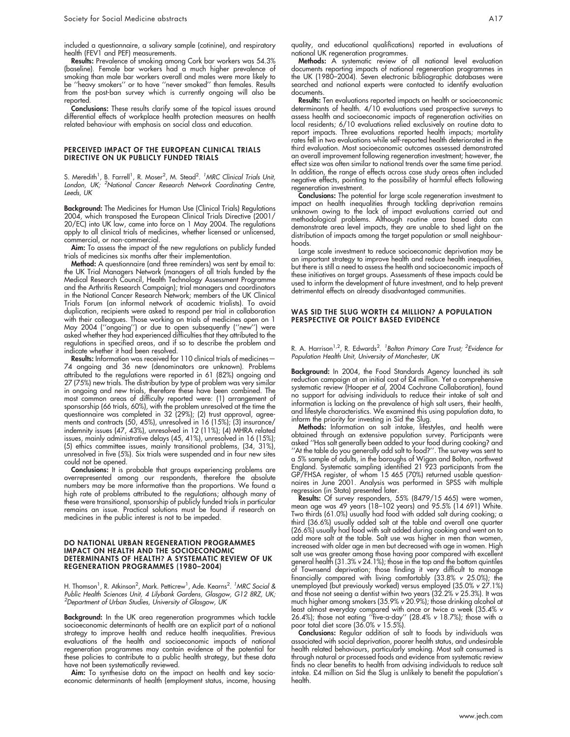included a questionnaire, a salivary sample (cotinine), and respiratory health (FEV1 and PEF) measurements.

**Results:** Prevalence of smoking among Cork bar workers was 54.3% (baseline). Female bar workers had a much higher prevalence of smoking than male bar workers overall and males were more likely to be ''heavy smokers'' or to have ''never smoked'' than females. Results from the post-ban survey which is currently ongoing will also be reported.

**Conclusions:** These results clarify some of the topical issues around differential effects of workplace health protection measures on health related behaviour with emphasis on social class and education.

## PERCEIVED IMPACT OF THE EUROPEAN CLINICAL TRIALS DIRECTIVE ON UK PUBLICLY FUNDED TRIALS

S. Meredith[1], B. Farrell[1], R. Moser[2], M. Stead[2]. [1]*MRC Clinical Trials Unit, London, UK;* [2]*National Cancer Research Network Coordinating Centre, Leeds, UK*

**Background:** The Medicines for Human Use (Clinical Trials) Regulations 2004, which transposed the European Clinical Trials Directive (2001/20/EC) into UK law, came into force on 1 May 2004. The regulations apply to all clinical trials of medicines, whether licensed or unlicensed, commercial, or non-commercial.

**Aim:** To assess the impact of the new regulations on publicly funded trials of medicines six months after their implementation.

**Method:** A questionnaire (and three reminders) was sent by email to: the UK Trial Managers Network (managers of all trials funded by the Medical Research Council, Health Technology Assessment Programme and the Arthritis Research Campaign); trial managers and coordinators in the National Cancer Research Network; members of the UK Clinical Trials Forum (an informal network of academic trialists). To avoid duplication, recipients were asked to respond per trial in collaboration with their colleagues. Those working on trials of medicines open on 1 May 2004 (''ongoing'') or due to open subsequently (''new'') were asked whether they had experienced difficulties that they attributed to the regulations in specified areas, and if so to describe the problem and indicate whether it had been resolved.

**Results:** Information was received for 110 clinical trials of medicines—74 ongoing and 36 new (denominators are unknown). Problems attributed to the regulations were reported in 61 (82%) ongoing and 27 (75%) new trials. The distribution by type of problem was very similar in ongoing and new trials, therefore these have been combined. The most common areas of difficulty reported were: (1) arrangement of sponsorship (66 trials, 60%), with the problem unresolved at the time the questionnaire was completed in 32 (29%); (2) trust approval, agreements and contracts (50, 45%), unresolved in 16 (15%); (3) insurance/indemnity issues (47, 43%), unresolved in 12 (11%); (4) MHRA related issues, mainly administrative delays (45, 41%), unresolved in 16 (15%); (5) ethics committee issues, mainly transitional problems, (34, 31%), unresolved in five (5%). Six trials were suspended and in four new sites could not be opened.

**Conclusions:** It is probable that groups experiencing problems are overrepresented among our respondents, therefore the absolute numbers may be more informative than the proportions. We found a high rate of problems attributed to the regulations; although many of these were transitional, sponsorship of publicly funded trials in particular remains an issue. Practical solutions must be found if research on medicines in the public interest is not to be impeded.

## DO NATIONAL URBAN REGENERATION PROGRAMMES IMPACT ON HEALTH AND THE SOCIOECONOMIC DETERMINANTS OF HEALTH? A SYSTEMATIC REVIEW OF UK REGENERATION PROGRAMMES (1980–2004)

H. Thomson[1], R. Atkinson[2], Mark. Petticrew[1], Ade. Kearns[2]. [1]*MRC Social & Public Health Sciences Unit, 4 Lilybank Gardens, Glasgow, G12 8RZ, UK;* [2]*Department of Urban Studies, University of Glasgow, UK*

**Background:** In the UK area regeneration programmes which tackle socioeconomic determinants of health are an explicit part of a national strategy to improve health and reduce health inequalities. Previous evaluations of the health and socioeconomic impacts of national regeneration programmes may contain evidence of the potential for these policies to contribute to a public health strategy, but these data have not been systematically reviewed.

**Aim:** To synthesise data on the impact on health and key socioeconomic determinants of health (employment status, income, housing quality, and educational qualifications) reported in evaluations of national UK regeneration programmes.

**Methods:** A systematic review of all national level evaluation documents reporting impacts of national regeneration programmes in the UK (1980–2004). Seven electronic bibliographic databases were searched and national experts were contacted to identify evaluation documents.

**Results:** Ten evaluations reported impacts on health or socioeconomic determinants of health. 4/10 evaluations used prospective surveys to assess health and socioeconomic impacts of regeneration activities on local residents; 6/10 evaluations relied exclusively on routine data to report impacts. Three evaluations reported health impacts; mortality rates fell in two evaluations while self-reported health deteriorated in the third evaluation. Most socioeconomic outcomes assessed demonstrated an overall improvement following regeneration investment; however, the effect size was often similar to national trends over the same time period. In addition, the range of effects across case study areas often included negative effects, pointing to the possibility of harmful effects following regeneration investment.

**Conclusions:** The potential for large scale regeneration investment to impact on health inequalities through tackling deprivation remains unknown owing to the lack of impact evaluations carried out and methodological problems. Although routine area based data can demonstrate area level impacts, they are unable to shed light on the distribution of impacts among the target population or small neighbourhoods.

Large scale investment to reduce socioeconomic deprivation may be an important strategy to improve health and reduce health inequalities, but there is still a need to assess the health and socioeconomic impacts of these initiatives on target groups. Assessments of these impacts could be used to inform the development of future investment, and to help prevent detrimental effects on already disadvantaged communities.

## WAS SID THE SLUG WORTH £4 MILLION? A POPULATION PERSPECTIVE OR POLICY BASED EVIDENCE

R. A. Harrison[1,2], R. Edwards[2]. [1]*Bolton Primary Care Trust;* [2]*Evidence for Population Health Unit, University of Manchester, UK*

**Background:** In 2004, the Food Standards Agency launched its salt reduction campaign at an initial cost of £4 million. Yet a comprehensive systematic review (Hooper *et al*, 2004 Cochrane Collaboration), found no support for advising individuals to reduce their intake of salt and information is lacking on the prevalence of high salt users, their health, and lifestyle characteristics. We examined this using population data, to inform the priority for investing in Sid the Slug.

**Methods:** Information on salt intake, lifestyles, and health were obtained through an extensive population survey. Participants were asked ''Has salt generally been added to your food during cooking? and ''At the table do you generally add salt to food?''. The survey was sent to a 5% sample of adults, in the boroughs of Wigan and Bolton, northwest England. Systematic sampling identified 21 923 participants from the GP/FHSA register, of whom 15 465 (70%) returned usable questionnaires in June 2001. Analysis was performed in SPSS with multiple regression (in Stata) presented later.

**Results:** Of survey responders, 55% (8479/15 465) were women, mean age was 49 years (18–102 years) and 95.5% (14 691) White. Two thirds (61.0%) usually had food with added salt during cooking; a third (36.6%) usually added salt at the table and overall one quarter (26.6%) usually had food with salt added during cooking and went on to add more salt at the table. Salt use was higher in men than women, increased with older age in men but decreased with age in women. High salt use was greater among those having poor compared with excellent general health (31.3% *v* 24.1%); those in the top and the bottom quintiles of Townsend deprivation; those finding it very difficult to manage financially compared with living comfortably (33.8% *v* 25.0%); the unemployed (but previously worked) versus employed (35.0% *v* 27.1%) and those not seeing a dentist within two years (32.2% *v* 25.3%). It was much higher among smokers (35.9% *v* 20.9%); those drinking alcohol at least almost everyday compared with once or twice a week (35.4% *v* 26.4%); those not eating ''five-a-day'' (28.4% *v* 18.7%); those with a poor total diet score (36.0% *v* 15.5%).

**Conclusions:** Regular addition of salt to foods by individuals was associated with social deprivation, poorer health status, and undesirable health related behaviours, particularly smoking. Most salt consumed is through natural or processed foods and evidence from systematic review finds no clear benefits to health from advising individuals to reduce salt intake. £4 million on Sid the Slug is unlikely to benefit the population's health.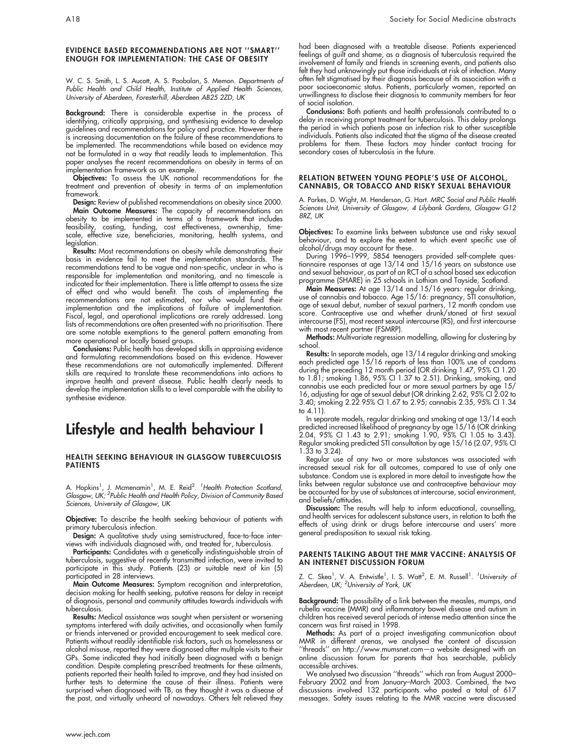### EVIDENCE BASED RECOMMENDATIONS ARE NOT ''SMART'' ENOUGH FOR IMPLEMENTATION: THE CASE OF OBESITY

W. C. S. Smith, L. S. Aucott, A. S. Poobalan, S. Memon. *Departments of Public Health and Child Health, Institute of Applied Health Sciences, University of Aberdeen, Foresterhill, Aberdeen AB25 2ZD, UK*

**Background:** There is considerable expertise in the process of identifying, critically appraising, and synthesising evidence to develop guidelines and recommendations for policy and practice. However there is increasing documentation on the failure of these recommendations to be implemented. The recommendations while based on evidence may not be formulated in a way that readily leads to implementation. This paper analyses the recent recommendations on obesity in terms of an implementation framework as an example.

**Objectives:** To assess the UK national recommendations for the treatment and prevention of obesity in terms of an implementation framework.

**Design:** Review of published recommendations on obesity since 2000.

**Main Outcome Measures:** The capacity of recommendations on obesity to be implemented in terms of a framework that includes feasibility, costing, funding, cost effectiveness, ownership, timescale, effective size, beneficiaries, monitoring, health systems, and legislation.

**Results:** Most recommendations on obesity while demonstrating their basis in evidence fail to meet the implementation standards. The recommendations tend to be vague and non-specific, unclear in who is responsible for implementation and monitoring, and no timescale is indicated for their implementation. There is little attempt to assess the size of effect and who would benefit. The costs of implementing the recommendations are not estimated, nor who would fund their implementation and the implications of failure of implementation. Fiscal, legal, and operational implications are rarely addressed. Long lists of recommendations are often presented with no prioritisation. There are some notable exemptions to the general pattern emanating from more operational or locally based groups.

**Conclusions:** Public health has developed skills in appraising evidence and formulating recommendations based on this evidence. However these recommendations are not automatically implemented. Different skills are required to translate these recommendations into actions to improve health and prevent disease. Public health clearly needs to develop the implementation skills to a level comparable with the ability to synthesise evidence.

# Lifestyle and health behaviour I

### HEALTH SEEKING BEHAVIOUR IN GLASGOW TUBERCULOSIS PATIENTS

A. Hopkins[1], J. Mcmenamin[1], M. E. Reid[2]. [1]*Health Protection Scotland, Glasgow, UK;* [2]*Public Health and Health Policy, Division of Community Based Sciences, University of Glasgow, UK*

**Objective:** To describe the health seeking behaviour of patients with primary tuberculosis infection.

**Design:** A qualitative study using semistructured, face-to-face interviews with individuals diagnosed with, and treated for, tuberculosis.

**Participants:** Candidates with a genetically indistinguishable strain of tuberculosis, suggestive of recently transmitted infection, were invited to participate in this study. Patients (23) or suitable next of kin (5) participated in 28 interviews.

**Main Outcome Measures:** Symptom recognition and interpretation, decision making for health seeking, putative reasons for delay in receipt of diagnosis, personal and community attitudes towards individuals with tuberculosis.

**Results:** Medical assistance was sought when persistent or worsening symptoms interfered with daily activities, and occasionally when family or friends intervened or provided encouragement to seek medical care. Patients without readily identifiable risk factors, such as homelessness or alcohol misuse, reported they were diagnosed after multiple visits to their GPs. Some indicated they had initially been diagnosed with a benign condition. Despite completing prescribed treatments for these ailments, patients reported their health failed to improve, and they had insisted on further tests to determine the cause of their illness. Patients were surprised when diagnosed with TB, as they thought it was a disease of the past, and virtually unheard of nowadays. Others felt relieved they had been diagnosed with a treatable disease. Patients experienced feelings of guilt and shame, as a diagnosis of tuberculosis required the involvement of family and friends in screening events, and patients also felt they had unknowingly put those individuals at risk of infection. Many often felt stigmatised by their diagnosis because of its association with a poor socioeconomic status. Patients, particularly women, reported an unwillingness to disclose their diagnosis to community members for fear of social isolation.

**Conclusions:** Both patients and health professionals contributed to a delay in receiving prompt treatment for tuberculosis. This delay prolongs the period in which patients pose an infection risk to other susceptible individuals. Patients also indicated that the stigma of the disease created problems for them. These factors may hinder contact tracing for secondary cases of tuberculosis in the future.

### RELATION BETWEEN YOUNG PEOPLE'S USE OF ALCOHOL, CANNABIS, OR TOBACCO AND RISKY SEXUAL BEHAVIOUR

A. Parkes, D. Wight, M. Henderson, G. Hart. *MRC Social and Public Health Sciences Unit, University of Glasgow, 4 Lilybank Gardens, Glasgow G12 8RZ, UK*

**Objectives:** To examine links between substance use and risky sexual behaviour, and to explore the extent to which event specific use of alcohol/drugs may account for these.

During 1996–1999, 5854 teenagers provided self-complete questionnaire responses at age 13/14 and 15/16 years on substance use and sexual behaviour, as part of an RCT of a school based sex education programme (SHARE) in 25 schools in Lothian and Tayside, Scotland.

**Main Measures:** At age 13/14 and 15/16 years: regular drinking, use of cannabis and tobacco. Age 15/16: pregnancy, STI consultation, age of sexual debut, number of sexual partners, 12 month condom use score. Contraceptive use and whether drunk/stoned at first sexual intercourse (FS), most recent sexual intercourse (RS), and first intercourse with most recent partner (FSMRP).

**Methods:** Multivariate regression modelling, allowing for clustering by school.

**Results:** In separate models, age 13/14 regular drinking and smoking each predicted age 15/16 reports of less than 100% use of condoms during the preceding 12 month period (OR drinking 1.47, 95% CI 1.20 to 1.81; smoking 1.86, 95% CI 1.37 to 2.51). Drinking, smoking, and cannabis use each predicted four or more sexual partners by age 15/16, adjusting for age of sexual debut (OR drinking 2.62, 95% CI 2.02 to 3.40; smoking 2.22 95% CI 1.67 to 2.95; cannabis 2.35, 95% CI 1.34 to 4.11).

In separate models, regular drinking and smoking at age 13/14 each predicted increased likelihood of pregnancy by age 15/16 (OR drinking 2.04, 95% CI 1.43 to 2.91; smoking 1.90, 95% CI 1.05 to 3.43). Regular smoking predicted STI consultation by age 15/16 (2.07, 95% CI 1.33 to 3.24).

Regular use of any two or more substances was associated with increased sexual risk for all outcomes, compared to use of only one substance. Condom use is explored in more detail to investigate how the links between regular substance use and contraceptive behaviour may be accounted for by use of substances at intercourse, social environment, and beliefs/attitudes.

**Discussion:** The results will help to inform educational, counselling, and health services for adolescent substance users, in relation to both the effects of using drink or drugs before intercourse and users' more general predisposition to sexual risk taking.

### PARENTS TALKING ABOUT THE MMR VACCINE: ANALYSIS OF AN INTERNET DISCUSSION FORUM

Z. C. Skea[1], V. A. Entwistle[1], I. S. Watt[2], E. M. Russell[1]. [1]*University of Aberdeen, UK;* [2]*University of York, UK*

**Background:** The possibility of a link between the measles, mumps, and rubella vaccine (MMR) and inflammatory bowel disease and autism in children has received several periods of intense media attention since the concern was first raised in 1998.

**Methods:** As part of a project investigating communication about MMR in different arenas, we analysed the content of discussion ''threads'' on http://www.mumsnet.com—a website designed with an online discussion forum for parents that has searchable, publicly accessible archives.

We analysed two discussion ''threads'' which ran from August 2000–February 2002 and from January–March 2003. Combined, the two discussions involved 132 participants who posted a total of 617 messages. Safety issues relating to the MMR vaccine were discussed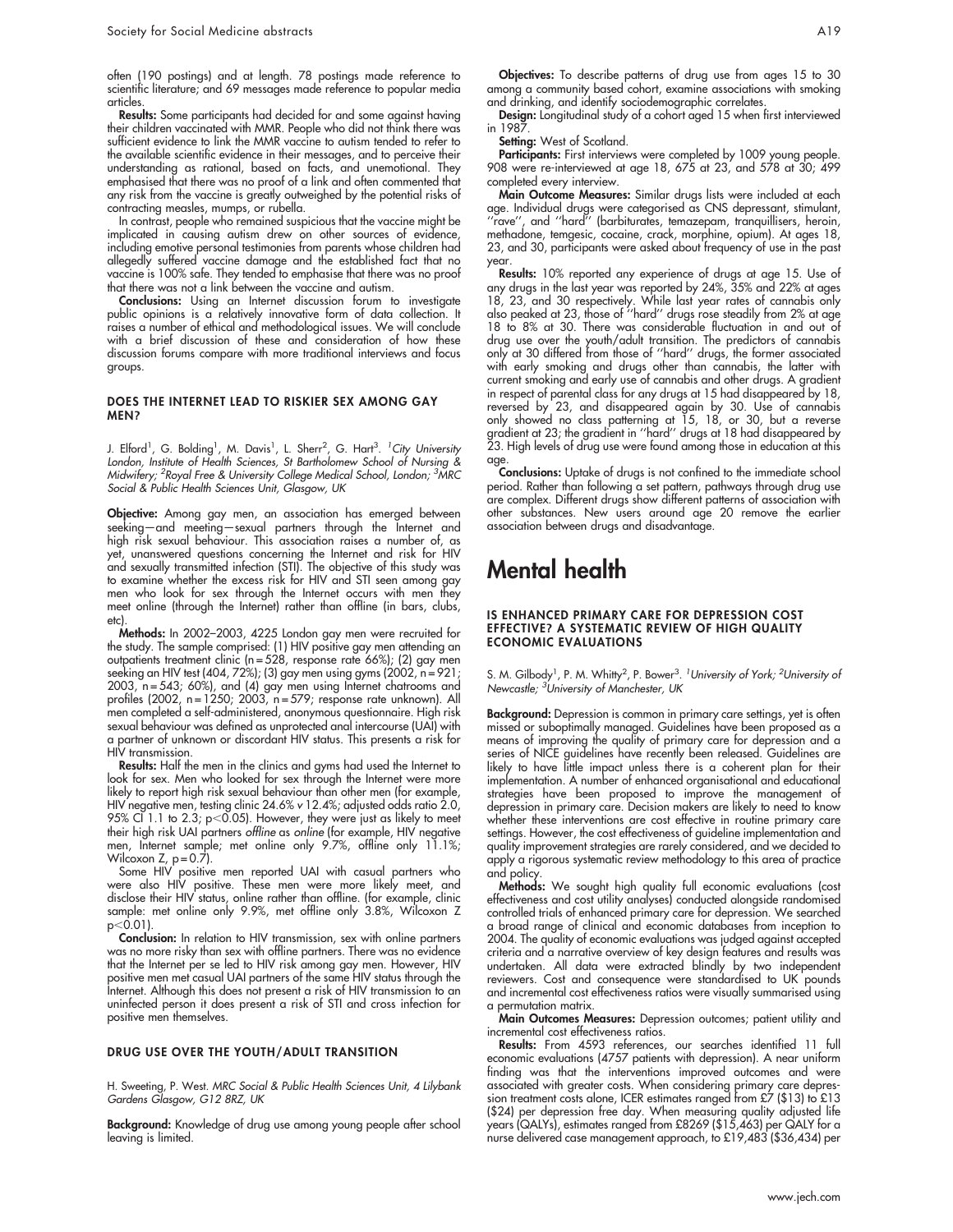often (190 postings) and at length. 78 postings made reference to scientific literature; and 69 messages made reference to popular media articles.

**Results:** Some participants had decided for and some against having their children vaccinated with MMR. People who did not think there was sufficient evidence to link the MMR vaccine to autism tended to refer to the available scientific evidence in their messages, and to perceive their understanding as rational, based on facts, and unemotional. They emphasised that there was no proof of a link and often commented that any risk from the vaccine is greatly outweighed by the potential risks of contracting measles, mumps, or rubella.

In contrast, people who remained suspicious that the vaccine might be implicated in causing autism drew on other sources of evidence, including emotive personal testimonies from parents whose children had allegedly suffered vaccine damage and the established fact that no vaccine is 100% safe. They tended to emphasise that there was no proof that there was not a link between the vaccine and autism.

**Conclusions:** Using an Internet discussion forum to investigate public opinions is a relatively innovative form of data collection. It raises a number of ethical and methodological issues. We will conclude with a brief discussion of these and consideration of how these discussion forums compare with more traditional interviews and focus groups.

### DOES THE INTERNET LEAD TO RISKIER SEX AMONG GAY MEN?

J. Elford[1], G. Bolding[1], M. Davis[1], L. Sherr[2], G. Hart[3]. [1]*City University London, Institute of Health Sciences, St Bartholomew School of Nursing & Midwifery;* [2]*Royal Free & University College Medical School, London;* [3]*MRC Social & Public Health Sciences Unit, Glasgow, UK*

**Objective:** Among gay men, an association has emerged between seeking—and meeting—sexual partners through the Internet and high risk sexual behaviour. This association raises a number of, as yet, unanswered questions concerning the Internet and risk for HIV and sexually transmitted infection (STI). The objective of this study was to examine whether the excess risk for HIV and STI seen among gay men who look for sex through the Internet occurs with men they meet online (through the Internet) rather than offline (in bars, clubs, etc).

**Methods:** In 2002–2003, 4225 London gay men were recruited for the study. The sample comprised: (1) HIV positive gay men attending an outpatients treatment clinic (n = 528, response rate 66%); (2) gay men seeking an HIV test (404, 72%); (3) gay men using gyms (2002, n = 921; 2003, n = 543; 60%), and (4) gay men using Internet chatrooms and profiles (2002, n = 1250; 2003, n = 579; response rate unknown). All men completed a self-administered, anonymous questionnaire. High risk sexual behaviour was defined as unprotected anal intercourse (UAI) with a partner of unknown or discordant HIV status. This presents a risk for HIV transmission.

**Results:** Half the men in the clinics and gyms had used the Internet to look for sex. Men who looked for sex through the Internet were more likely to report high risk sexual behaviour than other men (for example, HIV negative men, testing clinic 24.6% v 12.4%; adjusted odds ratio 2.0, 95% CI 1.1 to 2.3; $p<0.05$). However, they were just as likely to meet their high risk UAI partners *offline* as *online* (for example, HIV negative men, Internet sample; met online only 9.7%, offline only 11.1%; Wilcoxon Z, p = 0.7).

Some HIV positive men reported UAI with casual partners who were also HIV positive. These men were more likely meet, and disclose their HIV status, online rather than offline. (for example, clinic sample: met online only 9.9%, met offline only 3.8%, Wilcoxon Z $p<0.01$).

**Conclusion:** In relation to HIV transmission, sex with online partners was no more risky than sex with offline partners. There was no evidence that the Internet per se led to HIV risk among gay men. However, HIV positive men met casual UAI partners of the same HIV status through the Internet. Although this does not present a risk of HIV transmission to an uninfected person it does present a risk of STI and cross infection for positive men themselves.

### DRUG USE OVER THE YOUTH/ADULT TRANSITION

H. Sweeting, P. West. *MRC Social & Public Health Sciences Unit, 4 Lilybank Gardens Glasgow, G12 8RZ, UK*

**Background:** Knowledge of drug use among young people after school leaving is limited.

**Objectives:** To describe patterns of drug use from ages 15 to 30 among a community based cohort, examine associations with smoking and drinking, and identify sociodemographic correlates.

**Design:** Longitudinal study of a cohort aged 15 when first interviewed in 1987.

**Setting:** West of Scotland.

**Participants:** First interviews were completed by 1009 young people. 908 were re-interviewed at age 18, 675 at 23, and 578 at 30; 499 completed every interview.

**Main Outcome Measures:** Similar drugs lists were included at each age. Individual drugs were categorised as CNS depressant, stimulant, "rave", and "hard" (barbiturates, temazepam, tranquillisers, heroin, methadone, temgesic, cocaine, crack, morphine, opium). At ages 18, 23, and 30, participants were asked about frequency of use in the past year.

**Results:** 10% reported any experience of drugs at age 15. Use of any drugs in the last year was reported by 24%, 35% and 22% at ages 18, 23, and 30 respectively. While last year rates of cannabis only also peaked at 23, those of "hard" drugs rose steadily from 2% at age 18 to 8% at 30. There was considerable fluctuation in and out of drug use over the youth/adult transition. The predictors of cannabis only at 30 differed from those of "hard" drugs, the former associated with early smoking and drugs other than cannabis, the latter with current smoking and early use of cannabis and other drugs. A gradient in respect of parental class for any drugs at 15 had disappeared by 18, reversed by 23, and disappeared again by 30. Use of cannabis only showed no class patterning at 15, 18, or 30, but a reverse gradient at 23; the gradient in "hard" drugs at 18 had disappeared by 23. High levels of drug use were found among those in education at this age.

**Conclusions:** Uptake of drugs is not confined to the immediate school period. Rather than following a set pattern, pathways through drug use are complex. Different drugs show different patterns of association with other substances. New users around age 20 remove the earlier association between drugs and disadvantage.

# Mental health

### IS ENHANCED PRIMARY CARE FOR DEPRESSION COST EFFECTIVE? A SYSTEMATIC REVIEW OF HIGH QUALITY ECONOMIC EVALUATIONS

S. M. Gilbody[1], P. M. Whitty[2], P. Bower[3]. [1]*University of York;* [2]*University of Newcastle;* [3]*University of Manchester, UK*

**Background:** Depression is common in primary care settings, yet is often missed or suboptimally managed. Guidelines have been proposed as a means of improving the quality of primary care for depression and a series of NICE guidelines have recently been released. Guidelines are likely to have little impact unless there is a coherent plan for their implementation. A number of enhanced organisational and educational strategies have been proposed to improve the management of depression in primary care. Decision makers are likely to need to know whether these interventions are cost effective in routine primary care settings. However, the cost effectiveness of guideline implementation and quality improvement strategies are rarely considered, and we decided to apply a rigorous systematic review methodology to this area of practice and policy.

**Methods:** We sought high quality full economic evaluations (cost effectiveness and cost utility analyses) conducted alongside randomised controlled trials of enhanced primary care for depression. We searched a broad range of clinical and economic databases from inception to 2004. The quality of economic evaluations was judged against accepted criteria and a narrative overview of key design features and results was undertaken. All data were extracted blindly by two independent reviewers. Cost and consequence were standardised to UK pounds and incremental cost effectiveness ratios were visually summarised using a permutation matrix.

**Main Outcomes Measures:** Depression outcomes; patient utility and incremental cost effectiveness ratios.

**Results:** From 4593 references, our searches identified 11 full economic evaluations (4757 patients with depression). A near uniform finding was that the interventions improved outcomes and were associated with greater costs. When considering primary care depression treatment costs alone, ICER estimates ranged from £7 ($13) to £13 ($24) per depression free day. When measuring quality adjusted life years (QALYs), estimates ranged from £8269 ($15,463) per QALY for a nurse delivered case management approach, to £19,483 ($36,434) per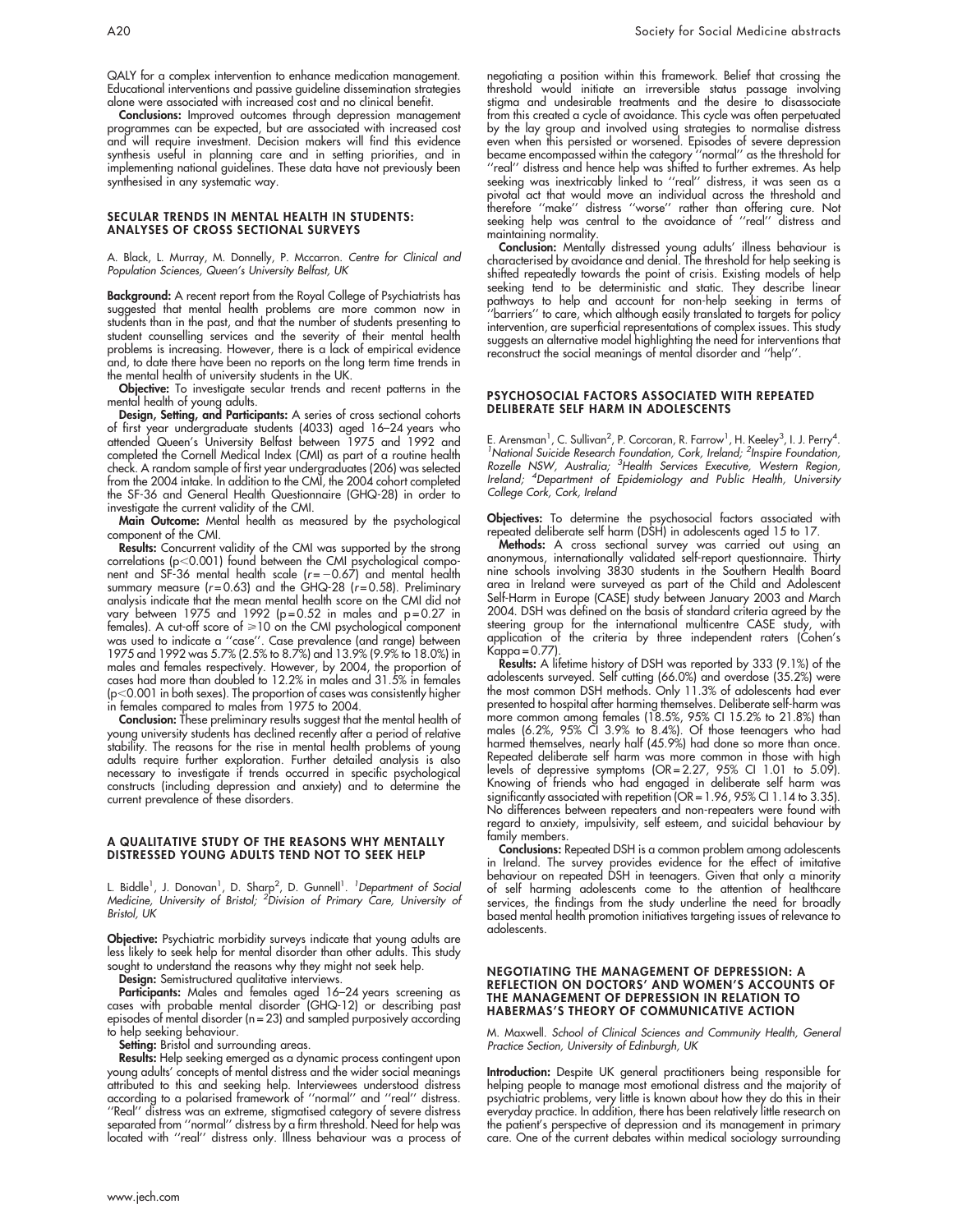QALY for a complex intervention to enhance medication management. Educational interventions and passive guideline dissemination strategies alone were associated with increased cost and no clinical benefit.

**Conclusions:** Improved outcomes through depression management programmes can be expected, but are associated with increased cost and will require investment. Decision makers will find this evidence synthesis useful in planning care and in setting priorities, and in implementing national guidelines. These data have not previously been synthesised in any systematic way.

## SECULAR TRENDS IN MENTAL HEALTH IN STUDENTS: ANALYSES OF CROSS SECTIONAL SURVEYS

A. Black, L. Murray, M. Donnelly, P. Mccarron. *Centre for Clinical and Population Sciences, Queen's University Belfast, UK*

**Background:** A recent report from the Royal College of Psychiatrists has suggested that mental health problems are more common now in students than in the past, and that the number of students presenting to student counselling services and the severity of their mental health problems is increasing. However, there is a lack of empirical evidence and, to date there have been no reports on the long term time trends in the mental health of university students in the UK.

**Objective:** To investigate secular trends and recent patterns in the mental health of young adults.

**Design, Setting, and Participants:** A series of cross sectional cohorts of first year undergraduate students (4033) aged 16–24 years who attended Queen's University Belfast between 1975 and 1992 and completed the Cornell Medical Index (CMI) as part of a routine health check. A random sample of first year undergraduates (206) was selected from the 2004 intake. In addition to the CMI, the 2004 cohort completed the SF-36 and General Health Questionnaire (GHQ-28) in order to investigate the current validity of the CMI.

**Main Outcome:** Mental health as measured by the psychological component of the CMI.

**Results:** Concurrent validity of the CMI was supported by the strong correlations ($p<0.001$) found between the CMI psychological component and SF-36 mental health scale ($r=-0.67$) and mental health summary measure ($r=0.63$) and the GHQ-28 ($r=0.58$). Preliminary analysis indicate that the mean mental health score on the CMI did not vary between 1975 and 1992 ($p=0.52$ in males and $p=0.27$ in females). A cut-off score of $\geqslant 10$ on the CMI psychological component was used to indicate a "case". Case prevalence (and range) between 1975 and 1992 was 5.7% (2.5% to 8.7%) and 13.9% (9.9% to 18.0%) in males and females respectively. However, by 2004, the proportion of cases had more than doubled to 12.2% in males and 31.5% in females ($p<0.001$ in both sexes). The proportion of cases was consistently higher in females compared to males from 1975 to 2004.

**Conclusion:** These preliminary results suggest that the mental health of young university students has declined recently after a period of relative stability. The reasons for the rise in mental health problems of young adults require further exploration. Further detailed analysis is also necessary to investigate if trends occurred in specific psychological constructs (including depression and anxiety) and to determine the current prevalence of these disorders.

## A QUALITATIVE STUDY OF THE REASONS WHY MENTALLY DISTRESSED YOUNG ADULTS TEND NOT TO SEEK HELP

L. Biddle[1], J. Donovan[1], D. Sharp[2], D. Gunnell[1]. [1]*Department of Social Medicine, University of Bristol;* [2]*Division of Primary Care, University of Bristol, UK*

**Objective:** Psychiatric morbidity surveys indicate that young adults are less likely to seek help for mental disorder than other adults. This study sought to understand the reasons why they might not seek help.

**Design:** Semistructured qualitative interviews.

**Participants:** Males and females aged 16–24 years screening as cases with probable mental disorder (GHQ-12) or describing past episodes of mental disorder (n = 23) and sampled purposively according to help seeking behaviour.

**Setting:** Bristol and surrounding areas.

**Results:** Help seeking emerged as a dynamic process contingent upon young adults' concepts of mental distress and the wider social meanings attributed to this and seeking help. Interviewees understood distress according to a polarised framework of "normal" and "real" distress. "Real" distress was an extreme, stigmatised category of severe distress separated from "normal" distress by a firm threshold. Need for help was located with "real" distress only. Illness behaviour was a process of negotiating a position within this framework. Belief that crossing the threshold would initiate an irreversible status passage involving stigma and undesirable treatments and the desire to disassociate from this created a cycle of avoidance. This cycle was often perpetuated by the lay group and involved using strategies to normalise distress even when this persisted or worsened. Episodes of severe depression became encompassed within the category "normal" as the threshold for "real" distress and hence help was shifted to further extremes. As help seeking was inextricably linked to "real" distress, it was seen as a pivotal act that would move an individual across the threshold and therefore "make" distress "worse" rather than offering cure. Not seeking help was central to the avoidance of "real" distress and maintaining normality.

**Conclusion:** Mentally distressed young adults' illness behaviour is characterised by avoidance and denial. The threshold for help seeking is shifted repeatedly towards the point of crisis. Existing models of help seeking tend to be deterministic and static. They describe linear pathways to help and account for non-help seeking in terms of "barriers" to care, which although easily translated to targets for policy intervention, are superficial representations of complex issues. This study suggests an alternative model highlighting the need for interventions that reconstruct the social meanings of mental disorder and "help".

## PSYCHOSOCIAL FACTORS ASSOCIATED WITH REPEATED DELIBERATE SELF HARM IN ADOLESCENTS

E. Arensman[1], C. Sullivan[2], P. Corcoran, R. Farrow[1], H. Keeley[3], I. J. Perry[4]. [1]*National Suicide Research Foundation, Cork, Ireland;* [2]*Inspire Foundation, Rozelle NSW, Australia;* [3]*Health Services Executive, Western Region, Ireland;* [4]*Department of Epidemiology and Public Health, University College Cork, Cork, Ireland*

**Objectives:** To determine the psychosocial factors associated with repeated deliberate self harm (DSH) in adolescents aged 15 to 17.

**Methods:** A cross sectional survey was carried out using an anonymous, internationally validated self-report questionnaire. Thirty nine schools involving 3830 students in the Southern Health Board area in Ireland were surveyed as part of the Child and Adolescent Self-Harm in Europe (CASE) study between January 2003 and March 2004. DSH was defined on the basis of standard criteria agreed by the steering group for the international multicentre CASE study, with application of the criteria by three independent raters (Cohen's Kappa = 0.77).

**Results:** A lifetime history of DSH was reported by 333 (9.1%) of the adolescents surveyed. Self cutting (66.0%) and overdose (35.2%) were the most common DSH methods. Only 11.3% of adolescents had ever presented to hospital after harming themselves. Deliberate self-harm was more common among females (18.5%, 95% CI 15.2% to 21.8%) than males (6.2%, 95% CI 3.9% to 8.4%). Of those teenagers who had harmed themselves, nearly half (45.9%) had done so more than once. Repeated deliberate self harm was more common in those with high levels of depressive symptoms (OR = 2.27, 95% CI 1.01 to 5.09). Knowing of friends who had engaged in deliberate self harm was significantly associated with repetition (OR = 1.96, 95% CI 1.14 to 3.35). No differences between repeaters and non-repeaters were found with regard to anxiety, impulsivity, self esteem, and suicidal behaviour by family members.

**Conclusions:** Repeated DSH is a common problem among adolescents in Ireland. The survey provides evidence for the effect of imitative behaviour on repeated DSH in teenagers. Given that only a minority of self harming adolescents come to the attention of healthcare services, the findings from the study underline the need for broadly based mental health promotion initiatives targeting issues of relevance to adolescents.

## NEGOTIATING THE MANAGEMENT OF DEPRESSION: A REFLECTION ON DOCTORS' AND WOMEN'S ACCOUNTS OF THE MANAGEMENT OF DEPRESSION IN RELATION TO HABERMAS'S THEORY OF COMMUNICATIVE ACTION

M. Maxwell. *School of Clinical Sciences and Community Health, General Practice Section, University of Edinburgh, UK*

**Introduction:** Despite UK general practitioners being responsible for helping people to manage most emotional distress and the majority of psychiatric problems, very little is known about how they do this in their everyday practice. In addition, there has been relatively little research on the patient's perspective of depression and its management in primary care. One of the current debates within medical sociology surrounding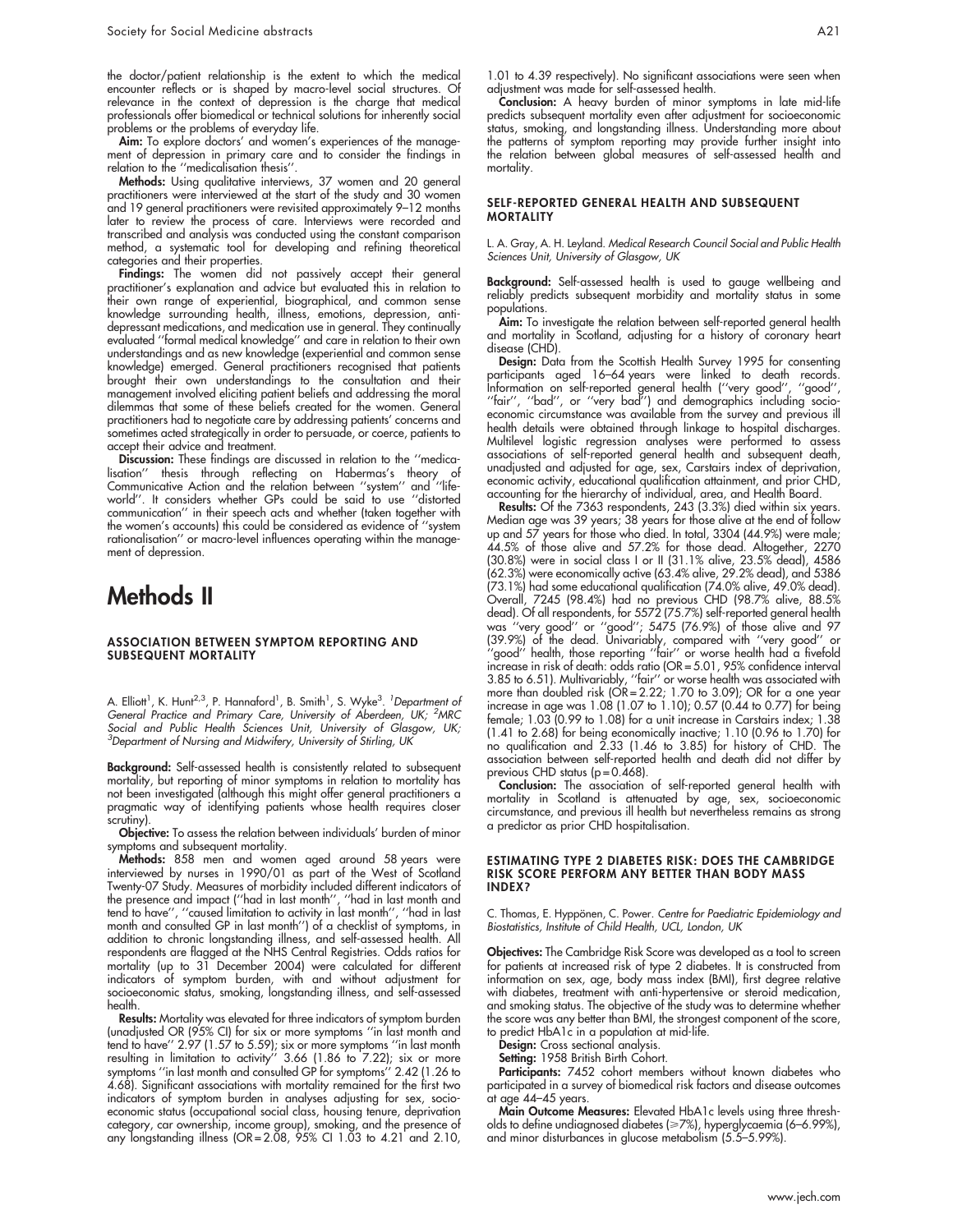the doctor/patient relationship is the extent to which the medical encounter reflects or is shaped by macro-level social structures. Of relevance in the context of depression is the charge that medical professionals offer biomedical or technical solutions for inherently social problems or the problems of everyday life.

**Aim:** To explore doctors' and women's experiences of the management of depression in primary care and to consider the findings in relation to the ''medicalisation thesis''.

**Methods:** Using qualitative interviews, 37 women and 20 general practitioners were interviewed at the start of the study and 30 women and 19 general practitioners were revisited approximately 9–12 months later to review the process of care. Interviews were recorded and transcribed and analysis was conducted using the constant comparison method, a systematic tool for developing and refining theoretical categories and their properties.

**Findings:** The women did not passively accept their general practitioner's explanation and advice but evaluated this in relation to their own range of experiential, biographical, and common sense knowledge surrounding health, illness, emotions, depression, antidepressant medications, and medication use in general. They continually evaluated ''formal medical knowledge'' and care in relation to their own understandings and as new knowledge (experiential and common sense knowledge) emerged. General practitioners recognised that patients brought their own understandings to the consultation and their management involved eliciting patient beliefs and addressing the moral dilemmas that some of these beliefs created for the women. General practitioners had to negotiate care by addressing patients' concerns and sometimes acted strategically in order to persuade, or coerce, patients to accept their advice and treatment.

**Discussion:** These findings are discussed in relation to the ''medicalisation'' thesis through reflecting on Habermas's theory of Communicative Action and the relation between ''system'' and ''lifeworld''. It considers whether GPs could be said to use ''distorted communication'' in their speech acts and whether (taken together with the women's accounts) this could be considered as evidence of ''system rationalisation'' or macro-level influences operating within the management of depression.

# Methods II

### ASSOCIATION BETWEEN SYMPTOM REPORTING AND SUBSEQUENT MORTALITY

A. Elliott[1], K. Hunt[2,3], P. Hannaford[1], B. Smith[1], S. Wyke[3]. *[1]Department of General Practice and Primary Care, University of Aberdeen, UK; [2]MRC Social and Public Health Sciences Unit, University of Glasgow, UK; [3]Department of Nursing and Midwifery, University of Stirling, UK*

**Background:** Self-assessed health is consistently related to subsequent mortality, but reporting of minor symptoms in relation to mortality has not been investigated (although this might offer general practitioners a pragmatic way of identifying patients whose health requires closer scrutiny).

**Objective:** To assess the relation between individuals' burden of minor symptoms and subsequent mortality.

**Methods:** 858 men and women aged around 58 years were interviewed by nurses in 1990/01 as part of the West of Scotland Twenty-07 Study. Measures of morbidity included different indicators of the presence and impact (''had in last month'', ''had in last month and tend to have'', ''caused limitation to activity in last month'', ''had in last month and consulted GP in last month'') of a checklist of symptoms, in addition to chronic longstanding illness, and self-assessed health. All respondents are flagged at the NHS Central Registries. Odds ratios for mortality (up to 31 December 2004) were calculated for different indicators of symptom burden, with and without adjustment for socioeconomic status, smoking, longstanding illness, and self-assessed health.

**Results:** Mortality was elevated for three indicators of symptom burden (unadjusted OR (95% CI) for six or more symptoms ''in last month and tend to have'' 2.97 (1.57 to 5.59); six or more symptoms ''in last month resulting in limitation to activity'' 3.66 (1.86 to 7.22); six or more symptoms ''in last month and consulted GP for symptoms'' 2.42 (1.26 to 4.68). Significant associations with mortality remained for the first two indicators of symptom burden in analyses adjusting for sex, socioeconomic status (occupational social class, housing tenure, deprivation category, car ownership, income group), smoking, and the presence of any longstanding illness (OR = 2.08, 95% CI 1.03 to 4.21 and 2.10, 1.01 to 4.39 respectively). No significant associations were seen when adjustment was made for self-assessed health.

**Conclusion:** A heavy burden of minor symptoms in late mid-life predicts subsequent mortality even after adjustment for socioeconomic status, smoking, and longstanding illness. Understanding more about the patterns of symptom reporting may provide further insight into the relation between global measures of self-assessed health and mortality.

### SELF-REPORTED GENERAL HEALTH AND SUBSEQUENT MORTALITY

L. A. Gray, A. H. Leyland. *Medical Research Council Social and Public Health Sciences Unit, University of Glasgow, UK*

**Background:** Self-assessed health is used to gauge wellbeing and reliably predicts subsequent morbidity and mortality status in some populations.

**Aim:** To investigate the relation between self-reported general health and mortality in Scotland, adjusting for a history of coronary heart disease (CHD).

**Design:** Data from the Scottish Health Survey 1995 for consenting participants aged 16–64 years were linked to death records. Information on self-reported general health (''very good'', ''good'', ''fair'', ''bad'', or ''very bad'') and demographics including socioeconomic circumstance was available from the survey and previous ill health details were obtained through linkage to hospital discharges. Multilevel logistic regression analyses were performed to assess associations of self-reported general health and subsequent death, unadjusted and adjusted for age, sex, Carstairs index of deprivation, economic activity, educational qualification attainment, and prior CHD, accounting for the hierarchy of individual, area, and Health Board.

**Results:** Of the 7363 respondents, 243 (3.3%) died within six years. Median age was 39 years; 38 years for those alive at the end of follow up and 57 years for those who died. In total, 3304 (44.9%) were male; 44.5% of those alive and 57.2% for those dead. Altogether, 2270 (30.8%) were in social class I or II (31.1% alive, 23.5% dead), 4586 (62.3%) were economically active (63.4% alive, 29.2% dead), and 5386 (73.1%) had some educational qualification (74.0% alive, 49.0% dead). Overall, 7245 (98.4%) had no previous CHD (98.7% alive, 88.5% dead). Of all respondents, for 5572 (75.7%) self-reported general health was ''very good'' or ''good''; 5475 (76.9%) of those alive and 97 (39.9%) of the dead. Univariably, compared with ''very good'' or ''good'' health, those reporting ''fair'' or worse health had a fivefold increase in risk of death: odds ratio (OR = 5.01, 95% confidence interval 3.85 to 6.51). Multivariably, ''fair'' or worse health was associated with more than doubled risk (OR = 2.22; 1.70 to 3.09); OR for a one year increase in age was 1.08 (1.07 to 1.10); 0.57 (0.44 to 0.77) for being female; 1.03 (0.99 to 1.08) for a unit increase in Carstairs index; 1.38 (1.41 to 2.68) for being economically inactive; 1.10 (0.96 to 1.70) for no qualification and 2.33 (1.46 to 3.85) for history of CHD. The association between self-reported health and death did not differ by previous CHD status (p = 0.468).

**Conclusion:** The association of self-reported general health with mortality in Scotland is attenuated by age, sex, socioeconomic circumstance, and previous ill health but nevertheless remains as strong a predictor as prior CHD hospitalisation.

### ESTIMATING TYPE 2 DIABETES RISK: DOES THE CAMBRIDGE RISK SCORE PERFORM ANY BETTER THAN BODY MASS INDEX?

C. Thomas, E. Hyppönen, C. Power. *Centre for Paediatric Epidemiology and Biostatistics, Institute of Child Health, UCL, London, UK*

**Objectives:** The Cambridge Risk Score was developed as a tool to screen for patients at increased risk of type 2 diabetes. It is constructed from information on sex, age, body mass index (BMI), first degree relative with diabetes, treatment with anti-hypertensive or steroid medication, and smoking status. The objective of the study was to determine whether the score was any better than BMI, the strongest component of the score, to predict HbA1c in a population at mid-life.

**Design:** Cross sectional analysis.

**Setting:** 1958 British Birth Cohort.

**Participants:** 7452 cohort members without known diabetes who participated in a survey of biomedical risk factors and disease outcomes at age 44–45 years.

**Main Outcome Measures:** Elevated HbA1c levels using three thresholds to define undiagnosed diabetes ($\geq$7%), hyperglycaemia (6–6.99%), and minor disturbances in glucose metabolism (5.5–5.99%).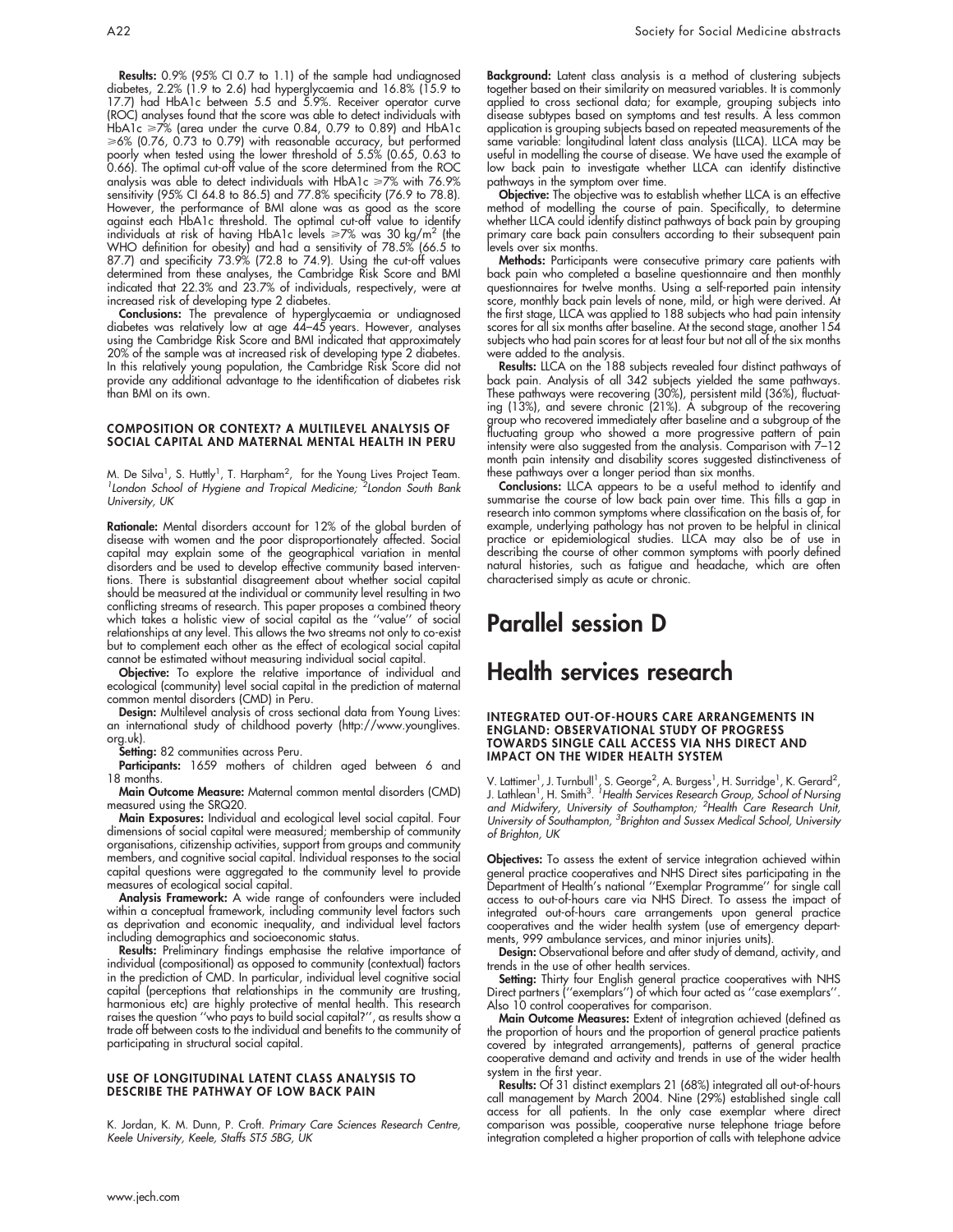**Results:** 0.9% (95% CI 0.7 to 1.1) of the sample had undiagnosed diabetes, 2.2% (1.9 to 2.6) had hyperglycaemia and 16.8% (15.9 to 17.7) had HbA1c between 5.5 and 5.9%. Receiver operator curve (ROC) analyses found that the score was able to detect individuals with HbA1c ⩾7% (area under the curve 0.84, 0.79 to 0.89) and HbA1c ⩾6% (0.76, 0.73 to 0.79) with reasonable accuracy, but performed poorly when tested using the lower threshold of 5.5% (0.65, 0.63 to 0.66). The optimal cut-off value of the score determined from the ROC analysis was able to detect individuals with HbA1c ⩾7% with 76.9% sensitivity (95% CI 64.8 to 86.5) and 77.8% specificity (76.9 to 78.8). However, the performance of BMI alone was as good as the score against each HbA1c threshold. The optimal cut-off value to identify individuals at risk of having HbA1c levels ⩾7% was 30 kg/m$^2$ (the WHO definition for obesity) and had a sensitivity of 78.5% (66.5 to 87.7) and specificity 73.9% (72.8 to 74.9). Using the cut-off values determined from these analyses, the Cambridge Risk Score and BMI indicated that 22.3% and 23.7% of individuals, respectively, were at increased risk of developing type 2 diabetes.

**Conclusions:** The prevalence of hyperglycaemia or undiagnosed diabetes was relatively low at age 44–45 years. However, analyses using the Cambridge Risk Score and BMI indicated that approximately 20% of the sample was at increased risk of developing type 2 diabetes. In this relatively young population, the Cambridge Risk Score did not provide any additional advantage to the identification of diabetes risk than BMI on its own.

#### COMPOSITION OR CONTEXT? A MULTILEVEL ANALYSIS OF SOCIAL CAPITAL AND MATERNAL MENTAL HEALTH IN PERU

M. De Silva[1], S. Huttly[1], T. Harpham[2], for the Young Lives Project Team. [1]*London School of Hygiene and Tropical Medicine;* [2]*London South Bank University, UK*

**Rationale:** Mental disorders account for 12% of the global burden of disease with women and the poor disproportionately affected. Social capital may explain some of the geographical variation in mental disorders and be used to develop effective community based interventions. There is substantial disagreement about whether social capital should be measured at the individual or community level resulting in two conflicting streams of research. This paper proposes a combined theory which takes a holistic view of social capital as the ''value'' of social relationships at any level. This allows the two streams not only to co-exist but to complement each other as the effect of ecological social capital cannot be estimated without measuring individual social capital.

**Objective:** To explore the relative importance of individual and ecological (community) level social capital in the prediction of maternal common mental disorders (CMD) in Peru.

**Design:** Multilevel analysis of cross sectional data from Young Lives: an international study of childhood poverty (http://www.younglives.org.uk).

**Setting:** 82 communities across Peru.

**Participants:** 1659 mothers of children aged between 6 and 18 months.

**Main Outcome Measure:** Maternal common mental disorders (CMD) measured using the SRQ20.

**Main Exposures:** Individual and ecological level social capital. Four dimensions of social capital were measured; membership of community organisations, citizenship activities, support from groups and community members, and cognitive social capital. Individual responses to the social capital questions were aggregated to the community level to provide measures of ecological social capital.

**Analysis Framework:** A wide range of confounders were included within a conceptual framework, including community level factors such as deprivation and economic inequality, and individual level factors including demographics and socioeconomic status.

**Results:** Preliminary findings emphasise the relative importance of individual (compositional) as opposed to community (contextual) factors in the prediction of CMD. In particular, individual level cognitive social capital (perceptions that relationships in the community are trusting, harmonious etc) are highly protective of mental health. This research raises the question ''who pays to build social capital?'', as results show a trade off between costs to the individual and benefits to the community of participating in structural social capital.

#### USE OF LONGITUDINAL LATENT CLASS ANALYSIS TO DESCRIBE THE PATHWAY OF LOW BACK PAIN

K. Jordan, K. M. Dunn, P. Croft. *Primary Care Sciences Research Centre, Keele University, Keele, Staffs ST5 5BG, UK*

**Background:** Latent class analysis is a method of clustering subjects together based on their similarity on measured variables. It is commonly applied to cross sectional data; for example, grouping subjects into disease subtypes based on symptoms and test results. A less common application is grouping subjects based on repeated measurements of the same variable: longitudinal latent class analysis (LLCA). LLCA may be useful in modelling the course of disease. We have used the example of low back pain to investigate whether LLCA can identify distinctive pathways in the symptom over time.

**Objective:** The objective was to establish whether LLCA is an effective method of modelling the course of pain. Specifically, to determine whether LLCA could identify distinct pathways of back pain by grouping primary care back pain consulters according to their subsequent pain levels over six months.

**Methods:** Participants were consecutive primary care patients with back pain who completed a baseline questionnaire and then monthly questionnaires for twelve months. Using a self-reported pain intensity score, monthly back pain levels of none, mild, or high were derived. At the first stage, LLCA was applied to 188 subjects who had pain intensity scores for all six months after baseline. At the second stage, another 154 subjects who had pain scores for at least four but not all of the six months were added to the analysis.

**Results:** LLCA on the 188 subjects revealed four distinct pathways of back pain. Analysis of all 342 subjects yielded the same pathways. These pathways were recovering (30%), persistent mild (36%), fluctuating (13%), and severe chronic (21%). A subgroup of the recovering group who recovered immediately after baseline and a subgroup of the fluctuating group who showed a more progressive pattern of pain intensity were also suggested from the analysis. Comparison with 7–12 month pain intensity and disability scores suggested distinctiveness of these pathways over a longer period than six months.

**Conclusions:** LLCA appears to be a useful method to identify and summarise the course of low back pain over time. This fills a gap in research into common symptoms where classification on the basis of, for example, underlying pathology has not proven to be helpful in clinical practice or epidemiological studies. LLCA may also be of use in describing the course of other common symptoms with poorly defined natural histories, such as fatigue and headache, which are often characterised simply as acute or chronic.

# Parallel session D

# Health services research

#### INTEGRATED OUT-OF-HOURS CARE ARRANGEMENTS IN ENGLAND: OBSERVATIONAL STUDY OF PROGRESS TOWARDS SINGLE CALL ACCESS VIA NHS DIRECT AND IMPACT ON THE WIDER HEALTH SYSTEM

V. Lattimer[1], J. Turnbull[1], S. George[2], A. Burgess[1], H. Surridge[1], K. Gerard[2], J. Lathlean[1], H. Smith[3]. [1]*Health Services Research Group, School of Nursing and Midwifery, University of Southampton;* [2]*Health Care Research Unit, University of Southampton,* [3]*Brighton and Sussex Medical School, University of Brighton, UK*

**Objectives:** To assess the extent of service integration achieved within general practice cooperatives and NHS Direct sites participating in the Department of Health's national ''Exemplar Programme'' for single call access to out-of-hours care via NHS Direct. To assess the impact of integrated out-of-hours care arrangements upon general practice cooperatives and the wider health system (use of emergency departments, 999 ambulance services, and minor injuries units).

**Design:** Observational before and after study of demand, activity, and trends in the use of other health services.

**Setting:** Thirty four English general practice cooperatives with NHS Direct partners (''exemplars'') of which four acted as ''case exemplars''. Also 10 control cooperatives for comparison.

**Main Outcome Measures:** Extent of integration achieved (defined as the proportion of hours and the proportion of general practice patients covered by integrated arrangements), patterns of general practice cooperative demand and activity and trends in use of the wider health system in the first year.

**Results:** Of 31 distinct exemplars 21 (68%) integrated all out-of-hours call management by March 2004. Nine (29%) established single call access for all patients. In the only case exemplar where direct comparison was possible, cooperative nurse telephone triage before integration completed a higher proportion of calls with telephone advice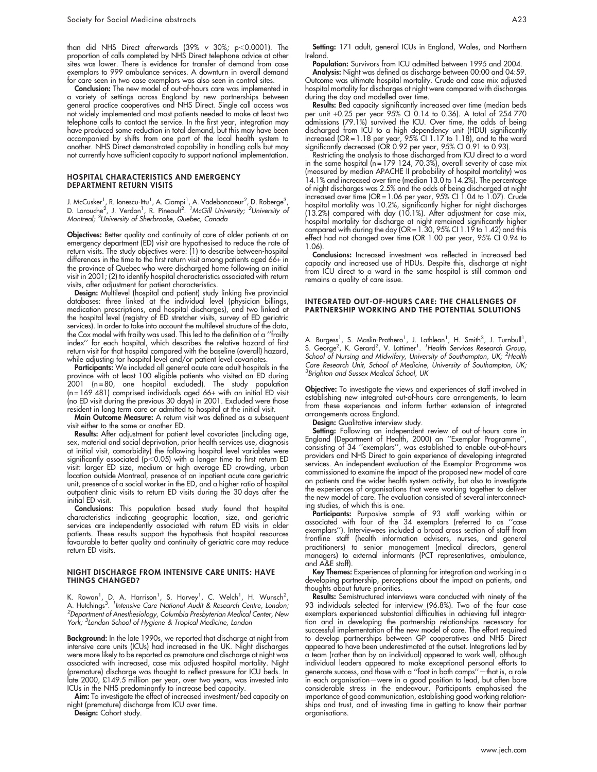than did NHS Direct afterwards (39% v 30%; $p<0.0001$). The proportion of calls completed by NHS Direct telephone advice at other sites was lower. There is evidence for transfer of demand from case exemplars to 999 ambulance services. A downturn in overall demand for care seen in two case exemplars was also seen in control sites.

**Conclusion:** The new model of out-of-hours care was implemented in a variety of settings across England by new partnerships between general practice cooperatives and NHS Direct. Single call access was not widely implemented and most patients needed to make at least two telephone calls to contact the service. In the first year, integration may have produced some reduction in total demand, but this may have been accompanied by shifts from one part of the local health system to another. NHS Direct demonstrated capability in handling calls but may not currently have sufficient capacity to support national implementation.

## HOSPITAL CHARACTERISTICS AND EMERGENCY DEPARTMENT RETURN VISITS

J. McCusker[1], R. Ionescu-Ittu[1], A. Ciampi[1], A. Vadeboncoeur[2], D. Roberge[3], D. Larouche[2], J. Verdon[1], R. Pineault[2]. [1]*McGill University;* [2]*University of Montreal;* [3]*University of Sherbrooke, Quebec, Canada*

**Objectives:** Better quality and continuity of care of older patients at an emergency department (ED) visit are hypothesised to reduce the rate of return visits. The study objectives were: (1) to describe between-hospital differences in the time to the first return visit among patients aged 66+ in the province of Quebec who were discharged home following an initial visit in 2001; (2) to identify hospital characteristics associated with return visits, after adjustment for patient characteristics.

**Design:** Multilevel (hospital and patient) study linking five provincial databases: three linked at the individual level (physician billings, medication prescriptions, and hospital discharges), and two linked at the hospital level (registry of ED stretcher visits, survey of ED geriatric services). In order to take into account the multilevel structure of the data, the Cox model with frailty was used. This led to the definition of a "frailty index" for each hospital, which describes the relative hazard of first return visit for that hospital compared with the baseline (overall) hazard, while adjusting for hospital level and/or patient level covariates.

**Participants:** We included all general acute care adult hospitals in the province with at least 100 eligible patients who visited an ED during 2001 (n = 80, one hospital excluded). The study population (n = 169 481) comprised individuals aged 66+ with an initial ED visit (no ED visit during the previous 30 days) in 2001. Excluded were those resident in long term care or admitted to hospital at the initial visit.

**Main Outcome Measure:** A return visit was defined as a subsequent visit either to the same or another ED.

**Results:** After adjustment for patient level covariates (including age, sex, material and social deprivation, prior health services use, diagnosis at initial visit, comorbidity) the following hospital level variables were significantly associated ($p<0.05$) with a longer time to first return ED visit: larger ED size, medium or high average ED crowding, urban location outside Montreal, presence of an inpatient acute care geriatric unit, presence of a social worker in the ED, and a higher ratio of hospital outpatient clinic visits to return ED visits during the 30 days after the initial ED visit.

**Conclusions:** This population based study found that hospital characteristics indicating geographic location, size, and geriatric services are independently associated with return ED visits in older patients. These results support the hypothesis that hospital resources favourable to better quality and continuity of geriatric care may reduce return ED visits.

## NIGHT DISCHARGE FROM INTENSIVE CARE UNITS: HAVE THINGS CHANGED?

K. Rowan[1], D. A. Harrison[1], S. Harvey[1], C. Welch[1], H. Wunsch[2], A. Hutchings[3]. [1]*Intensive Care National Audit & Research Centre, London;* [2]*Department of Anesthesiology, Columbia Presbyterian Medical Center, New York;* [3]*London School of Hygiene & Tropical Medicine, London*

**Background:** In the late 1990s, we reported that discharge at night from intensive care units (ICUs) had increased in the UK. Night discharges were more likely to be reported as premature and discharge at night was associated with increased, case mix adjusted hospital mortality. Night (premature) discharge was thought to reflect pressure for ICU beds. In late 2000, £149.5 million per year, over two years, was invested into ICUs in the NHS predominantly to increase bed capacity.

**Aim:** To investigate the effect of increased investment/bed capacity on night (premature) discharge from ICU over time.

**Design:** Cohort study.

**Setting:** 171 adult, general ICUs in England, Wales, and Northern Ireland.

**Population:** Survivors from ICU admitted between 1995 and 2004.

**Analysis:** Night was defined as discharge between 00:00 and 04:59. Outcome was ultimate hospital mortality. Crude and case mix adjusted hospital mortality for discharges at night were compared with discharges during the day and modelled over time.

**Results:** Bed capacity significantly increased over time (median beds per unit +0.25 per year 95% CI 0.14 to 0.36). A total of 254 770 admissions (79.1%) survived the ICU. Over time, the odds of being discharged from ICU to a high dependency unit (HDU) significantly increased (OR = 1.18 per year, 95% CI 1.17 to 1.18), and to the ward significantly decreased (OR 0.92 per year, 95% CI 0.91 to 0.93).

Restricting the analysis to those discharged from ICU direct to a ward in the same hospital (n = 179 124, 70.3%), overall severity of case mix (measured by median APACHE II probability of hospital mortality) was 14.1% and increased over time (median 13.0 to 14.2%). The percentage of night discharges was 2.5% and the odds of being discharged at night increased over time (OR = 1.06 per year, 95% CI 1.04 to 1.07). Crude hospital mortality was 10.2%, significantly higher for night discharges (13.2%) compared with day (10.1%). After adjustment for case mix, hospital mortality for discharge at night remained significantly higher compared with during the day (OR = 1.30, 95% CI 1.19 to 1.42) and this effect had not changed over time (OR 1.00 per year, 95% CI 0.94 to 1.06).

**Conclusions:** Increased investment was reflected in increased bed capacity and increased use of HDUs. Despite this, discharge at night from ICU direct to a ward in the same hospital is still common and remains a quality of care issue.

## INTEGRATED OUT-OF-HOURS CARE: THE CHALLENGES OF PARTNERSHIP WORKING AND THE POTENTIAL SOLUTIONS

A. Burgess[1], S. Maslin-Prothero[1], J. Lathlean[1], H. Smith[3], J. Turnbull[1], S. George[2], K. Gerard[2], V. Lattimer[1]. [1]*Health Services Research Group, School of Nursing and Midwifery, University of Southampton, UK;* [2]*Health Care Research Unit, School of Medicine, University of Southampton, UK;* [3]*Brighton and Sussex Medical School, UK*

**Objective:** To investigate the views and experiences of staff involved in establishing new integrated out-of-hours care arrangements, to learn from these experiences and inform further extension of integrated arrangements across England.

**Design:** Qualitative interview study.

**Setting:** Following an independent review of out-of-hours care in England (Department of Health, 2000) an "Exemplar Programme", consisting of 34 "exemplars", was established to enable out-of-hours providers and NHS Direct to gain experience of developing integrated services. An independent evaluation of the Exemplar Programme was commissioned to examine the impact of the proposed new model of care on patients and the wider health system activity, but also to investigate the experiences of organisations that were working together to deliver the new model of care. The evaluation consisted of several interconnecting studies, of which this is one.

**Participants:** Purposive sample of 93 staff working within or associated with four of the 34 exemplars (referred to as "case exemplars"). Interviewees included a broad cross section of staff from frontline staff (health information advisers, nurses, and general practitioners) to senior management (medical directors, general managers) to external informants (PCT representatives, ambulance, and A&E staff).

**Key Themes:** Experiences of planning for integration and working in a developing partnership, perceptions about the impact on patients, and thoughts about future priorities.

**Results:** Semistructured interviews were conducted with ninety of the 93 individuals selected for interview (96.8%). Two of the four case exemplars experienced substantial difficulties in achieving full integration and in developing the partnership relationships necessary for successful implementation of the new model of care. The effort required to develop partnerships between GP cooperatives and NHS Direct appeared to have been underestimated at the outset. Integrations led by a team (rather than by an individual) appeared to work well, although individual leaders appeared to make exceptional personal efforts to generate success, and those with a "foot in both camps"—that is, a role in each organisation—were in a good position to lead, but often bore considerable stress in the endeavour. Participants emphasised the importance of good communication, establishing good working relationships and trust, and of investing time in getting to know their partner organisations.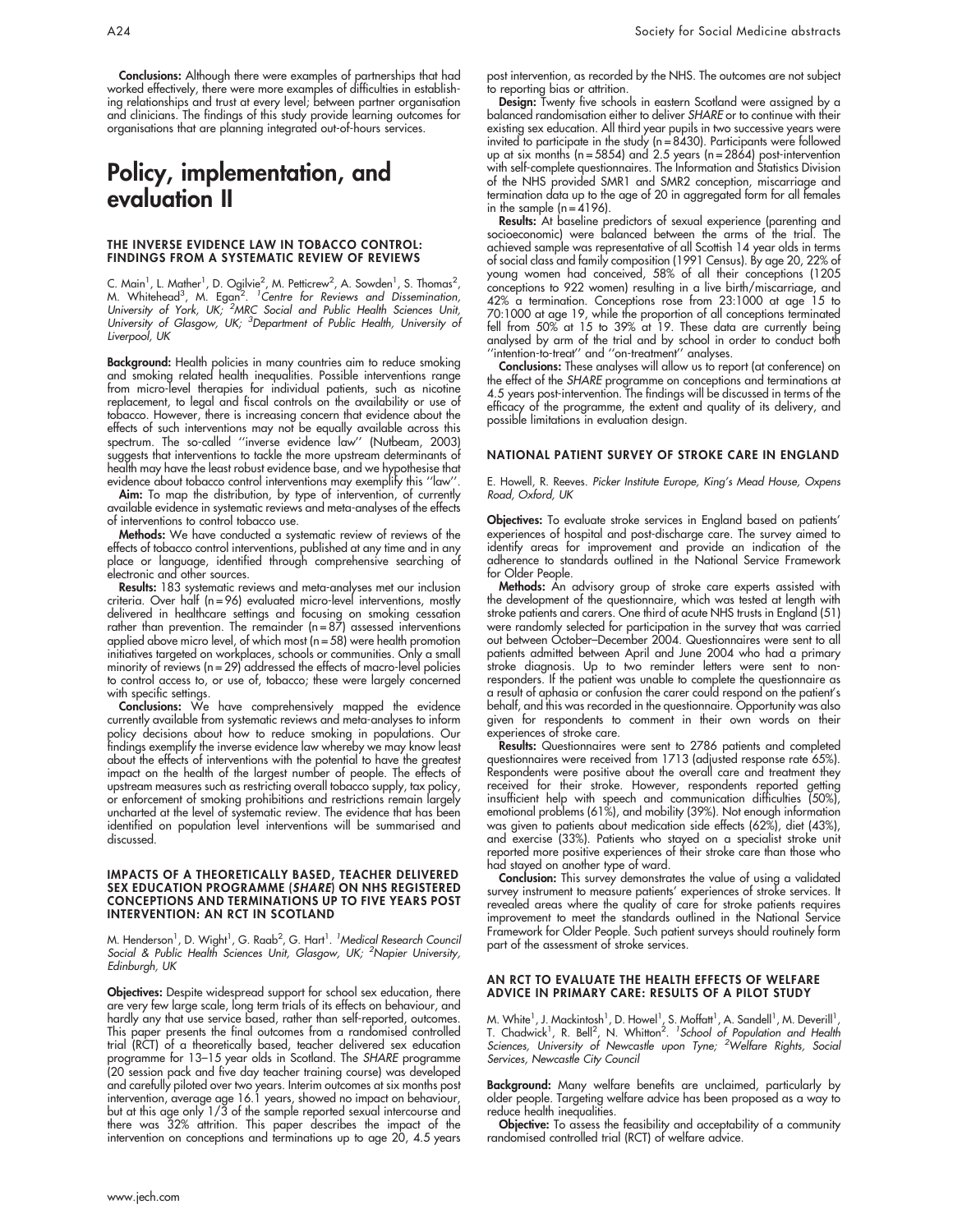**Conclusions:** Although there were examples of partnerships that had worked effectively, there were more examples of difficulties in establishing relationships and trust at every level; between partner organisation and clinicians. The findings of this study provide learning outcomes for organisations that are planning integrated out-of-hours services.

# Policy, implementation, and evaluation II

### THE INVERSE EVIDENCE LAW IN TOBACCO CONTROL: FINDINGS FROM A SYSTEMATIC REVIEW OF REVIEWS

C. Main[1], L. Mather[1], D. Ogilvie[2], M. Petticrew[2], A. Sowden[1], S. Thomas[2], M. Whitehead[3], M. Egan[2]. [1]*Centre for Reviews and Dissemination, University of York, UK;* [2]*MRC Social and Public Health Sciences Unit, University of Glasgow, UK;* [3]*Department of Public Health, University of Liverpool, UK*

**Background:** Health policies in many countries aim to reduce smoking and smoking related health inequalities. Possible interventions range from micro-level therapies for individual patients, such as nicotine replacement, to legal and fiscal controls on the availability or use of tobacco. However, there is increasing concern that evidence about the effects of such interventions may not be equally available across this spectrum. The so-called ''inverse evidence law'' (Nutbeam, 2003) suggests that interventions to tackle the more upstream determinants of health may have the least robust evidence base, and we hypothesise that evidence about tobacco control interventions may exemplify this ''law''.

**Aim:** To map the distribution, by type of intervention, of currently available evidence in systematic reviews and meta-analyses of the effects of interventions to control tobacco use.

**Methods:** We have conducted a systematic review of reviews of the effects of tobacco control interventions, published at any time and in any place or language, identified through comprehensive searching of electronic and other sources.

**Results:** 183 systematic reviews and meta-analyses met our inclusion criteria. Over half (n = 96) evaluated micro-level interventions, mostly delivered in healthcare settings and focusing on smoking cessation rather than prevention. The remainder (n = 87) assessed interventions applied above micro level, of which most (n = 58) were health promotion initiatives targeted on workplaces, schools or communities. Only a small minority of reviews (n = 29) addressed the effects of macro-level policies to control access to, or use of, tobacco; these were largely concerned with specific settings.

**Conclusions:** We have comprehensively mapped the evidence currently available from systematic reviews and meta-analyses to inform policy decisions about how to reduce smoking in populations. Our findings exemplify the inverse evidence law whereby we may know least about the effects of interventions with the potential to have the greatest impact on the health of the largest number of people. The effects of upstream measures such as restricting overall tobacco supply, tax policy, or enforcement of smoking prohibitions and restrictions remain largely uncharted at the level of systematic review. The evidence that has been identified on population level interventions will be summarised and discussed.

### IMPACTS OF A THEORETICALLY BASED, TEACHER DELIVERED SEX EDUCATION PROGRAMME (*SHARE*) ON NHS REGISTERED CONCEPTIONS AND TERMINATIONS UP TO FIVE YEARS POST INTERVENTION: AN RCT IN SCOTLAND

M. Henderson[1], D. Wight[1], G. Raab[2], G. Hart[1]. [1]*Medical Research Council Social & Public Health Sciences Unit, Glasgow, UK;* [2]*Napier University, Edinburgh, UK*

**Objectives:** Despite widespread support for school sex education, there are very few large scale, long term trials of its effects on behaviour, and hardly any that use service based, rather than self-reported, outcomes. This paper presents the final outcomes from a randomised controlled trial (RCT) of a theoretically based, teacher delivered sex education programme for 13–15 year olds in Scotland. The *SHARE* programme (20 session pack and five day teacher training course) was developed and carefully piloted over two years. Interim outcomes at six months post intervention, average age 16.1 years, showed no impact on behaviour, but at this age only 1/3 of the sample reported sexual intercourse and there was 32% attrition. This paper describes the impact of the intervention on conceptions and terminations up to age 20, 4.5 years post intervention, as recorded by the NHS. The outcomes are not subject to reporting bias or attrition.

**Design:** Twenty five schools in eastern Scotland were assigned by a balanced randomisation either to deliver *SHARE* or to continue with their existing sex education. All third year pupils in two successive years were invited to participate in the study (n = 8430). Participants were followed up at six months (n = 5854) and 2.5 years (n = 2864) post-intervention with self-complete questionnaires. The Information and Statistics Division of the NHS provided SMR1 and SMR2 conception, miscarriage and termination data up to the age of 20 in aggregated form for all females in the sample (n = 4196).

**Results:** At baseline predictors of sexual experience (parenting and socioeconomic) were balanced between the arms of the trial. The achieved sample was representative of all Scottish 14 year olds in terms of social class and family composition (1991 Census). By age 20, 22% of young women had conceived, 58% of all their conceptions (1205 conceptions to 922 women) resulting in a live birth/miscarriage, and 42% a termination. Conceptions rose from 23:1000 at age 15 to 70:1000 at age 19, while the proportion of all conceptions terminated fell from 50% at 15 to 39% at 19. These data are currently being analysed by arm of the trial and by school in order to conduct both ''intention-to-treat'' and ''on-treatment'' analyses.

**Conclusions:** These analyses will allow us to report (at conference) on the effect of the *SHARE* programme on conceptions and terminations at 4.5 years post-intervention. The findings will be discussed in terms of the efficacy of the programme, the extent and quality of its delivery, and possible limitations in evaluation design.

### NATIONAL PATIENT SURVEY OF STROKE CARE IN ENGLAND

E. Howell, R. Reeves. *Picker Institute Europe, King's Mead House, Oxpens Road, Oxford, UK*

**Objectives:** To evaluate stroke services in England based on patients' experiences of hospital and post-discharge care. The survey aimed to identify areas for improvement and provide an indication of the adherence to standards outlined in the National Service Framework for Older People.

**Methods:** An advisory group of stroke care experts assisted with the development of the questionnaire, which was tested at length with stroke patients and carers. One third of acute NHS trusts in England (51) were randomly selected for participation in the survey that was carried out between October–December 2004. Questionnaires were sent to all patients admitted between April and June 2004 who had a primary stroke diagnosis. Up to two reminder letters were sent to non-responders. If the patient was unable to complete the questionnaire as a result of aphasia or confusion the carer could respond on the patient's behalf, and this was recorded in the questionnaire. Opportunity was also given for respondents to comment in their own words on their experiences of stroke care.

**Results:** Questionnaires were sent to 2786 patients and completed questionnaires were received from 1713 (adjusted response rate 65%). Respondents were positive about the overall care and treatment they received for their stroke. However, respondents reported getting insufficient help with speech and communication difficulties (50%), emotional problems (61%), and mobility (39%). Not enough information was given to patients about medication side effects (62%), diet (43%), and exercise (33%). Patients who stayed on a specialist stroke unit reported more positive experiences of their stroke care than those who had stayed on another type of ward.

**Conclusion:** This survey demonstrates the value of using a validated survey instrument to measure patients' experiences of stroke services. It revealed areas where the quality of care for stroke patients requires improvement to meet the standards outlined in the National Service Framework for Older People. Such patient surveys should routinely form part of the assessment of stroke services.

### AN RCT TO EVALUATE THE HEALTH EFFECTS OF WELFARE ADVICE IN PRIMARY CARE: RESULTS OF A PILOT STUDY

M. White[1], J. Mackintosh[1], D. Howel[1], S. Moffatt[1], A. Sandell[1], M. Deverill[1], T. Chadwick[1], R. Bell[2], N. Whitton[2]. [1]*School of Population and Health Sciences, University of Newcastle upon Tyne;* [2]*Welfare Rights, Social Services, Newcastle City Council*

**Background:** Many welfare benefits are unclaimed, particularly by older people. Targeting welfare advice has been proposed as a way to reduce health inequalities.

**Objective:** To assess the feasibility and acceptability of a community randomised controlled trial (RCT) of welfare advice.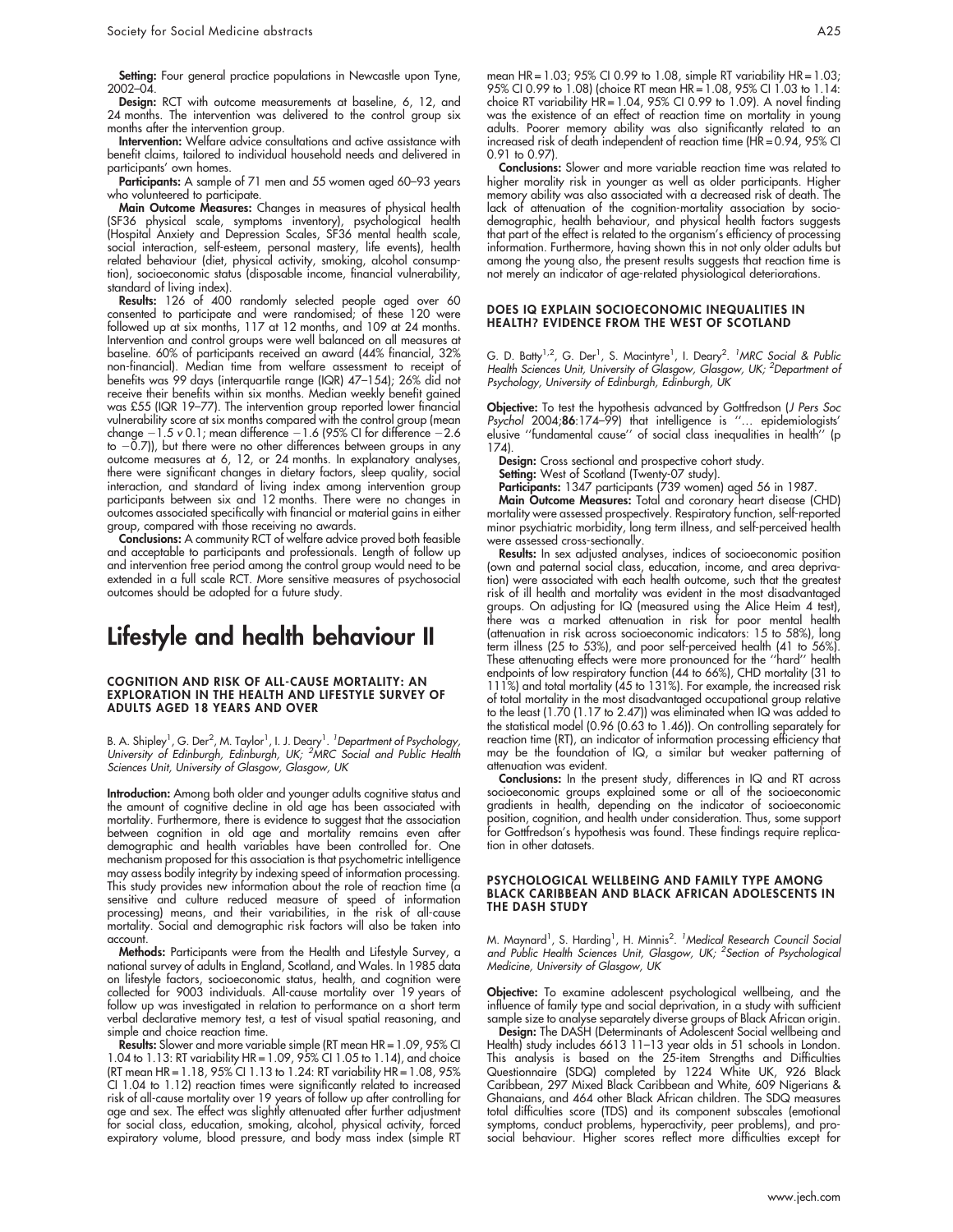**Setting:** Four general practice populations in Newcastle upon Tyne, 2002–04.

**Design:** RCT with outcome measurements at baseline, 6, 12, and 24 months. The intervention was delivered to the control group six months after the intervention group.

**Intervention:** Welfare advice consultations and active assistance with benefit claims, tailored to individual household needs and delivered in participants' own homes.

**Participants:** A sample of 71 men and 55 women aged 60–93 years who volunteered to participate.

**Main Outcome Measures:** Changes in measures of physical health (SF36 physical scale, symptoms inventory), psychological health (Hospital Anxiety and Depression Scales, SF36 mental health scale, social interaction, self-esteem, personal mastery, life events), health related behaviour (diet, physical activity, smoking, alcohol consumption), socioeconomic status (disposable income, financial vulnerability, standard of living index).

**Results:** 126 of 400 randomly selected people aged over 60 consented to participate and were randomised; of these 120 were followed up at six months, 117 at 12 months, and 109 at 24 months. Intervention and control groups were well balanced on all measures at baseline. 60% of participants received an award (44% financial, 32% non-financial). Median time from welfare assessment to receipt of benefits was 99 days (interquartile range (IQR) 47–154); 26% did not receive their benefits within six months. Median weekly benefit gained was £55 (IQR 19–77). The intervention group reported lower financial vulnerability score at six months compared with the control group (mean change −1.5 *v* 0.1; mean difference −1.6 (95% CI for difference −2.6 to −0.7)), but there were no other differences between groups in any outcome measures at 6, 12, or 24 months. In explanatory analyses, there were significant changes in dietary factors, sleep quality, social interaction, and standard of living index among intervention group participants between six and 12 months. There were no changes in outcomes associated specifically with financial or material gains in either group, compared with those receiving no awards.

**Conclusions:** A community RCT of welfare advice proved both feasible and acceptable to participants and professionals. Length of follow up and intervention free period among the control group would need to be extended in a full scale RCT. More sensitive measures of psychosocial outcomes should be adopted for a future study.

# Lifestyle and health behaviour II

### COGNITION AND RISK OF ALL-CAUSE MORTALITY: AN EXPLORATION IN THE HEALTH AND LIFESTYLE SURVEY OF ADULTS AGED 18 YEARS AND OVER

B. A. Shipley[1], G. Der[2], M. Taylor[1], I. J. Deary[1]. [1]*Department of Psychology, University of Edinburgh, Edinburgh, UK;* [2]*MRC Social and Public Health Sciences Unit, University of Glasgow, Glasgow, UK*

**Introduction:** Among both older and younger adults cognitive status and the amount of cognitive decline in old age has been associated with mortality. Furthermore, there is evidence to suggest that the association between cognition in old age and mortality remains even after demographic and health variables have been controlled for. One mechanism proposed for this association is that psychometric intelligence may assess bodily integrity by indexing speed of information processing. This study provides new information about the role of reaction time (a sensitive and culture reduced measure of speed of information processing) means, and their variabilities, in the risk of all-cause mortality. Social and demographic risk factors will also be taken into account.

**Methods:** Participants were from the Health and Lifestyle Survey, a national survey of adults in England, Scotland, and Wales. In 1985 data on lifestyle factors, socioeconomic status, health, and cognition were collected for 9003 individuals. All-cause mortality over 19 years of follow up was investigated in relation to performance on a short term verbal declarative memory test, a test of visual spatial reasoning, and simple and choice reaction time.

**Results:** Slower and more variable simple (RT mean HR = 1.09, 95% CI 1.04 to 1.13: RT variability HR = 1.09, 95% CI 1.05 to 1.14), and choice (RT mean HR = 1.18, 95% CI 1.13 to 1.24: RT variability HR = 1.08, 95% CI 1.04 to 1.12) reaction times were significantly related to increased risk of all-cause mortality over 19 years of follow up after controlling for age and sex. The effect was slightly attenuated after further adjustment for social class, education, smoking, alcohol, physical activity, forced expiratory volume, blood pressure, and body mass index (simple RT mean HR = 1.03; 95% CI 0.99 to 1.08, simple RT variability HR = 1.03; 95% CI 0.99 to 1.08) (choice RT mean HR = 1.08, 95% CI 1.03 to 1.14: choice RT variability HR = 1.04, 95% CI 0.99 to 1.09). A novel finding was the existence of an effect of reaction time on mortality in young adults. Poorer memory ability was also significantly related to an increased risk of death independent of reaction time (HR = 0.94, 95% CI 0.91 to 0.97).

**Conclusions:** Slower and more variable reaction time was related to higher morality risk in younger as well as older participants. Higher memory ability was also associated with a decreased risk of death. The lack of attenuation of the cognition-mortality association by sociodemographic, health behaviour, and physical health factors suggests that part of the effect is related to the organism's efficiency of processing information. Furthermore, having shown this in not only older adults but among the young also, the present results suggests that reaction time is not merely an indicator of age-related physiological deteriorations.

### DOES IQ EXPLAIN SOCIOECONOMIC INEQUALITIES IN HEALTH? EVIDENCE FROM THE WEST OF SCOTLAND

G. D. Batty[1,2], G. Der[1], S. Macintyre[1], I. Deary[2]. [1]*MRC Social & Public Health Sciences Unit, University of Glasgow, Glasgow, UK;* [2]*Department of Psychology, University of Edinburgh, Edinburgh, UK*

**Objective:** To test the hypothesis advanced by Gottfredson (*J Pers Soc Psychol* 2004;**86**:174–99) that intelligence is ''... epidemiologists' elusive ''fundamental cause'' of social class inequalities in health'' (p 174).

**Design:** Cross sectional and prospective cohort study.

**Setting:** West of Scotland (Twenty-07 study).

**Participants:** 1347 participants (739 women) aged 56 in 1987.

**Main Outcome Measures:** Total and coronary heart disease (CHD) mortality were assessed prospectively. Respiratory function, self-reported minor psychiatric morbidity, long term illness, and self-perceived health were assessed cross-sectionally.

**Results:** In sex adjusted analyses, indices of socioeconomic position (own and paternal social class, education, income, and area deprivation) were associated with each health outcome, such that the greatest risk of ill health and mortality was evident in the most disadvantaged groups. On adjusting for IQ (measured using the Alice Heim 4 test), there was a marked attenuation in risk for poor mental health (attenuation in risk across socioeconomic indicators: 15 to 58%), long term illness (25 to 53%), and poor self-perceived health (41 to 56%). These attenuating effects were more pronounced for the ''hard'' health endpoints of low respiratory function (44 to 66%), CHD mortality (31 to 111%) and total mortality (45 to 131%). For example, the increased risk of total mortality in the most disadvantaged occupational group relative to the least (1.70 (1.17 to 2.47)) was eliminated when IQ was added to the statistical model (0.96 (0.63 to 1.46)). On controlling separately for reaction time (RT), an indicator of information processing efficiency that may be the foundation of IQ, a similar but weaker patterning of attenuation was evident.

**Conclusions:** In the present study, differences in IQ and RT across socioeconomic groups explained some or all of the socioeconomic gradients in health, depending on the indicator of socioeconomic position, cognition, and health under consideration. Thus, some support for Gottfredson's hypothesis was found. These findings require replication in other datasets.

### PSYCHOLOGICAL WELLBEING AND FAMILY TYPE AMONG BLACK CARIBBEAN AND BLACK AFRICAN ADOLESCENTS IN THE DASH STUDY

M. Maynard[1], S. Harding[1], H. Minnis[2]. [1]*Medical Research Council Social and Public Health Sciences Unit, Glasgow, UK;* [2]*Section of Psychological Medicine, University of Glasgow, UK*

**Objective:** To examine adolescent psychological wellbeing, and the influence of family type and social deprivation, in a study with sufficient sample size to analyse separately diverse groups of Black African origin.

**Design:** The DASH (Determinants of Adolescent Social wellbeing and Health) study includes 6613 11–13 year olds in 51 schools in London. This analysis is based on the 25-item Strengths and Difficulties Questionnaire (SDQ) completed by 1224 White UK, 926 Black Caribbean, 297 Mixed Black Caribbean and White, 609 Nigerians & Ghanaians, and 464 other Black African children. The SDQ measures total difficulties score (TDS) and its component subscales (emotional symptoms, conduct problems, hyperactivity, peer problems), and pro-social behaviour. Higher scores reflect more difficulties except for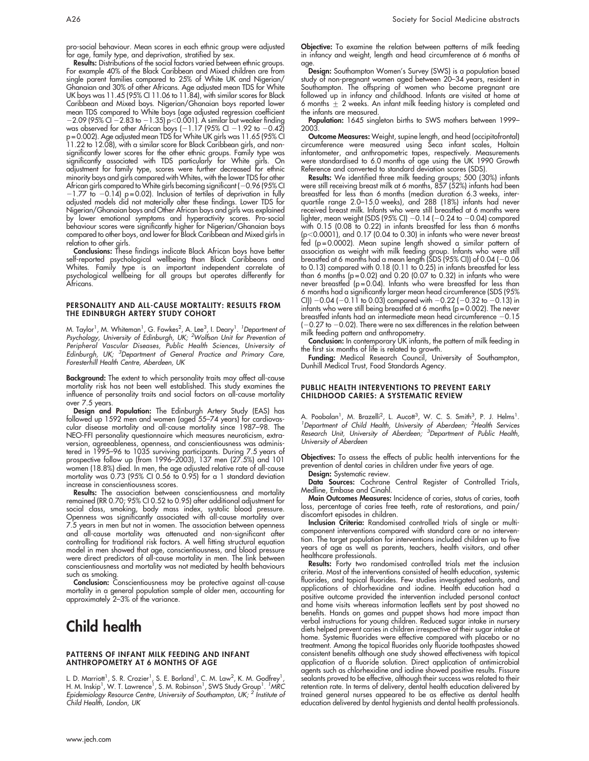pro-social behaviour. Mean scores in each ethnic group were adjusted for age, family type, and deprivation, stratified by sex.

**Results:** Distributions of the social factors varied between ethnic groups. For example 40% of the Black Caribbean and Mixed children are from single parent families compared to 25% of White UK and Nigerian/Ghanaian and 30% of other Africans. Age adjusted mean TDS for White UK boys was 11.45 (95% CI 11.06 to 11.84), with similar scores for Black Caribbean and Mixed boys. Nigerian/Ghanaian boys reported lower mean TDS compared to White boys (age adjusted regression coefficient −2.09 (95% CI −2.83 to −1.35) p<0.001). A similar but weaker finding was observed for other African boys (−1.17 (95% CI −1.92 to −0.42) p = 0.002). Age adjusted mean TDS for White UK girls was 11.65 (95% CI 11.22 to 12.08), with a similar score for Black Caribbean girls, and non-significantly lower scores for the other ethnic groups. Family type was significantly associated with TDS particularly for White girls. On adjustment for family type, scores were further decreased for ethnic minority boys and girls compared with Whites, with the lower TDS for other African girls compared to White girls becoming significant (−0.96 (95% CI −1.77 to −0.14) p = 0.02). Inclusion of tertiles of deprivation in fully adjusted models did not materially alter these findings. Lower TDS for Nigerian/Ghanaian boys and Other African boys and girls was explained by lower emotional symptoms and hyperactivity scores. Pro-social behaviour scores were significantly higher for Nigerian/Ghanaian boys compared to other boys, and lower for Black Caribbean and Mixed girls in relation to other girls.

**Conclusions:** These findings indicate Black African boys have better self-reported psychological wellbeing than Black Caribbeans and Whites. Family type is an important independent correlate of psychological wellbeing for all groups but operates differently for Africans.

### PERSONALITY AND ALL-CAUSE MORTALITY: RESULTS FROM THE EDINBURGH ARTERY STUDY COHORT

M. Taylor[1], M. Whiteman[1], G. Fowkes[2], A. Lee[3], I. Deary[1]. [1]*Department of Psychology, University of Edinburgh, UK;* [2]*Wolfson Unit for Prevention of Peripheral Vascular Diseases, Public Health Sciences, University of Edinburgh, UK;* [3]*Department of General Practice and Primary Care, Foresterhill Health Centre, Aberdeen, UK*

**Background:** The extent to which personality traits may affect all-cause mortality risk has not been well established. This study examines the influence of personality traits and social factors on all-cause mortality over 7.5 years.

**Design and Population:** The Edinburgh Artery Study (EAS) has followed up 1592 men and women (aged 55–74 years) for cardiovascular disease mortality and all-cause mortality since 1987–98. The NEO-FFI personality questionnaire which measures neuroticism, extraversion, agreeableness, openness, and conscientiousness was administered in 1995–96 to 1035 surviving participants. During 7.5 years of prospective follow up (from 1996–2003), 137 men (27.5%) and 101 women (18.8%) died. In men, the age adjusted relative rate of all-cause mortality was 0.73 (95% CI 0.56 to 0.95) for a 1 standard deviation increase in conscientiousness scores.

**Results:** The association between conscientiousness and mortality remained (RR 0.70; 95% CI 0.52 to 0.95) after additional adjustment for social class, smoking, body mass index, systolic blood pressure. Openness was significantly associated with all-cause mortality over 7.5 years in men but not in women. The association between openness and all-cause mortality was attenuated and non-significant after controlling for traditional risk factors. A well fitting structural equation model in men showed that age, conscientiousness, and blood pressure were direct predictors of all-cause mortality in men. The link between conscientiousness and mortality was not mediated by health behaviours such as smoking.

**Conclusion:** Conscientiousness may be protective against all-cause mortality in a general population sample of older men, accounting for approximately 2–3% of the variance.

# Child health

### PATTERNS OF INFANT MILK FEEDING AND INFANT ANTHROPOMETRY AT 6 MONTHS OF AGE

L. D. Marriott[1], S. R. Crozier[1], S. E. Borland[1], C. M. Law[2], K. M. Godfrey[1], H. M. Inskip[1], W. T. Lawrence[1], S. M. Robinson[1], SWS Study Group[1]. [1]*MRC Epidemiology Resource Centre, University of Southampton, UK;* [2]*Institute of Child Health, London, UK*

**Objective:** To examine the relation between patterns of milk feeding in infancy and weight, length and head circumference at 6 months of age.

**Design:** Southampton Women's Survey (SWS) is a population based study of non-pregnant women aged between 20–34 years, resident in Southampton. The offspring of women who become pregnant are followed up in infancy and childhood. Infants are visited at home at 6 months ± 2 weeks. An infant milk feeding history is completed and the infants are measured.

**Population:** 1645 singleton births to SWS mothers between 1999–2003.

**Outcome Measures:** Weight, supine length, and head (occipitofrontal) circumference were measured using Seca infant scales, Holtain infantometer, and anthropometric tapes, respectively. Measurements were standardised to 6.0 months of age using the UK 1990 Growth Reference and converted to standard deviation scores (SDS).

**Results:** We identified three milk feeding groups; 500 (30%) infants were still receiving breast milk at 6 months, 857 (52%) infants had been breastfed for less than 6 months (median duration 6.3 weeks, inter-quartile range 2.0–15.0 weeks), and 288 (18%) infants had never received breast milk. Infants who were still breastfed at 6 months were lighter, mean weight (SDS (95% CI) −0.14 (−0.24 to −0.04) compared with 0.15 (0.08 to 0.22) in infants breastfed for less than 6 months (p<0.0001), and 0.17 (0.04 to 0.30) in infants who were never breast fed (p = 0.0002). Mean supine length showed a similar pattern of association as weight with milk feeding group. Infants who were still breastfed at 6 months had a mean length (SDS (95% CI)) of 0.04 (−0.06 to 0.13) compared with 0.18 (0.11 to 0.25) in infants breastfed for less than 6 months (p = 0.02) and 0.20 (0.07 to 0.32) in infants who were never breastfed (p = 0.04). Infants who were breastfed for less than 6 months had a significantly larger mean head circumference (SDS (95% CI)) −0.04 (−0.11 to 0.03) compared with −0.22 (−0.32 to −0.13) in infants who were still being breastfed at 6 months (p = 0.002). The never breastfed infants had an intermediate mean head circumference −0.15 (−0.27 to −0.02). There were no sex differences in the relation between milk feeding pattern and anthropometry.

**Conclusion:** In contemporary UK infants, the pattern of milk feeding in the first six months of life is related to growth.

**Funding:** Medical Research Council, University of Southampton, Dunhill Medical Trust, Food Standards Agency.

### PUBLIC HEALTH INTERVENTIONS TO PREVENT EARLY CHILDHOOD CARIES: A SYSTEMATIC REVIEW

A. Poobalan[1], M. Brazelli[2], L. Aucott[3], W. C. S. Smith[3], P. J. Helms[1]. [1]*Department of Child Health, University of Aberdeen;* [2]*Health Services Research Unit, University of Aberdeen;* [3]*Department of Public Health, University of Aberdeen*

**Objectives:** To assess the effects of public health interventions for the prevention of dental caries in children under five years of age.

**Design:** Systematic review.

**Data Sources:** Cochrane Central Register of Controlled Trials, Medline, Embase and Cinahl.

**Main Outcomes Measures:** Incidence of caries, status of caries, tooth loss, percentage of caries free teeth, rate of restorations, and pain/discomfort episodes in children.

**Inclusion Criteria:** Randomised controlled trials of single or multi-component interventions compared with standard care or no intervention. The target population for interventions included children up to five years of age as well as parents, teachers, health visitors, and other healthcare professionals.

**Results:** Forty two randomised controlled trials met the inclusion criteria. Most of the interventions consisted of health education, systemic fluorides, and topical fluorides. Few studies investigated sealants, and applications of chlorhexidine and iodine. Health education had a positive outcome provided the intervention included personal contact and home visits whereas information leaflets sent by post showed no benefits. Hands on games and puppet shows had more impact than verbal instructions for young children. Reduced sugar intake in nursery diets helped prevent caries in children irrespective of their sugar intake at home. Systemic fluorides were effective compared with placebo or no treatment. Among the topical fluorides only fluoride toothpastes showed consistent benefits although one study showed effectiveness with topical application of a fluoride solution. Direct application of antimicrobial agents such as chlorhexidine and iodine showed positive results. Fissure sealants proved to be effective, although their success was related to their retention rate. In terms of delivery, dental health education delivered by trained general nurses appeared to be as effective as dental health education delivered by dental hygienists and dental health professionals.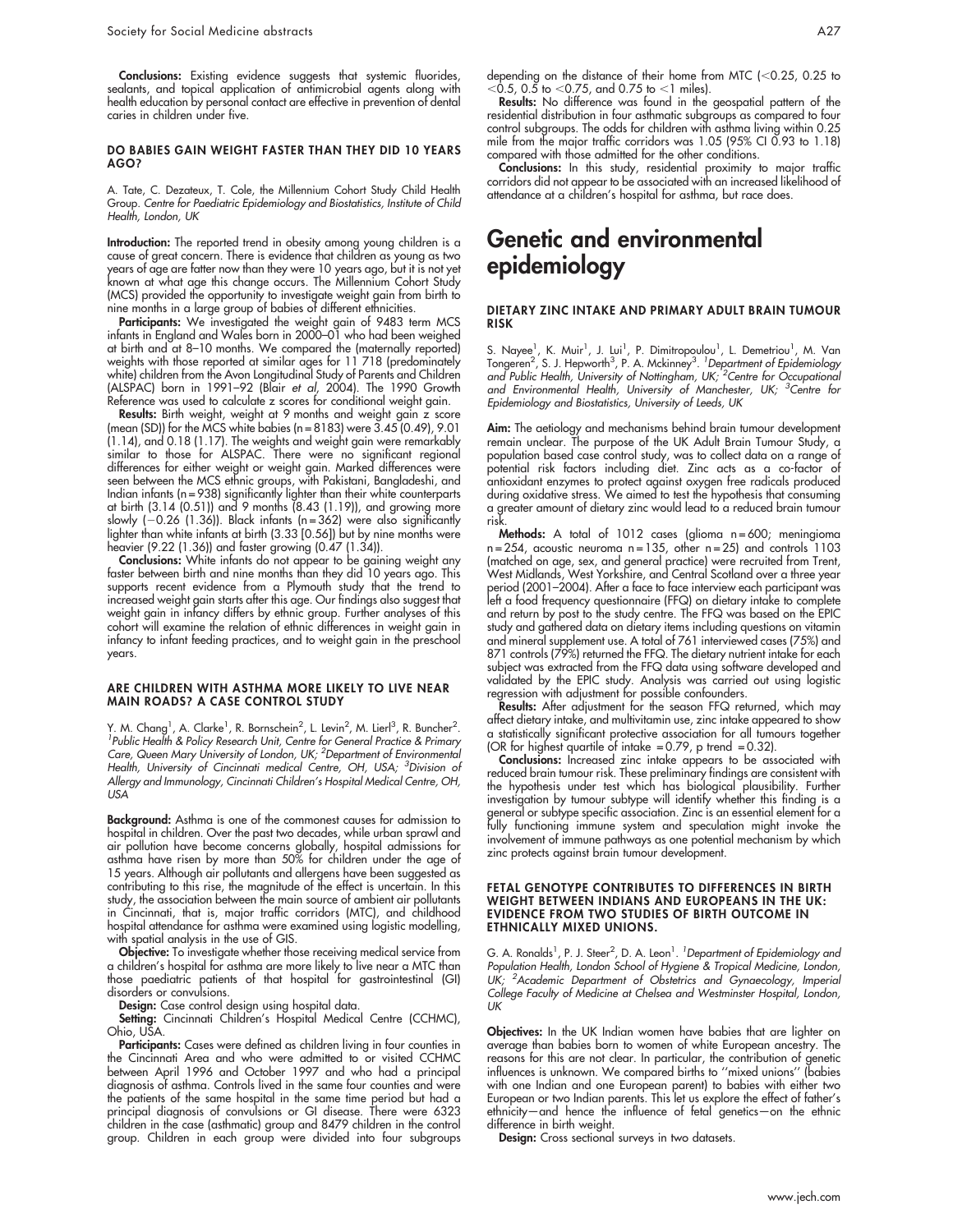**Conclusions:** Existing evidence suggests that systemic fluorides, sealants, and topical application of antimicrobial agents along with health education by personal contact are effective in prevention of dental caries in children under five.

### DO BABIES GAIN WEIGHT FASTER THAN THEY DID 10 YEARS AGO?

A. Tate, C. Dezateux, T. Cole, the Millennium Cohort Study Child Health Group. *Centre for Paediatric Epidemiology and Biostatistics, Institute of Child Health, London, UK*

**Introduction:** The reported trend in obesity among young children is a cause of great concern. There is evidence that children as young as two years of age are fatter now than they were 10 years ago, but it is not yet known at what age this change occurs. The Millennium Cohort Study (MCS) provided the opportunity to investigate weight gain from birth to nine months in a large group of babies of different ethnicities.

**Participants:** We investigated the weight gain of 9483 term MCS infants in England and Wales born in 2000–01 who had been weighed at birth and at 8–10 months. We compared the (maternally reported) weights with those reported at similar ages for 11 718 (predominately white) children from the Avon Longitudinal Study of Parents and Children (ALSPAC) born in 1991–92 (Blair *et al*, 2004). The 1990 Growth Reference was used to calculate z scores for conditional weight gain.

**Results:** Birth weight, weight at 9 months and weight gain z score (mean (SD)) for the MCS white babies (n = 8183) were 3.45 (0.49), 9.01 (1.14), and 0.18 (1.17). The weights and weight gain were remarkably similar to those for ALSPAC. There were no significant regional differences for either weight or weight gain. Marked differences were seen between the MCS ethnic groups, with Pakistani, Bangladeshi, and Indian infants (n = 938) significantly lighter than their white counterparts at birth (3.14 (0.51)) and 9 months (8.43 (1.19)), and growing more slowly (−0.26 (1.36)). Black infants (n = 362) were also significantly lighter than white infants at birth (3.33 [0.56]) but by nine months were heavier (9.22 (1.36)) and faster growing (0.47 (1.34)).

**Conclusions:** White infants do not appear to be gaining weight any faster between birth and nine months than they did 10 years ago. This supports recent evidence from a Plymouth study that the trend to increased weight gain starts after this age. Our findings also suggest that weight gain in infancy differs by ethnic group. Further analyses of this cohort will examine the relation of ethnic differences in weight gain in infancy to infant feeding practices, and to weight gain in the preschool years.

### ARE CHILDREN WITH ASTHMA MORE LIKELY TO LIVE NEAR MAIN ROADS? A CASE CONTROL STUDY

Y. M. Chang[1], A. Clarke[1], R. Bornschein[2], L. Levin[2], M. Lierl[3], R. Buncher[2]. [1]*Public Health & Policy Research Unit, Centre for General Practice & Primary Care, Queen Mary University of London, UK;* [2]*Department of Environmental Health, University of Cincinnati medical Centre, OH, USA;* [3]*Division of Allergy and Immunology, Cincinnati Children's Hospital Medical Centre, OH, USA*

**Background:** Asthma is one of the commonest causes for admission to hospital in children. Over the past two decades, while urban sprawl and air pollution have become concerns globally, hospital admissions for asthma have risen by more than 50% for children under the age of 15 years. Although air pollutants and allergens have been suggested as contributing to this rise, the magnitude of the effect is uncertain. In this study, the association between the main source of ambient air pollutants in Cincinnati, that is, major traffic corridors (MTC), and childhood hospital attendance for asthma were examined using logistic modelling, with spatial analysis in the use of GIS.

**Objective:** To investigate whether those receiving medical service from a children's hospital for asthma are more likely to live near a MTC than those paediatric patients of that hospital for gastrointestinal (GI) disorders or convulsions.

**Design:** Case control design using hospital data.

**Setting:** Cincinnati Children's Hospital Medical Centre (CCHMC), Ohio, USA.

**Participants:** Cases were defined as children living in four counties in the Cincinnati Area and who were admitted to or visited CCHMC between April 1996 and October 1997 and who had a principal diagnosis of asthma. Controls lived in the same four counties and were the patients of the same hospital in the same time period but had a principal diagnosis of convulsions or GI disease. There were 6323 children in the case (asthmatic) group and 8479 children in the control group. Children in each group were divided into four subgroups depending on the distance of their home from MTC (<0.25, 0.25 to <0.5, 0.5 to <0.75, and 0.75 to <1 miles).

**Results:** No difference was found in the geospatial pattern of the residential distribution in four asthmatic subgroups as compared to four control subgroups. The odds for children with asthma living within 0.25 mile from the major traffic corridors was 1.05 (95% CI 0.93 to 1.18) compared with those admitted for the other conditions.

**Conclusions:** In this study, residential proximity to major traffic corridors did not appear to be associated with an increased likelihood of attendance at a children's hospital for asthma, but race does.

## Genetic and environmental epidemiology

### DIETARY ZINC INTAKE AND PRIMARY ADULT BRAIN TUMOUR RISK

S. Nayee[1], K. Muir[1], J. Lui[1], P. Dimitropoulou[1], L. Demetriou[1], M. Van Tongeren[2], S. J. Hepworth[3], P. A. Mckinney[3]. [1]*Department of Epidemiology and Public Health, University of Nottingham, UK;* [2]*Centre for Occupational and Environmental Health, University of Manchester, UK;* [3]*Centre for Epidemiology and Biostatistics, University of Leeds, UK*

**Aim:** The aetiology and mechanisms behind brain tumour development remain unclear. The purpose of the UK Adult Brain Tumour Study, a population based case control study, was to collect data on a range of potential risk factors including diet. Zinc acts as a co-factor of antioxidant enzymes to protect against oxygen free radicals produced during oxidative stress. We aimed to test the hypothesis that consuming a greater amount of dietary zinc would lead to a reduced brain tumour risk.

**Methods:** A total of 1012 cases (glioma n = 600; meningioma n = 254, acoustic neuroma n = 135, other n = 25) and controls 1103 (matched on age, sex, and general practice) were recruited from Trent, West Midlands, West Yorkshire, and Central Scotland over a three year period (2001–2004). After a face to face interview each participant was left a food frequency questionnaire (FFQ) on dietary intake to complete and return by post to the study centre. The FFQ was based on the EPIC study and gathered data on dietary items including questions on vitamin and mineral supplement use. A total of 761 interviewed cases (75%) and 871 controls (79%) returned the FFQ. The dietary nutrient intake for each subject was extracted from the FFQ data using software developed and validated by the EPIC study. Analysis was carried out using logistic regression with adjustment for possible confounders.

**Results:** After adjustment for the season FFQ returned, which may affect dietary intake, and multivitamin use, zinc intake appeared to show a statistically significant protective association for all tumours together (OR for highest quartile of intake = 0.79, p trend = 0.32).

**Conclusions:** Increased zinc intake appears to be associated with reduced brain tumour risk. These preliminary findings are consistent with the hypothesis under test which has biological plausibility. Further investigation by tumour subtype will identify whether this finding is a general or subtype specific association. Zinc is an essential element for a fully functioning immune system and speculation might invoke the involvement of immune pathways as one potential mechanism by which zinc protects against brain tumour development.

### FETAL GENOTYPE CONTRIBUTES TO DIFFERENCES IN BIRTH WEIGHT BETWEEN INDIANS AND EUROPEANS IN THE UK: EVIDENCE FROM TWO STUDIES OF BIRTH OUTCOME IN ETHNICALLY MIXED UNIONS.

G. A. Ronalds[1], P. J. Steer[2], D. A. Leon[1]. [1]*Department of Epidemiology and Population Health, London School of Hygiene & Tropical Medicine, London, UK;* [2]*Academic Department of Obstetrics and Gynaecology, Imperial College Faculty of Medicine at Chelsea and Westminster Hospital, London, UK*

**Objectives:** In the UK Indian women have babies that are lighter on average than babies born to women of white European ancestry. The reasons for this are not clear. In particular, the contribution of genetic influences is unknown. We compared births to "mixed unions" (babies with one Indian and one European parent) to babies with either two European or two Indian parents. This let us explore the effect of father's ethnicity—and hence the influence of fetal genetics—on the ethnic difference in birth weight.

**Design:** Cross sectional surveys in two datasets.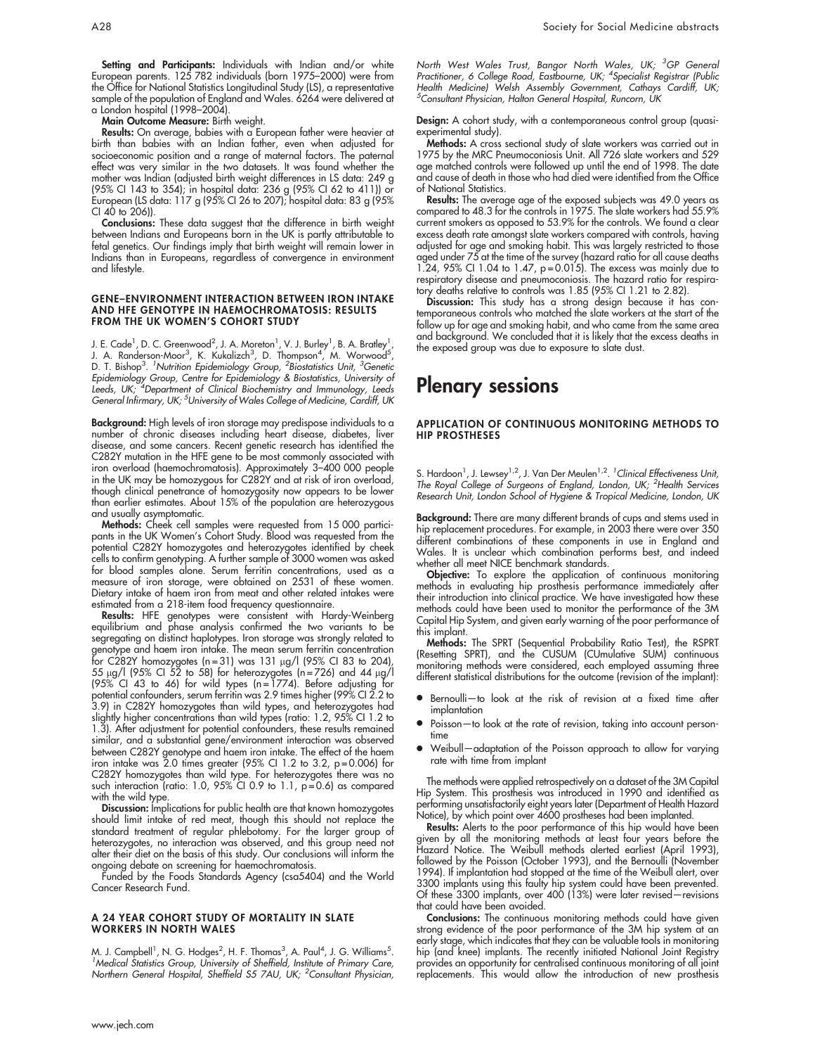**Setting and Participants:** Individuals with Indian and/or white European parents. 125 782 individuals (born 1975–2000) were from the Office for National Statistics Longitudinal Study (LS), a representative sample of the population of England and Wales. 6264 were delivered at a London hospital (1998–2004).

**Main Outcome Measure:** Birth weight.

**Results:** On average, babies with a European father were heavier at birth than babies with an Indian father, even when adjusted for socioeconomic position and a range of maternal factors. The paternal effect was very similar in the two datasets. It was found whether the mother was Indian (adjusted birth weight differences in LS data: 249 g (95% CI 143 to 354); in hospital data: 236 g (95% CI 62 to 411)) or European (LS data: 117 g (95% CI 26 to 207); hospital data: 83 g (95% CI 40 to 206)).

**Conclusions:** These data suggest that the difference in birth weight between Indians and Europeans born in the UK is partly attributable to fetal genetics. Our findings imply that birth weight will remain lower in Indians than in Europeans, regardless of convergence in environment and lifestyle.

### GENE–ENVIRONMENT INTERACTION BETWEEN IRON INTAKE AND HFE GENOTYPE IN HAEMOCHROMATOSIS: RESULTS FROM THE UK WOMEN'S COHORT STUDY

J. E. Cade[1], D. C. Greenwood[2], J. A. Moreton[1], V. J. Burley[1], B. A. Bratley[1], J. A. Randerson-Moor[3], K. Kukalizch[3], D. Thompson[4], M. Worwood[5], D. T. Bishop[3]. [1]*Nutrition Epidemiology Group,* [2]*Biostatistics Unit,* [3]*Genetic Epidemiology Group, Centre for Epidemiology & Biostatistics, University of Leeds, UK;* [4]*Department of Clinical Biochemistry and Immunology, Leeds General Infirmary, UK;* [5]*University of Wales College of Medicine, Cardiff, UK*

**Background:** High levels of iron storage may predispose individuals to a number of chronic diseases including heart disease, diabetes, liver disease, and some cancers. Recent genetic research has identified the C282Y mutation in the HFE gene to be most commonly associated with iron overload (haemochromatosis). Approximately 3–400 000 people in the UK may be homozygous for C282Y and at risk of iron overload, though clinical penetrance of homozygosity now appears to be lower than earlier estimates. About 15% of the population are heterozygous and usually asymptomatic.

**Methods:** Cheek cell samples were requested from 15 000 participants in the UK Women's Cohort Study. Blood was requested from the potential C282Y homozygotes and heterozygotes identified by cheek cells to confirm genotyping. A further sample of 3000 women was asked for blood samples alone. Serum ferritin concentrations, used as a measure of iron storage, were obtained on 2531 of these women. Dietary intake of haem iron from meat and other related intakes were estimated from a 218-item food frequency questionnaire.

**Results:** HFE genotypes were consistent with Hardy-Weinberg equilibrium and phase analysis confirmed the two variants to be segregating on distinct haplotypes. Iron storage was strongly related to genotype and haem iron intake. The mean serum ferritin concentration for C282Y homozygotes (n = 31) was 131 μg/l (95% CI 83 to 204), 55 μg/l (95% CI 52 to 58) for heterozygotes (n = 726) and 44 μg/l (95% CI 43 to 46) for wild types (n = 1774). Before adjusting for potential confounders, serum ferritin was 2.9 times higher (99% CI 2.2 to 3.9) in C282Y homozygotes than wild types, and heterozygotes had slightly higher concentrations than wild types (ratio: 1.2, 95% CI 1.2 to 1.3). After adjustment for potential confounders, these results remained similar, and a substantial gene/environment interaction was observed between C282Y genotype and haem iron intake. The effect of the haem iron intake was 2.0 times greater (95% CI 1.2 to 3.2, p = 0.006) for C282Y homozygotes than wild type. For heterozygotes there was no such interaction (ratio: 1.0, 95% CI 0.9 to 1.1, p = 0.6) as compared with the wild type.

**Discussion:** Implications for public health are that known homozygotes should limit intake of red meat, though this should not replace the standard treatment of regular phlebotomy. For the larger group of heterozygotes, no interaction was observed, and this group need not alter their diet on the basis of this study. Our conclusions will inform the ongoing debate on screening for haemochromatosis.

Funded by the Foods Standards Agency (csa5404) and the World Cancer Research Fund.

### A 24 YEAR COHORT STUDY OF MORTALITY IN SLATE WORKERS IN NORTH WALES

M. J. Campbell[1], N. G. Hodges[2], H. F. Thomas[3], A. Paul[4], J. G. Williams[5]. [1]*Medical Statistics Group, University of Sheffield, Institute of Primary Care, Northern General Hospital, Sheffield S5 7AU, UK;* [2]*Consultant Physician, North West Wales Trust, Bangor North Wales, UK;* [3]*GP General Practitioner, 6 College Road, Eastbourne, UK;* [4]*Specialist Registrar (Public Health Medicine) Welsh Assembly Government, Cathays Cardiff, UK;* [5]*Consultant Physician, Halton General Hospital, Runcorn, UK*

**Design:** A cohort study, with a contemporaneous control group (quasi-experimental study).

**Methods:** A cross sectional study of slate workers was carried out in 1975 by the MRC Pneumoconiosis Unit. All 726 slate workers and 529 age matched controls were followed up until the end of 1998. The date and cause of death in those who had died were identified from the Office of National Statistics.

**Results:** The average age of the exposed subjects was 49.0 years as compared to 48.3 for the controls in 1975. The slate workers had 55.9% current smokers as opposed to 53.9% for the controls. We found a clear excess death rate amongst slate workers compared with controls, having adjusted for age and smoking habit. This was largely restricted to those aged under 75 at the time of the survey (hazard ratio for all cause deaths 1.24, 95% CI 1.04 to 1.47, p = 0.015). The excess was mainly due to respiratory disease and pneumoconiosis. The hazard ratio for respiratory deaths relative to controls was 1.85 (95% CI 1.21 to 2.82).

**Discussion:** This study has a strong design because it has contemporaneous controls who matched the slate workers at the start of the follow up for age and smoking habit, and who came from the same area and background. We concluded that it is likely that the excess deaths in the exposed group was due to exposure to slate dust.

# Plenary sessions

### APPLICATION OF CONTINUOUS MONITORING METHODS TO HIP PROSTHESES

S. Hardoon[1], J. Lewsey[1,2], J. Van Der Meulen[1,2]. [1]*Clinical Effectiveness Unit, The Royal College of Surgeons of England, London, UK;* [2]*Health Services Research Unit, London School of Hygiene & Tropical Medicine, London, UK*

**Background:** There are many different brands of cups and stems used in hip replacement procedures. For example, in 2003 there were over 350 different combinations of these components in use in England and Wales. It is unclear which combination performs best, and indeed whether all meet NICE benchmark standards.

**Objective:** To explore the application of continuous monitoring methods in evaluating hip prosthesis performance immediately after their introduction into clinical practice. We have investigated how these methods could have been used to monitor the performance of the 3M Capital Hip System, and given early warning of the poor performance of this implant.

**Methods:** The SPRT (Sequential Probability Ratio Test), the RSPRT (Resetting SPRT), and the CUSUM (CUmulative SUM) continuous monitoring methods were considered, each employed assuming three different statistical distributions for the outcome (revision of the implant):

- Bernoulli—to look at the risk of revision at a fixed time after implantation
- Poisson—to look at the rate of revision, taking into account person-time
- Weibull—adaptation of the Poisson approach to allow for varying rate with time from implant

The methods were applied retrospectively on a dataset of the 3M Capital Hip System. This prosthesis was introduced in 1990 and identified as performing unsatisfactorily eight years later (Department of Health Hazard Notice), by which point over 4600 prostheses had been implanted.

**Results:** Alerts to the poor performance of this hip would have been given by all the monitoring methods at least four years before the Hazard Notice. The Weibull methods alerted earliest (April 1993), followed by the Poisson (October 1993), and the Bernoulli (November 1994). If implantation had stopped at the time of the Weibull alert, over 3300 implants using this faulty hip system could have been prevented. Of these 3300 implants, over 400 (13%) were later revised—revisions that could have been avoided.

**Conclusions:** The continuous monitoring methods could have given strong evidence of the poor performance of the 3M hip system at an early stage, which indicates that they can be valuable tools in monitoring hip (and knee) implants. The recently initiated National Joint Registry provides an opportunity for centralised continuous monitoring of all joint replacements. This would allow the introduction of new prosthesis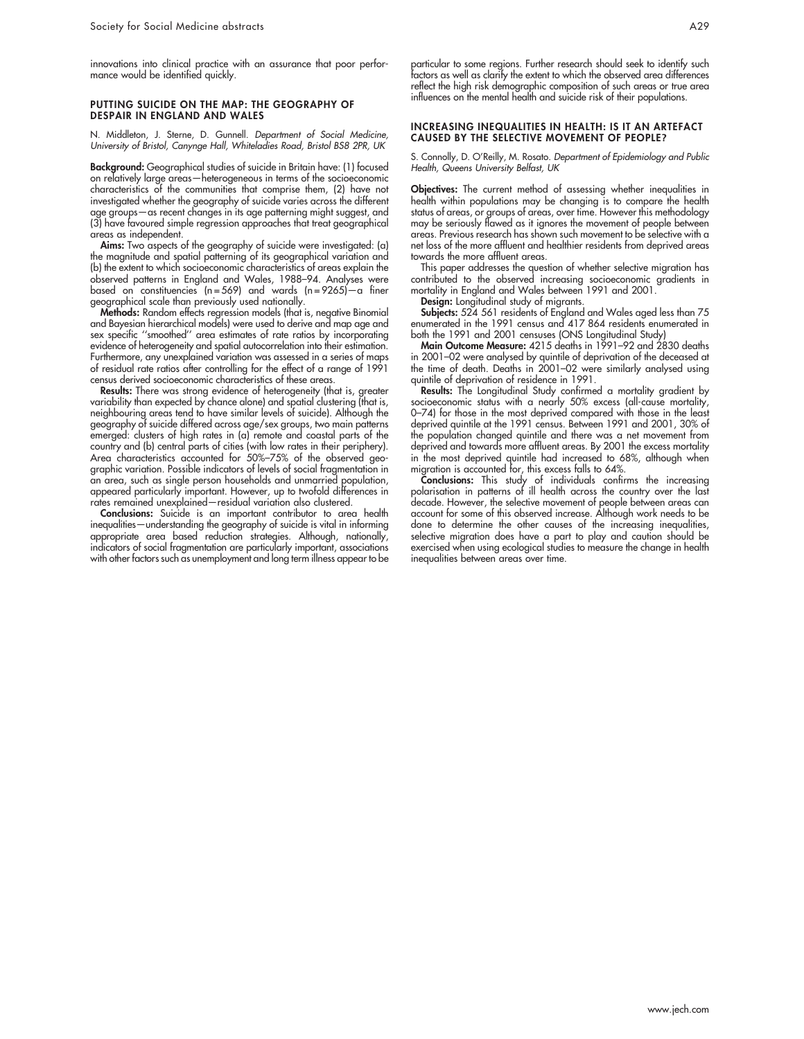innovations into clinical practice with an assurance that poor performance would be identified quickly.

### PUTTING SUICIDE ON THE MAP: THE GEOGRAPHY OF DESPAIR IN ENGLAND AND WALES

N. Middleton, J. Sterne, D. Gunnell. *Department of Social Medicine, University of Bristol, Canynge Hall, Whiteladies Road, Bristol BS8 2PR, UK*

**Background:** Geographical studies of suicide in Britain have: (1) focused on relatively large areas—heterogeneous in terms of the socioeconomic characteristics of the communities that comprise them, (2) have not investigated whether the geography of suicide varies across the different age groups—as recent changes in its age patterning might suggest, and (3) have favoured simple regression approaches that treat geographical areas as independent.

**Aims:** Two aspects of the geography of suicide were investigated: (a) the magnitude and spatial patterning of its geographical variation and (b) the extent to which socioeconomic characteristics of areas explain the observed patterns in England and Wales, 1988–94. Analyses were based on constituencies (n = 569) and wards (n = 9265)—a finer geographical scale than previously used nationally.

**Methods:** Random effects regression models (that is, negative Binomial and Bayesian hierarchical models) were used to derive and map age and sex specific "smoothed" area estimates of rate ratios by incorporating evidence of heterogeneity and spatial autocorrelation into their estimation. Furthermore, any unexplained variation was assessed in a series of maps of residual rate ratios after controlling for the effect of a range of 1991 census derived socioeconomic characteristics of these areas.

**Results:** There was strong evidence of heterogeneity (that is, greater variability than expected by chance alone) and spatial clustering (that is, neighbouring areas tend to have similar levels of suicide). Although the geography of suicide differed across age/sex groups, two main patterns emerged: clusters of high rates in (a) remote and coastal parts of the country and (b) central parts of cities (with low rates in their periphery). Area characteristics accounted for 50%–75% of the observed geographic variation. Possible indicators of levels of social fragmentation in an area, such as single person households and unmarried population, appeared particularly important. However, up to twofold differences in rates remained unexplained—residual variation also clustered.

**Conclusions:** Suicide is an important contributor to area health inequalities—understanding the geography of suicide is vital in informing appropriate area based reduction strategies. Although, nationally, indicators of social fragmentation are particularly important, associations with other factors such as unemployment and long term illness appear to be particular to some regions. Further research should seek to identify such factors as well as clarify the extent to which the observed area differences reflect the high risk demographic composition of such areas or true area influences on the mental health and suicide risk of their populations.

### INCREASING INEQUALITIES IN HEALTH: IS IT AN ARTEFACT CAUSED BY THE SELECTIVE MOVEMENT OF PEOPLE?

S. Connolly, D. O'Reilly, M. Rosato. *Department of Epidemiology and Public Health, Queens University Belfast, UK*

**Objectives:** The current method of assessing whether inequalities in health within populations may be changing is to compare the health status of areas, or groups of areas, over time. However this methodology may be seriously flawed as it ignores the movement of people between areas. Previous research has shown such movement to be selective with a net loss of the more affluent and healthier residents from deprived areas towards the more affluent areas.

This paper addresses the question of whether selective migration has contributed to the observed increasing socioeconomic gradients in mortality in England and Wales between 1991 and 2001.

**Design:** Longitudinal study of migrants.

**Subjects:** 524 561 residents of England and Wales aged less than 75 enumerated in the 1991 census and 417 864 residents enumerated in both the 1991 and 2001 censuses (ONS Longitudinal Study)

**Main Outcome Measure:** 4215 deaths in 1991–92 and 2830 deaths in 2001–02 were analysed by quintile of deprivation of the deceased at the time of death. Deaths in 2001–02 were similarly analysed using quintile of deprivation of residence in 1991.

**Results:** The Longitudinal Study confirmed a mortality gradient by socioeconomic status with a nearly 50% excess (all-cause mortality, 0–74) for those in the most deprived compared with those in the least deprived quintile at the 1991 census. Between 1991 and 2001, 30% of the population changed quintile and there was a net movement from deprived and towards more affluent areas. By 2001 the excess mortality in the most deprived quintile had increased to 68%, although when migration is accounted for, this excess falls to 64%.

**Conclusions:** This study of individuals confirms the increasing polarisation in patterns of ill health across the country over the last decade. However, the selective movement of people between areas can account for some of this observed increase. Although work needs to be done to determine the other causes of the increasing inequalities, selective migration does have a part to play and caution should be exercised when using ecological studies to measure the change in health inequalities between areas over time.